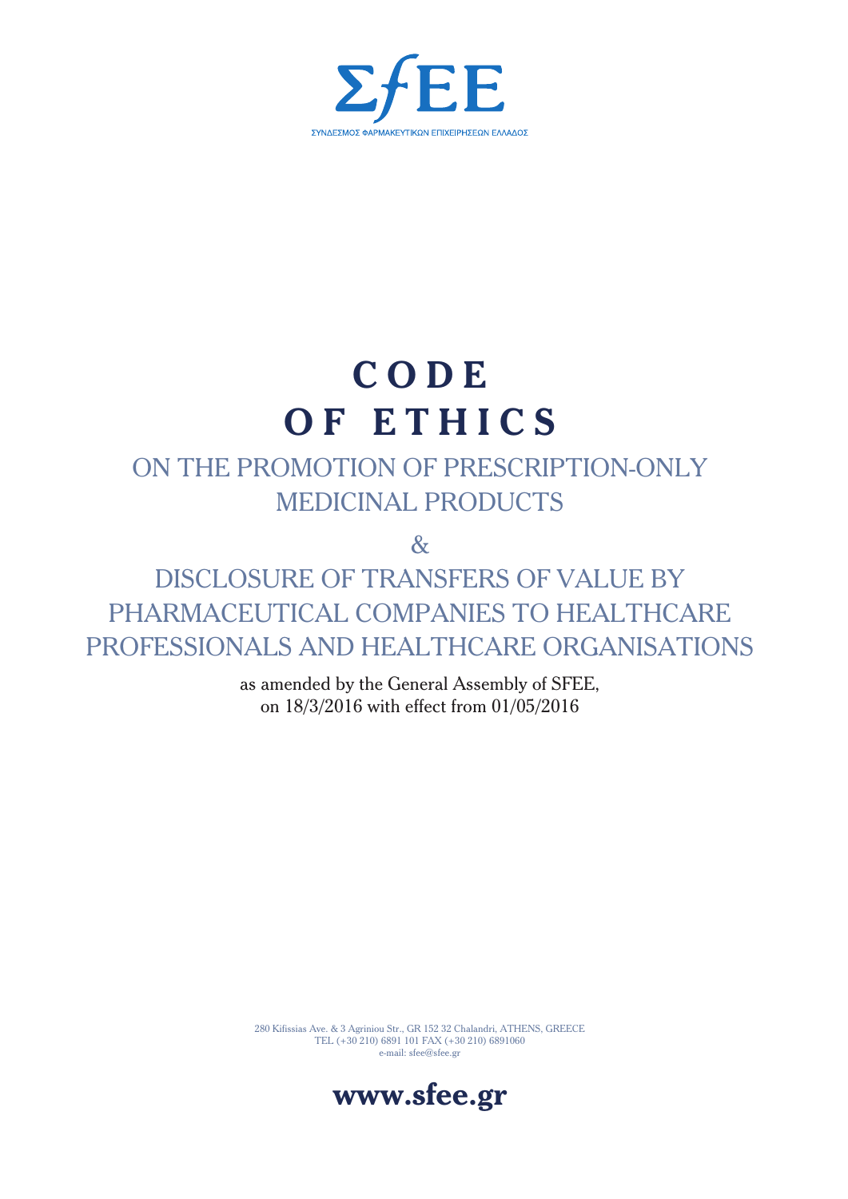ΣfΕΕ

ΣΥΝΔΕΣΜΟΣ ΦΑΡΜΑΚΕΥΤΙΚΩΝ ΕΠΙΧΕΙΡΗΣΕΩΝ ΕΛΛΑΔΟΣ

# CODE OF ETHICS

## ON THE PROMOTION OF PRESCRIPTION-ONLY MEDICINAL PRODUCTS

&

## DISCLOSURE OF TRANSFERS OF VALUE BY PHARMACEUTICAL COMPANIES TO HEALTHCARE PROFESSIONALS AND HEALTHCARE ORGANISATIONS

as amended by the General Assembly of SFEE, on 18/3/2016 with effect from 01/05/2016

280 Kifissias Ave. & 3 Agriniou Str., GR 152 32 Chalandri, ATHENS, GREECE
TEL (+30 210) 6891 101 FAX (+30 210) 6891060
e-mail: sfee@sfee.gr

**www.sfee.gr**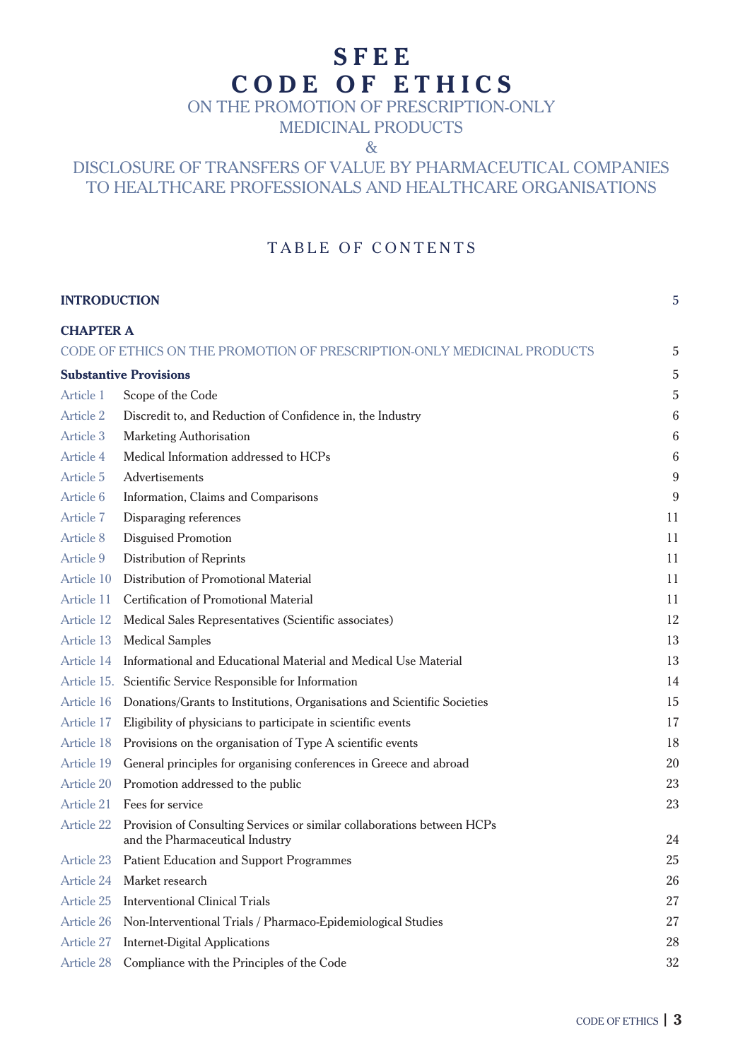# SFEE CODE OF ETHICS

## ON THE PROMOTION OF PRESCRIPTION-ONLY MEDICINAL PRODUCTS & DISCLOSURE OF TRANSFERS OF VALUE BY PHARMACEUTICAL COMPANIES TO HEALTHCARE PROFESSIONALS AND HEALTHCARE ORGANISATIONS

## TABLE OF CONTENTS

| | | |
|---|---|---|
| **INTRODUCTION** | | 5 |
| **CHAPTER A** | | |
| CODE OF ETHICS ON THE PROMOTION OF PRESCRIPTION-ONLY MEDICINAL PRODUCTS | | 5 |
| **Substantive Provisions** | | 5 |
| Article 1 | Scope of the Code | 5 |
| Article 2 | Discredit to, and Reduction of Confidence in, the Industry | 6 |
| Article 3 | Marketing Authorisation | 6 |
| Article 4 | Medical Information addressed to HCPs | 6 |
| Article 5 | Advertisements | 9 |
| Article 6 | Information, Claims and Comparisons | 9 |
| Article 7 | Disparaging references | 11 |
| Article 8 | Disguised Promotion | 11 |
| Article 9 | Distribution of Reprints | 11 |
| Article 10 | Distribution of Promotional Material | 11 |
| Article 11 | Certification of Promotional Material | 11 |
| Article 12 | Medical Sales Representatives (Scientific associates) | 12 |
| Article 13 | Medical Samples | 13 |
| Article 14 | Informational and Educational Material and Medical Use Material | 13 |
| Article 15. | Scientific Service Responsible for Information | 14 |
| Article 16 | Donations/Grants to Institutions, Organisations and Scientific Societies | 15 |
| Article 17 | Eligibility of physicians to participate in scientific events | 17 |
| Article 18 | Provisions on the organisation of Type A scientific events | 18 |
| Article 19 | General principles for organising conferences in Greece and abroad | 20 |
| Article 20 | Promotion addressed to the public | 23 |
| Article 21 | Fees for service | 23 |
| Article 22 | Provision of Consulting Services or similar collaborations between HCPs and the Pharmaceutical Industry | 24 |
| Article 23 | Patient Education and Support Programmes | 25 |
| Article 24 | Market research | 26 |
| Article 25 | Interventional Clinical Trials | 27 |
| Article 26 | Non-Interventional Trials / Pharmaco-Epidemiological Studies | 27 |
| Article 27 | Internet-Digital Applications | 28 |
| Article 28 | Compliance with the Principles of the Code | 32 |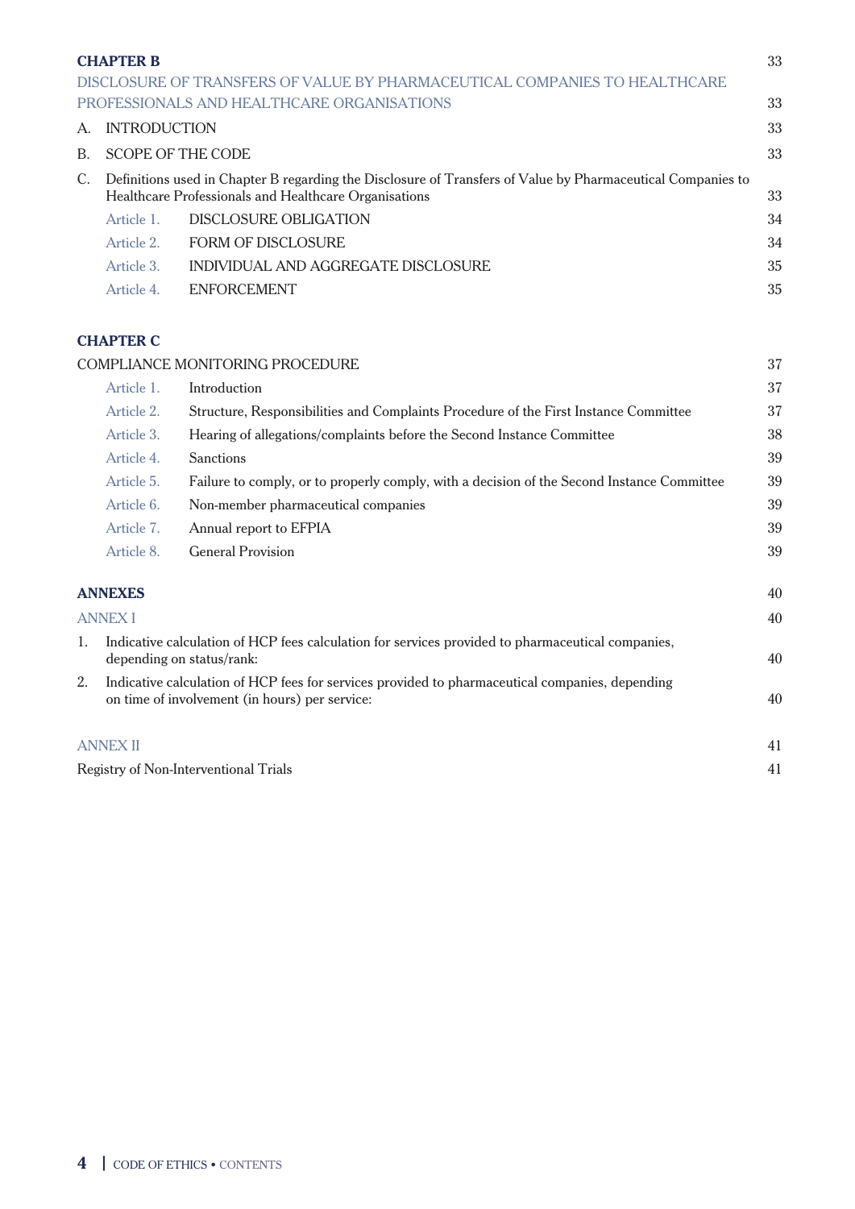**CHAPTER B** 33

DISCLOSURE OF TRANSFERS OF VALUE BY PHARMACEUTICAL COMPANIES TO HEALTHCARE PROFESSIONALS AND HEALTHCARE ORGANISATIONS 33

A. INTRODUCTION 33

B. SCOPE OF THE CODE 33

C. Definitions used in Chapter B regarding the Disclosure of Transfers of Value by Pharmaceutical Companies to Healthcare Professionals and Healthcare Organisations 33

- Article 1. DISCLOSURE OBLIGATION 34
- Article 2. FORM OF DISCLOSURE 34
- Article 3. INDIVIDUAL AND AGGREGATE DISCLOSURE 35
- Article 4. ENFORCEMENT 35

**CHAPTER C**

COMPLIANCE MONITORING PROCEDURE 37

- Article 1. Introduction 37
- Article 2. Structure, Responsibilities and Complaints Procedure of the First Instance Committee 37
- Article 3. Hearing of allegations/complaints before the Second Instance Committee 38
- Article 4. Sanctions 39
- Article 5. Failure to comply, or to properly comply, with a decision of the Second Instance Committee 39
- Article 6. Non-member pharmaceutical companies 39
- Article 7. Annual report to EFPIA 39
- Article 8. General Provision 39

**ANNEXES** 40

ANNEX I 40

1. Indicative calculation of HCP fees calculation for services provided to pharmaceutical companies, depending on status/rank: 40
2. Indicative calculation of HCP fees for services provided to pharmaceutical companies, depending on time of involvement (in hours) per service: 40

ANNEX II 41

Registry of Non-Interventional Trials 41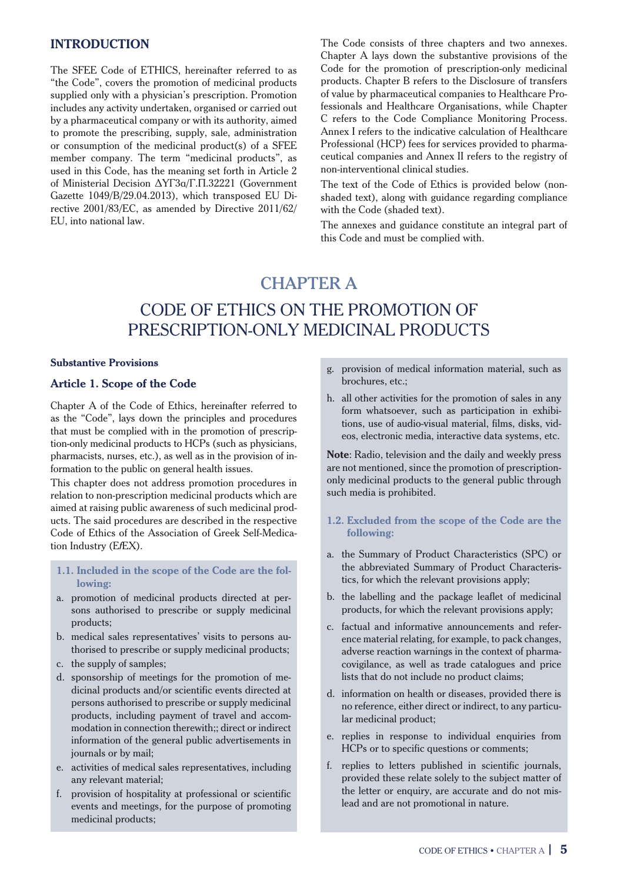## INTRODUCTION

The SFEE Code of ETHICS, hereinafter referred to as "the Code", covers the promotion of medicinal products supplied only with a physician's prescription. Promotion includes any activity undertaken, organised or carried out by a pharmaceutical company or with its authority, aimed to promote the prescribing, supply, sale, administration or consumption of the medicinal product(s) of a SFEE member company. The term "medicinal products", as used in this Code, has the meaning set forth in Article 2 of Ministerial Decision ΔΥΓ3α/Γ.Π.32221 (Government Gazette 1049/B/29.04.2013), which transposed EU Directive 2001/83/EC, as amended by Directive 2011/62/EU, into national law.

The Code consists of three chapters and two annexes. Chapter A lays down the substantive provisions of the Code for the promotion of prescription-only medicinal products. Chapter B refers to the Disclosure of transfers of value by pharmaceutical companies to Healthcare Professionals and Healthcare Organisations, while Chapter C refers to the Code Compliance Monitoring Process. Annex I refers to the indicative calculation of Healthcare Professional (HCP) fees for services provided to pharmaceutical companies and Annex II refers to the registry of non-interventional clinical studies.

The text of the Code of Ethics is provided below (non-shaded text), along with guidance regarding compliance with the Code (shaded text).

The annexes and guidance constitute an integral part of this Code and must be complied with.

# CHAPTER A

# CODE OF ETHICS ON THE PROMOTION OF PRESCRIPTION-ONLY MEDICINAL PRODUCTS

**Substantive Provisions**

### Article 1. Scope of the Code

Chapter A of the Code of Ethics, hereinafter referred to as the "Code", lays down the principles and procedures that must be complied with in the promotion of prescription-only medicinal products to HCPs (such as physicians, pharmacists, nurses, etc.), as well as in the provision of information to the public on general health issues.

This chapter does not address promotion procedures in relation to non-prescription medicinal products which are aimed at raising public awareness of such medicinal products. The said procedures are described in the respective Code of Ethics of the Association of Greek Self-Medication Industry (EfEX).

**1.1. Included in the scope of the Code are the following:**

a. promotion of medicinal products directed at persons authorised to prescribe or supply medicinal products;
b. medical sales representatives' visits to persons authorised to prescribe or supply medicinal products;
c. the supply of samples;
d. sponsorship of meetings for the promotion of medicinal products and/or scientific events directed at persons authorised to prescribe or supply medicinal products, including payment of travel and accommodation in connection therewith;; direct or indirect information of the general public advertisements in journals or by mail;
e. activities of medical sales representatives, including any relevant material;
f. provision of hospitality at professional or scientific events and meetings, for the purpose of promoting medicinal products;
g. provision of medical information material, such as brochures, etc.;
h. all other activities for the promotion of sales in any form whatsoever, such as participation in exhibitions, use of audio-visual material, films, disks, videos, electronic media, interactive data systems, etc.

**Note**: Radio, television and the daily and weekly press are not mentioned, since the promotion of prescription-only medicinal products to the general public through such media is prohibited.

**1.2. Excluded from the scope of the Code are the following:**

a. the Summary of Product Characteristics (SPC) or the abbreviated Summary of Product Characteristics, for which the relevant provisions apply;
b. the labelling and the package leaflet of medicinal products, for which the relevant provisions apply;
c. factual and informative announcements and reference material relating, for example, to pack changes, adverse reaction warnings in the context of pharmacovigilance, as well as trade catalogues and price lists that do not include no product claims;
d. information on health or diseases, provided there is no reference, either direct or indirect, to any particular medicinal product;
e. replies in response to individual enquiries from HCPs or to specific questions or comments;
f. replies to letters published in scientific journals, provided these relate solely to the subject matter of the letter or enquiry, are accurate and do not mislead and are not promotional in nature.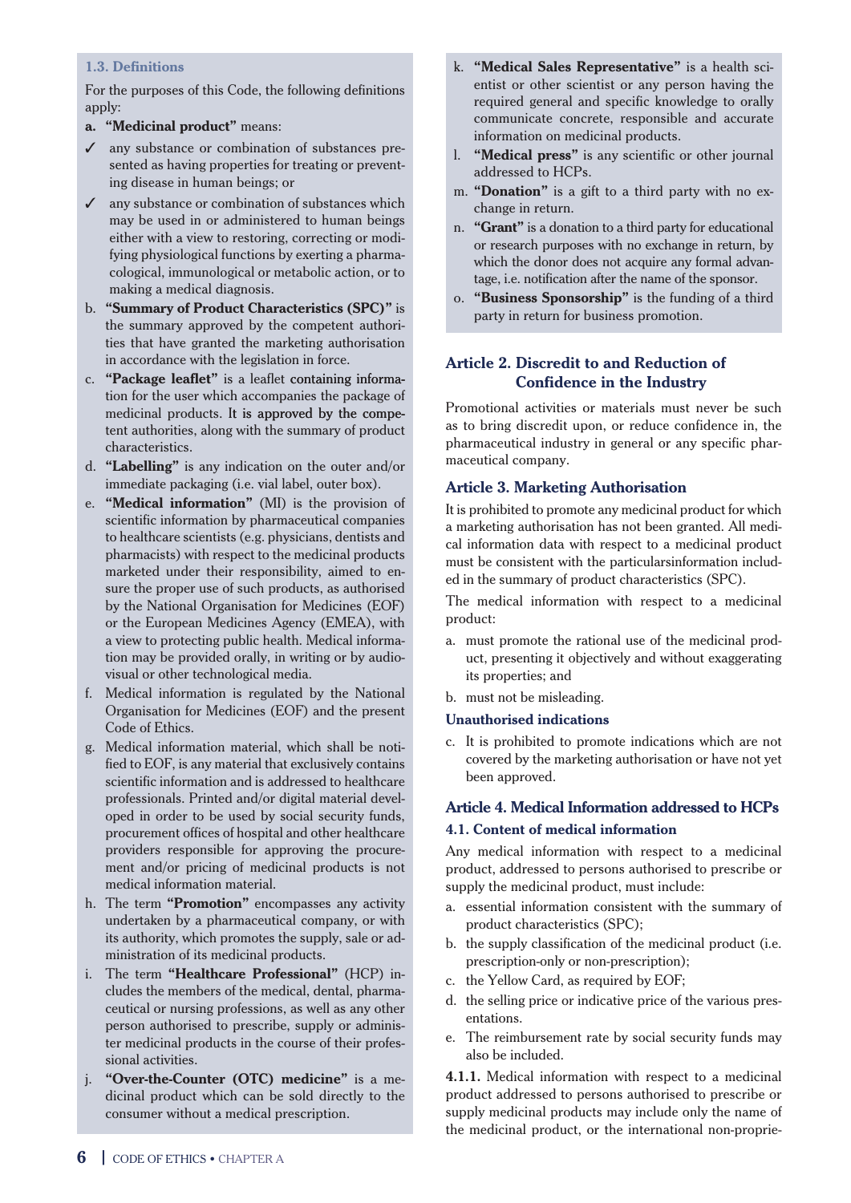### 1.3. Definitions

For the purposes of this Code, the following definitions apply:

**a. "Medicinal product"** means:

- ✓ any substance or combination of substances presented as having properties for treating or preventing disease in human beings; or
- ✓ any substance or combination of substances which may be used in or administered to human beings either with a view to restoring, correcting or modifying physiological functions by exerting a pharmacological, immunological or metabolic action, or to making a medical diagnosis.

b. **"Summary of Product Characteristics (SPC)"** is the summary approved by the competent authorities that have granted the marketing authorisation in accordance with the legislation in force.

c. **"Package leaflet"** is a leaflet containing information for the user which accompanies the package of medicinal products. It is approved by the competent authorities, along with the summary of product characteristics.

d. **"Labelling"** is any indication on the outer and/or immediate packaging (i.e. vial label, outer box).

e. **"Medical information"** (MI) is the provision of scientific information by pharmaceutical companies to healthcare scientists (e.g. physicians, dentists and pharmacists) with respect to the medicinal products marketed under their responsibility, aimed to ensure the proper use of such products, as authorised by the National Organisation for Medicines (EOF) or the European Medicines Agency (EMEA), with a view to protecting public health. Medical information may be provided orally, in writing or by audiovisual or other technological media.

f. Medical information is regulated by the National Organisation for Medicines (EOF) and the present Code of Ethics.

g. Medical information material, which shall be notified to EOF, is any material that exclusively contains scientific information and is addressed to healthcare professionals. Printed and/or digital material developed in order to be used by social security funds, procurement offices of hospital and other healthcare providers responsible for approving the procurement and/or pricing of medicinal products is not medical information material.

h. The term **"Promotion"** encompasses any activity undertaken by a pharmaceutical company, or with its authority, which promotes the supply, sale or administration of its medicinal products.

i. The term **"Healthcare Professional"** (HCP) includes the members of the medical, dental, pharmaceutical or nursing professions, as well as any other person authorised to prescribe, supply or administer medicinal products in the course of their professional activities.

j. **"Over-the-Counter (OTC) medicine"** is a medicinal product which can be sold directly to the consumer without a medical prescription.

k. **"Medical Sales Representative"** is a health scientist or other scientist or any person having the required general and specific knowledge to orally communicate concrete, responsible and accurate information on medicinal products.

l. **"Medical press"** is any scientific or other journal addressed to HCPs.

m. **"Donation"** is a gift to a third party with no exchange in return.

n. **"Grant"** is a donation to a third party for educational or research purposes with no exchange in return, by which the donor does not acquire any formal advantage, i.e. notification after the name of the sponsor.

o. **"Business Sponsorship"** is the funding of a third party in return for business promotion.

## Article 2. Discredit to and Reduction of Confidence in the Industry

Promotional activities or materials must never be such as to bring discredit upon, or reduce confidence in, the pharmaceutical industry in general or any specific pharmaceutical company.

## Article 3. Marketing Authorisation

It is prohibited to promote any medicinal product for which a marketing authorisation has not been granted. All medical information data with respect to a medicinal product must be consistent with the particularsinformation included in the summary of product characteristics (SPC).

The medical information with respect to a medicinal product:

a. must promote the rational use of the medicinal product, presenting it objectively and without exaggerating its properties; and

b. must not be misleading.

### Unauthorised indications

c. It is prohibited to promote indications which are not covered by the marketing authorisation or have not yet been approved.

## Article 4. Medical Information addressed to HCPs

### 4.1. Content of medical information

Any medical information with respect to a medicinal product, addressed to persons authorised to prescribe or supply the medicinal product, must include:

a. essential information consistent with the summary of product characteristics (SPC);

b. the supply classification of the medicinal product (i.e. prescription-only or non-prescription);

c. the Yellow Card, as required by EOF;

d. the selling price or indicative price of the various presentations.

e. The reimbursement rate by social security funds may also be included.

**4.1.1.** Medical information with respect to a medicinal product addressed to persons authorised to prescribe or supply medicinal products may include only the name of the medicinal product, or the international non-proprie-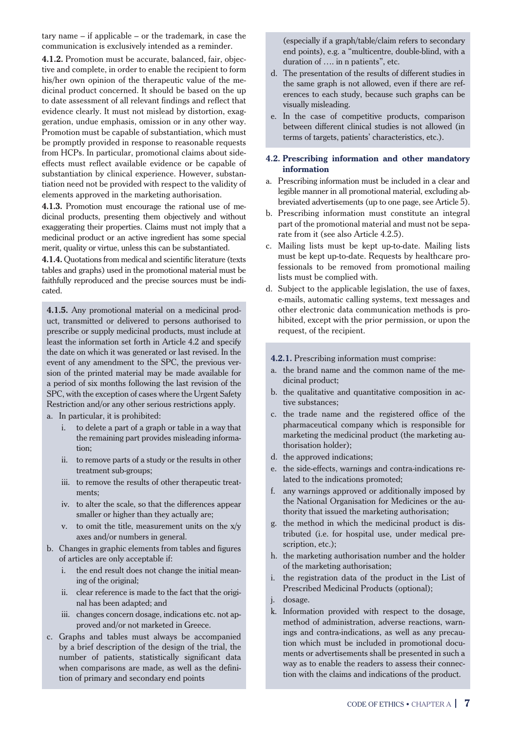tary name – if applicable – or the trademark, in case the communication is exclusively intended as a reminder.

**4.1.2.** Promotion must be accurate, balanced, fair, objective and complete, in order to enable the recipient to form his/her own opinion of the therapeutic value of the medicinal product concerned. It should be based on the up to date assessment of all relevant findings and reflect that evidence clearly. It must not mislead by distortion, exaggeration, undue emphasis, omission or in any other way. Promotion must be capable of substantiation, which must be promptly provided in response to reasonable requests from HCPs. In particular, promotional claims about side-effects must reflect available evidence or be capable of substantiation by clinical experience. However, substantiation need not be provided with respect to the validity of elements approved in the marketing authorisation.

**4.1.3.** Promotion must encourage the rational use of medicinal products, presenting them objectively and without exaggerating their properties. Claims must not imply that a medicinal product or an active ingredient has some special merit, quality or virtue, unless this can be substantiated.

**4.1.4.** Quotations from medical and scientific literature (texts tables and graphs) used in the promotional material must be faithfully reproduced and the precise sources must be indicated.

**4.1.5.** Any promotional material on a medicinal product, transmitted or delivered to persons authorised to prescribe or supply medicinal products, must include at least the information set forth in Article 4.2 and specify the date on which it was generated or last revised. In the event of any amendment to the SPC, the previous version of the printed material may be made available for a period of six months following the last revision of the SPC, with the exception of cases where the Urgent Safety Restriction and/or any other serious restrictions apply.

a. In particular, it is prohibited:
   i. to delete a part of a graph or table in a way that the remaining part provides misleading information;
   ii. to remove parts of a study or the results in other treatment sub-groups;
   iii. to remove the results of other therapeutic treatments;
   iv. to alter the scale, so that the differences appear smaller or higher than they actually are;
   v. to omit the title, measurement units on the x/y axes and/or numbers in general.
b. Changes in graphic elements from tables and figures of articles are only acceptable if:
   i. the end result does not change the initial meaning of the original;
   ii. clear reference is made to the fact that the original has been adapted; and
   iii. changes concern dosage, indications etc. not approved and/or not marketed in Greece.
c. Graphs and tables must always be accompanied by a brief description of the design of the trial, the number of patients, statistically significant data when comparisons are made, as well as the definition of primary and secondary end points (especially if a graph/table/claim refers to secondary end points), e.g. a "multicentre, double-blind, with a duration of …. in n patients", etc.
d. The presentation of the results of different studies in the same graph is not allowed, even if there are references to each study, because such graphs can be visually misleading.
e. In the case of competitive products, comparison between different clinical studies is not allowed (in terms of targets, patients' characteristics, etc.).

### 4.2. Prescribing information and other mandatory information

a. Prescribing information must be included in a clear and legible manner in all promotional material, excluding abbreviated advertisements (up to one page, see Article 5).
b. Prescribing information must constitute an integral part of the promotional material and must not be separate from it (see also Article 4.2.5).
c. Mailing lists must be kept up-to-date. Mailing lists must be kept up-to-date. Requests by healthcare professionals to be removed from promotional mailing lists must be complied with.
d. Subject to the applicable legislation, the use of faxes, e-mails, automatic calling systems, text messages and other electronic data communication methods is prohibited, except with the prior permission, or upon the request, of the recipient.

**4.2.1.** Prescribing information must comprise:

a. the brand name and the common name of the medicinal product;
b. the qualitative and quantitative composition in active substances;
c. the trade name and the registered office of the pharmaceutical company which is responsible for marketing the medicinal product (the marketing authorisation holder);
d. the approved indications;
e. the side-effects, warnings and contra-indications related to the indications promoted;
f. any warnings approved or additionally imposed by the National Organisation for Medicines or the authority that issued the marketing authorisation;
g. the method in which the medicinal product is distributed (i.e. for hospital use, under medical prescription, etc.);
h. the marketing authorisation number and the holder of the marketing authorisation;
i. the registration data of the product in the List of Prescribed Medicinal Products (optional);
j. dosage.
k. Information provided with respect to the dosage, method of administration, adverse reactions, warnings and contra-indications, as well as any precaution which must be included in promotional documents or advertisements shall be presented in such a way as to enable the readers to assess their connection with the claims and indications of the product.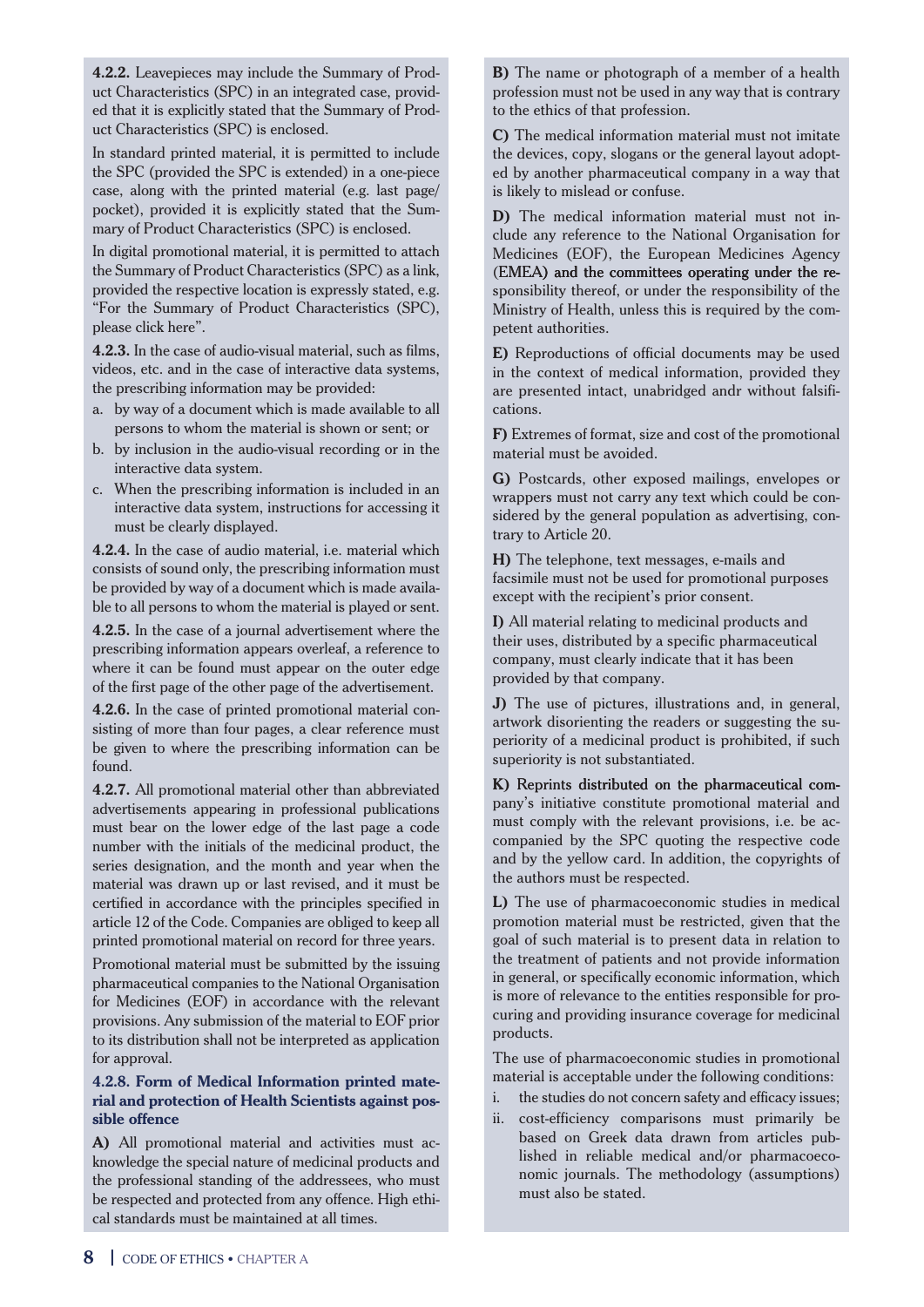**4.2.2.** Leavepieces may include the Summary of Product Characteristics (SPC) in an integrated case, provided that it is explicitly stated that the Summary of Product Characteristics (SPC) is enclosed.

In standard printed material, it is permitted to include the SPC (provided the SPC is extended) in a one-piece case, along with the printed material (e.g. last page/ pocket), provided it is explicitly stated that the Summary of Product Characteristics (SPC) is enclosed.

In digital promotional material, it is permitted to attach the Summary of Product Characteristics (SPC) as a link, provided the respective location is expressly stated, e.g. "For the Summary of Product Characteristics (SPC), please click here".

**4.2.3.** In the case of audio-visual material, such as films, videos, etc. and in the case of interactive data systems, the prescribing information may be provided:

a. by way of a document which is made available to all persons to whom the material is shown or sent; or
b. by inclusion in the audio-visual recording or in the interactive data system.
c. When the prescribing information is included in an interactive data system, instructions for accessing it must be clearly displayed.

**4.2.4.** In the case of audio material, i.e. material which consists of sound only, the prescribing information must be provided by way of a document which is made available to all persons to whom the material is played or sent.

**4.2.5.** In the case of a journal advertisement where the prescribing information appears overleaf, a reference to where it can be found must appear on the outer edge of the first page of the other page of the advertisement.

**4.2.6.** In the case of printed promotional material consisting of more than four pages, a clear reference must be given to where the prescribing information can be found.

**4.2.7.** All promotional material other than abbreviated advertisements appearing in professional publications must bear on the lower edge of the last page a code number with the initials of the medicinal product, the series designation, and the month and year when the material was drawn up or last revised, and it must be certified in accordance with the principles specified in article 12 of the Code. Companies are obliged to keep all printed promotional material on record for three years.

Promotional material must be submitted by the issuing pharmaceutical companies to the National Organisation for Medicines (EOF) in accordance with the relevant provisions. Any submission of the material to EOF prior to its distribution shall not be interpreted as application for approval.

#### 4.2.8. Form of Medical Information printed material and protection of Health Scientists against possible offence

**A)** All promotional material and activities must acknowledge the special nature of medicinal products and the professional standing of the addressees, who must be respected and protected from any offence. High ethical standards must be maintained at all times.

**B)** The name or photograph of a member of a health profession must not be used in any way that is contrary to the ethics of that profession.

**C)** The medical information material must not imitate the devices, copy, slogans or the general layout adopted by another pharmaceutical company in a way that is likely to mislead or confuse.

**D)** The medical information material must not include any reference to the National Organisation for Medicines (EOF), the European Medicines Agency (EMEA) and the committees operating under the responsibility thereof, or under the responsibility of the Ministry of Health, unless this is required by the competent authorities.

**E)** Reproductions of official documents may be used in the context of medical information, provided they are presented intact, unabridged andr without falsifications.

**F)** Extremes of format, size and cost of the promotional material must be avoided.

**G)** Postcards, other exposed mailings, envelopes or wrappers must not carry any text which could be considered by the general population as advertising, contrary to Article 20.

**H)** The telephone, text messages, e-mails and facsimile must not be used for promotional purposes except with the recipient's prior consent.

**I)** All material relating to medicinal products and their uses, distributed by a specific pharmaceutical company, must clearly indicate that it has been provided by that company.

**J)** The use of pictures, illustrations and, in general, artwork disorienting the readers or suggesting the superiority of a medicinal product is prohibited, if such superiority is not substantiated.

**K)** Reprints distributed on the pharmaceutical company's initiative constitute promotional material and must comply with the relevant provisions, i.e. be accompanied by the SPC quoting the respective code and by the yellow card. In addition, the copyrights of the authors must be respected.

**L)** The use of pharmacoeconomic studies in medical promotion material must be restricted, given that the goal of such material is to present data in relation to the treatment of patients and not provide information in general, or specifically economic information, which is more of relevance to the entities responsible for procuring and providing insurance coverage for medicinal products.

The use of pharmacoeconomic studies in promotional material is acceptable under the following conditions:

i. the studies do not concern safety and efficacy issues;
ii. cost-efficiency comparisons must primarily be based on Greek data drawn from articles published in reliable medical and/or pharmacoeconomic journals. The methodology (assumptions) must also be stated.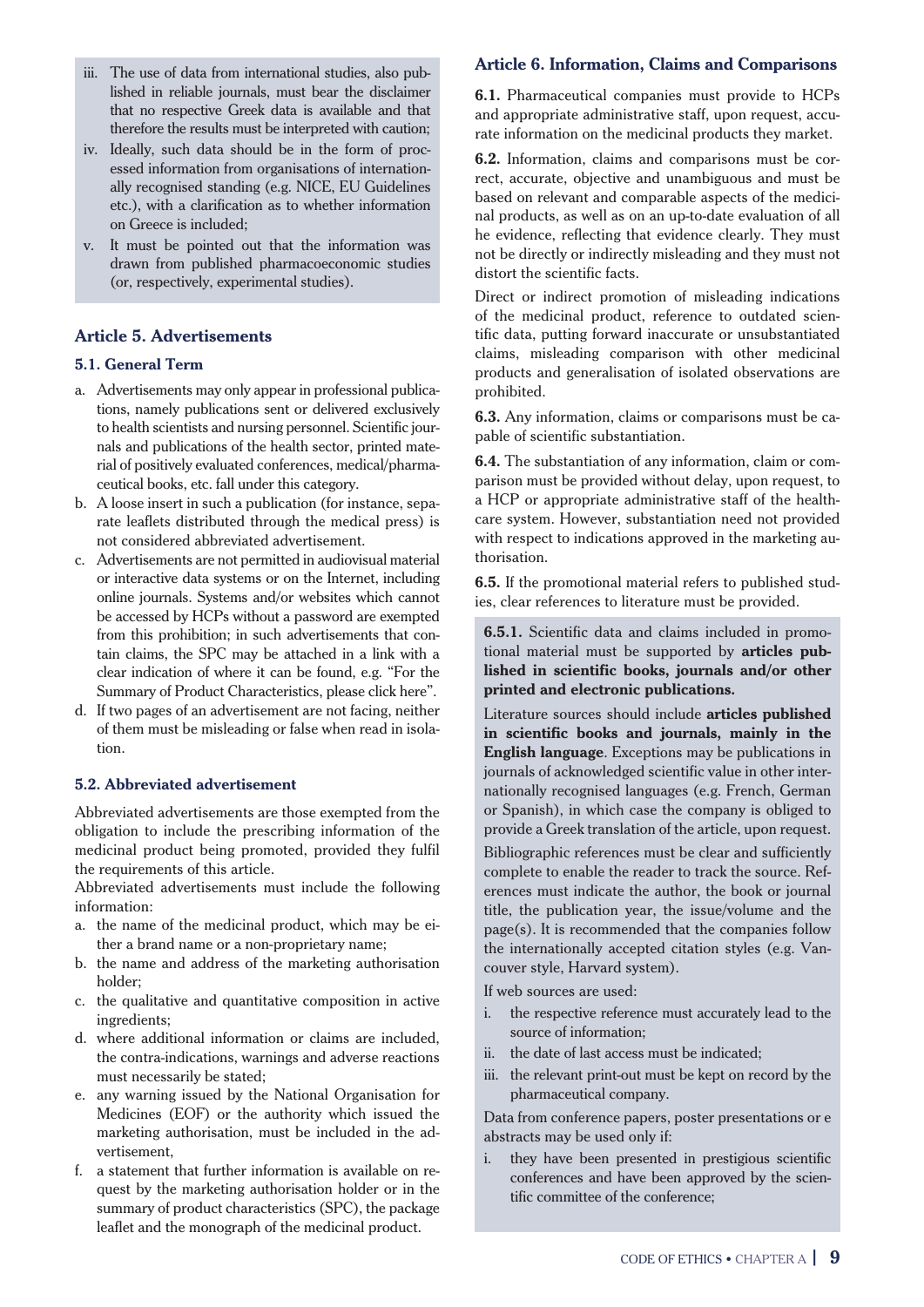iii. The use of data from international studies, also published in reliable journals, must bear the disclaimer that no respective Greek data is available and that therefore the results must be interpreted with caution;

iv. Ideally, such data should be in the form of processed information from organisations of internationally recognised standing (e.g. NICE, EU Guidelines etc.), with a clarification as to whether information on Greece is included;

v. It must be pointed out that the information was drawn from published pharmacoeconomic studies (or, respectively, experimental studies).

## Article 5. Advertisements

### 5.1. General Term

a. Advertisements may only appear in professional publications, namely publications sent or delivered exclusively to health scientists and nursing personnel. Scientific journals and publications of the health sector, printed material of positively evaluated conferences, medical/pharmaceutical books, etc. fall under this category.

b. A loose insert in such a publication (for instance, separate leaflets distributed through the medical press) is not considered abbreviated advertisement.

c. Advertisements are not permitted in audiovisual material or interactive data systems or on the Internet, including online journals. Systems and/or websites which cannot be accessed by HCPs without a password are exempted from this prohibition; in such advertisements that contain claims, the SPC may be attached in a link with a clear indication of where it can be found, e.g. "For the Summary of Product Characteristics, please click here".

d. If two pages of an advertisement are not facing, neither of them must be misleading or false when read in isolation.

### 5.2. Abbreviated advertisement

Abbreviated advertisements are those exempted from the obligation to include the prescribing information of the medicinal product being promoted, provided they fulfil the requirements of this article.

Abbreviated advertisements must include the following information:

a. the name of the medicinal product, which may be either a brand name or a non-proprietary name;

b. the name and address of the marketing authorisation holder;

c. the qualitative and quantitative composition in active ingredients;

d. where additional information or claims are included, the contra-indications, warnings and adverse reactions must necessarily be stated;

e. any warning issued by the National Organisation for Medicines (EOF) or the authority which issued the marketing authorisation, must be included in the advertisement,

f. a statement that further information is available on request by the marketing authorisation holder or in the summary of product characteristics (SPC), the package leaflet and the monograph of the medicinal product.

## Article 6. Information, Claims and Comparisons

**6.1.** Pharmaceutical companies must provide to HCPs and appropriate administrative staff, upon request, accurate information on the medicinal products they market.

**6.2.** Information, claims and comparisons must be correct, accurate, objective and unambiguous and must be based on relevant and comparable aspects of the medicinal products, as well as on an up-to-date evaluation of all he evidence, reflecting that evidence clearly. They must not be directly or indirectly misleading and they must not distort the scientific facts.

Direct or indirect promotion of misleading indications of the medicinal product, reference to outdated scientific data, putting forward inaccurate or unsubstantiated claims, misleading comparison with other medicinal products and generalisation of isolated observations are prohibited.

**6.3.** Any information, claims or comparisons must be capable of scientific substantiation.

**6.4.** The substantiation of any information, claim or comparison must be provided without delay, upon request, to a HCP or appropriate administrative staff of the healthcare system. However, substantiation need not provided with respect to indications approved in the marketing authorisation.

**6.5.** If the promotional material refers to published studies, clear references to literature must be provided.

**6.5.1.** Scientific data and claims included in promotional material must be supported by **articles published in scientific books, journals and/or other printed and electronic publications.**

Literature sources should include **articles published in scientific books and journals, mainly in the English language**. Exceptions may be publications in journals of acknowledged scientific value in other internationally recognised languages (e.g. French, German or Spanish), in which case the company is obliged to provide a Greek translation of the article, upon request.

Bibliographic references must be clear and sufficiently complete to enable the reader to track the source. References must indicate the author, the book or journal title, the publication year, the issue/volume and the page(s). It is recommended that the companies follow the internationally accepted citation styles (e.g. Vancouver style, Harvard system).

If web sources are used:

i. the respective reference must accurately lead to the source of information;

ii. the date of last access must be indicated;

iii. the relevant print-out must be kept on record by the pharmaceutical company.

Data from conference papers, poster presentations or e abstracts may be used only if:

i. they have been presented in prestigious scientific conferences and have been approved by the scientific committee of the conference;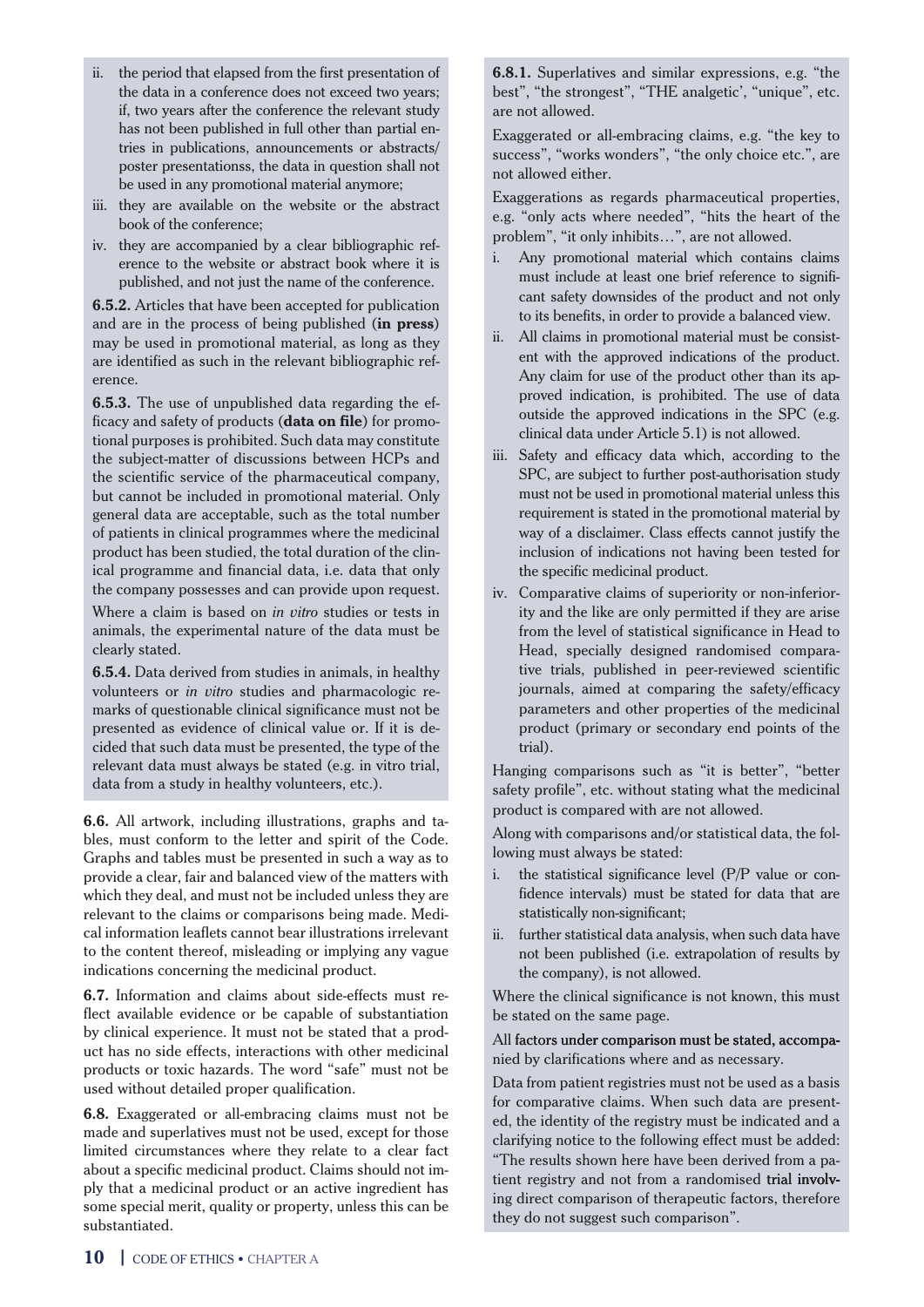ii. the period that elapsed from the first presentation of the data in a conference does not exceed two years; if, two years after the conference the relevant study has not been published in full other than partial entries in publications, announcements or abstracts/ poster presentationss, the data in question shall not be used in any promotional material anymore;

iii. they are available on the website or the abstract book of the conference;

iv. they are accompanied by a clear bibliographic reference to the website or abstract book where it is published, and not just the name of the conference.

**6.5.2.** Articles that have been accepted for publication and are in the process of being published (**in press**) may be used in promotional material, as long as they are identified as such in the relevant bibliographic reference.

**6.5.3.** The use of unpublished data regarding the efficacy and safety of products (**data on file**) for promotional purposes is prohibited. Such data may constitute the subject-matter of discussions between HCPs and the scientific service of the pharmaceutical company, but cannot be included in promotional material. Only general data are acceptable, such as the total number of patients in clinical programmes where the medicinal product has been studied, the total duration of the clinical programme and financial data, i.e. data that only the company possesses and can provide upon request.

Where a claim is based on *in vitro* studies or tests in animals, the experimental nature of the data must be clearly stated.

**6.5.4.** Data derived from studies in animals, in healthy volunteers or *in vitro* studies and pharmacologic remarks of questionable clinical significance must not be presented as evidence of clinical value or. If it is decided that such data must be presented, the type of the relevant data must always be stated (e.g. in vitro trial, data from a study in healthy volunteers, etc.).

**6.6.** All artwork, including illustrations, graphs and tables, must conform to the letter and spirit of the Code. Graphs and tables must be presented in such a way as to provide a clear, fair and balanced view of the matters with which they deal, and must not be included unless they are relevant to the claims or comparisons being made. Medical information leaflets cannot bear illustrations irrelevant to the content thereof, misleading or implying any vague indications concerning the medicinal product.

**6.7.** Information and claims about side-effects must reflect available evidence or be capable of substantiation by clinical experience. It must not be stated that a product has no side effects, interactions with other medicinal products or toxic hazards. The word "safe" must not be used without detailed proper qualification.

**6.8.** Exaggerated or all-embracing claims must not be made and superlatives must not be used, except for those limited circumstances where they relate to a clear fact about a specific medicinal product. Claims should not imply that a medicinal product or an active ingredient has some special merit, quality or property, unless this can be substantiated.

**6.8.1.** Superlatives and similar expressions, e.g. "the best", "the strongest", "THE analgetic', "unique", etc. are not allowed.

Exaggerated or all-embracing claims, e.g. "the key to success", "works wonders", "the only choice etc.", are not allowed either.

Exaggerations as regards pharmaceutical properties, e.g. "only acts where needed", "hits the heart of the problem", "it only inhibits…", are not allowed.

i. Any promotional material which contains claims must include at least one brief reference to significant safety downsides of the product and not only to its benefits, in order to provide a balanced view.

ii. All claims in promotional material must be consistent with the approved indications of the product. Any claim for use of the product other than its approved indication, is prohibited. The use of data outside the approved indications in the SPC (e.g. clinical data under Article 5.1) is not allowed.

iii. Safety and efficacy data which, according to the SPC, are subject to further post-authorisation study must not be used in promotional material unless this requirement is stated in the promotional material by way of a disclaimer. Class effects cannot justify the inclusion of indications not having been tested for the specific medicinal product.

iv. Comparative claims of superiority or non-inferiority and the like are only permitted if they are arise from the level of statistical significance in Head to Head, specially designed randomised comparative trials, published in peer-reviewed scientific journals, aimed at comparing the safety/efficacy parameters and other properties of the medicinal product (primary or secondary end points of the trial).

Hanging comparisons such as "it is better", "better safety profile", etc. without stating what the medicinal product is compared with are not allowed.

Along with comparisons and/or statistical data, the following must always be stated:

i. the statistical significance level (P/P value or confidence intervals) must be stated for data that are statistically non-significant;

ii. further statistical data analysis, when such data have not been published (i.e. extrapolation of results by the company), is not allowed.

Where the clinical significance is not known, this must be stated on the same page.

All factors under comparison must be stated, accompanied by clarifications where and as necessary.

Data from patient registries must not be used as a basis for comparative claims. When such data are presented, the identity of the registry must be indicated and a clarifying notice to the following effect must be added: "The results shown here have been derived from a patient registry and not from a randomised trial involving direct comparison of therapeutic factors, therefore they do not suggest such comparison".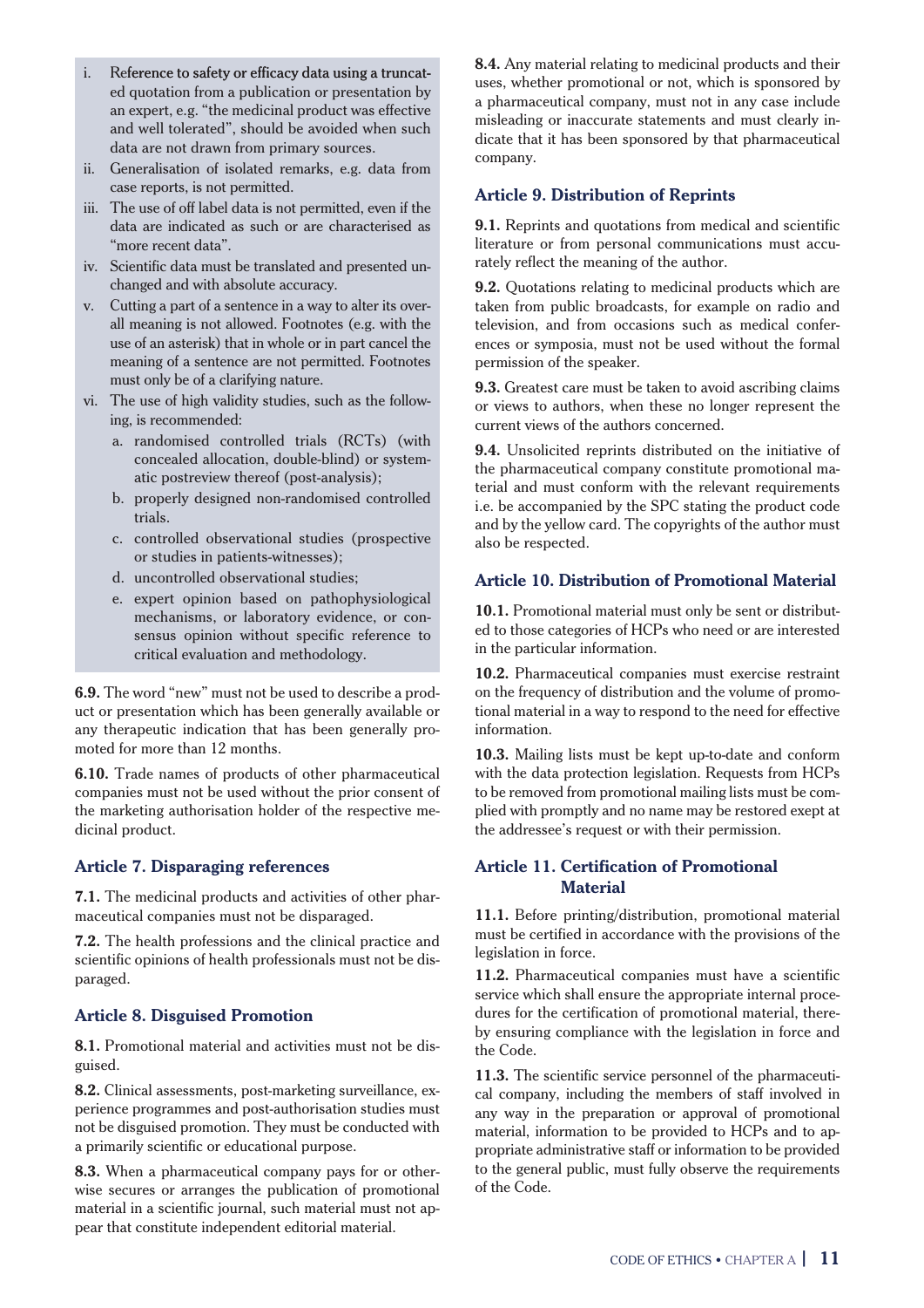i. Reference to safety or efficacy data using a truncated quotation from a publication or presentation by an expert, e.g. "the medicinal product was effective and well tolerated", should be avoided when such data are not drawn from primary sources.
ii. Generalisation of isolated remarks, e.g. data from case reports, is not permitted.
iii. The use of off label data is not permitted, even if the data are indicated as such or are characterised as "more recent data".
iv. Scientific data must be translated and presented unchanged and with absolute accuracy.
v. Cutting a part of a sentence in a way to alter its overall meaning is not allowed. Footnotes (e.g. with the use of an asterisk) that in whole or in part cancel the meaning of a sentence are not permitted. Footnotes must only be of a clarifying nature.
vi. The use of high validity studies, such as the following, is recommended:
    a. randomised controlled trials (RCTs) (with concealed allocation, double-blind) or systematic postreview thereof (post-analysis);
    b. properly designed non-randomised controlled trials.
    c. controlled observational studies (prospective or studies in patients-witnesses);
    d. uncontrolled observational studies;
    e. expert opinion based on pathophysiological mechanisms, or laboratory evidence, or consensus opinion without specific reference to critical evaluation and methodology.

**6.9.** The word "new" must not be used to describe a product or presentation which has been generally available or any therapeutic indication that has been generally promoted for more than 12 months.

**6.10.** Trade names of products of other pharmaceutical companies must not be used without the prior consent of the marketing authorisation holder of the respective medicinal product.

## Article 7. Disparaging references

**7.1.** The medicinal products and activities of other pharmaceutical companies must not be disparaged.

**7.2.** The health professions and the clinical practice and scientific opinions of health professionals must not be disparaged.

## Article 8. Disguised Promotion

**8.1.** Promotional material and activities must not be disguised.

**8.2.** Clinical assessments, post-marketing surveillance, experience programmes and post-authorisation studies must not be disguised promotion. They must be conducted with a primarily scientific or educational purpose.

**8.3.** When a pharmaceutical company pays for or otherwise secures or arranges the publication of promotional material in a scientific journal, such material must not appear that constitute independent editorial material.

**8.4.** Any material relating to medicinal products and their uses, whether promotional or not, which is sponsored by a pharmaceutical company, must not in any case include misleading or inaccurate statements and must clearly indicate that it has been sponsored by that pharmaceutical company.

## Article 9. Distribution of Reprints

**9.1.** Reprints and quotations from medical and scientific literature or from personal communications must accurately reflect the meaning of the author.

**9.2.** Quotations relating to medicinal products which are taken from public broadcasts, for example on radio and television, and from occasions such as medical conferences or symposia, must not be used without the formal permission of the speaker.

**9.3.** Greatest care must be taken to avoid ascribing claims or views to authors, when these no longer represent the current views of the authors concerned.

**9.4.** Unsolicited reprints distributed on the initiative of the pharmaceutical company constitute promotional material and must conform with the relevant requirements i.e. be accompanied by the SPC stating the product code and by the yellow card. The copyrights of the author must also be respected.

## Article 10. Distribution of Promotional Material

**10.1.** Promotional material must only be sent or distributed to those categories of HCPs who need or are interested in the particular information.

**10.2.** Pharmaceutical companies must exercise restraint on the frequency of distribution and the volume of promotional material in a way to respond to the need for effective information.

**10.3.** Mailing lists must be kept up-to-date and conform with the data protection legislation. Requests from HCPs to be removed from promotional mailing lists must be complied with promptly and no name may be restored exept at the addressee's request or with their permission.

## Article 11. Certification of Promotional Material

**11.1.** Before printing/distribution, promotional material must be certified in accordance with the provisions of the legislation in force.

**11.2.** Pharmaceutical companies must have a scientific service which shall ensure the appropriate internal procedures for the certification of promotional material, thereby ensuring compliance with the legislation in force and the Code.

**11.3.** The scientific service personnel of the pharmaceutical company, including the members of staff involved in any way in the preparation or approval of promotional material, information to be provided to HCPs and to appropriate administrative staff or information to be provided to the general public, must fully observe the requirements of the Code.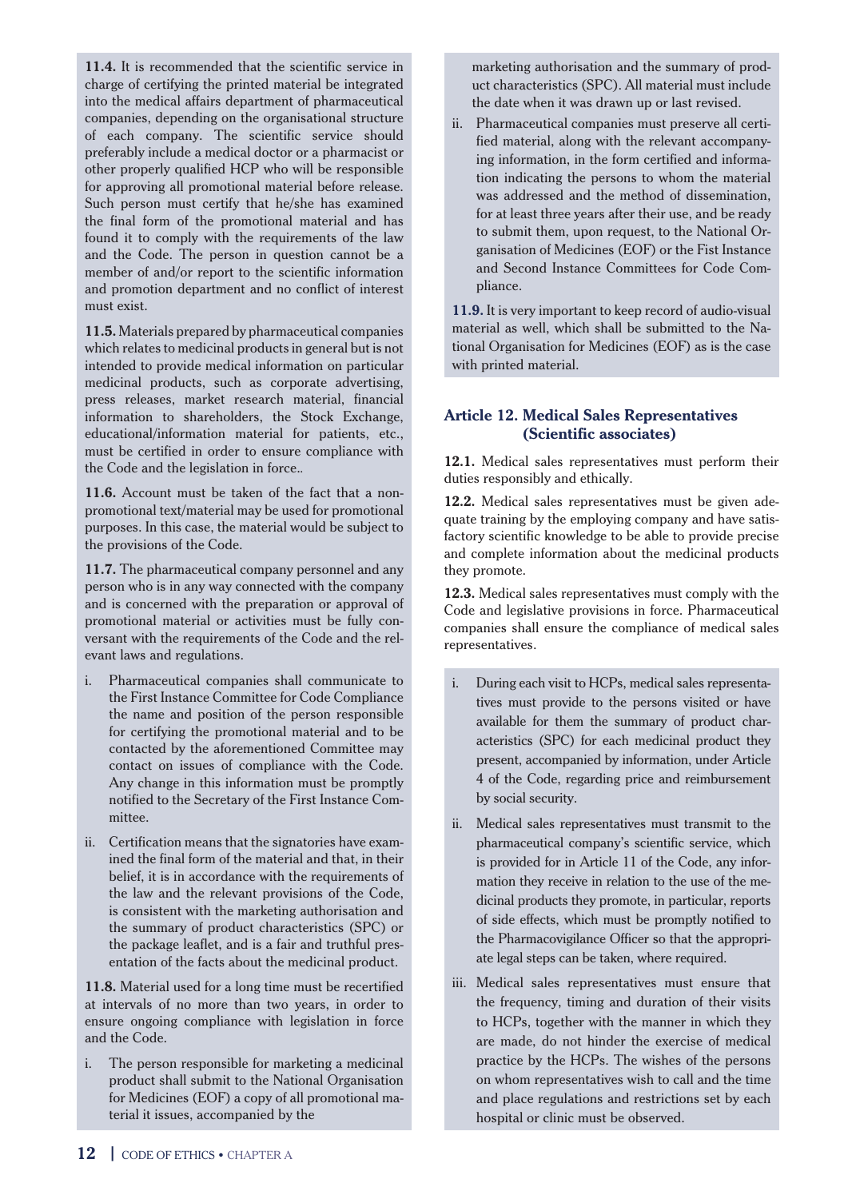**11.4.** It is recommended that the scientific service in charge of certifying the printed material be integrated into the medical affairs department of pharmaceutical companies, depending on the organisational structure of each company. The scientific service should preferably include a medical doctor or a pharmacist or other properly qualified HCP who will be responsible for approving all promotional material before release. Such person must certify that he/she has examined the final form of the promotional material and has found it to comply with the requirements of the law and the Code. The person in question cannot be a member of and/or report to the scientific information and promotion department and no conflict of interest must exist.

**11.5.** Materials prepared by pharmaceutical companies which relates to medicinal products in general but is not intended to provide medical information on particular medicinal products, such as corporate advertising, press releases, market research material, financial information to shareholders, the Stock Exchange, educational/information material for patients, etc., must be certified in order to ensure compliance with the Code and the legislation in force..

**11.6.** Account must be taken of the fact that a non-promotional text/material may be used for promotional purposes. In this case, the material would be subject to the provisions of the Code.

**11.7.** The pharmaceutical company personnel and any person who is in any way connected with the company and is concerned with the preparation or approval of promotional material or activities must be fully conversant with the requirements of the Code and the relevant laws and regulations.

i. Pharmaceutical companies shall communicate to the First Instance Committee for Code Compliance the name and position of the person responsible for certifying the promotional material and to be contacted by the aforementioned Committee may contact on issues of compliance with the Code. Any change in this information must be promptly notified to the Secretary of the First Instance Committee.

ii. Certification means that the signatories have examined the final form of the material and that, in their belief, it is in accordance with the requirements of the law and the relevant provisions of the Code, is consistent with the marketing authorisation and the summary of product characteristics (SPC) or the package leaflet, and is a fair and truthful presentation of the facts about the medicinal product.

**11.8.** Material used for a long time must be recertified at intervals of no more than two years, in order to ensure ongoing compliance with legislation in force and the Code.

i. The person responsible for marketing a medicinal product shall submit to the National Organisation for Medicines (EOF) a copy of all promotional material it issues, accompanied by the marketing authorisation and the summary of product characteristics (SPC). All material must include the date when it was drawn up or last revised.

ii. Pharmaceutical companies must preserve all certified material, along with the relevant accompanying information, in the form certified and information indicating the persons to whom the material was addressed and the method of dissemination, for at least three years after their use, and be ready to submit them, upon request, to the National Organisation of Medicines (EOF) or the Fist Instance and Second Instance Committees for Code Compliance.

**11.9.** It is very important to keep record of audio-visual material as well, which shall be submitted to the National Organisation for Medicines (EOF) as is the case with printed material.

### Article 12. Medical Sales Representatives (Scientific associates)

**12.1.** Medical sales representatives must perform their duties responsibly and ethically.

**12.2.** Medical sales representatives must be given adequate training by the employing company and have satisfactory scientific knowledge to be able to provide precise and complete information about the medicinal products they promote.

**12.3.** Medical sales representatives must comply with the Code and legislative provisions in force. Pharmaceutical companies shall ensure the compliance of medical sales representatives.

i. During each visit to HCPs, medical sales representatives must provide to the persons visited or have available for them the summary of product characteristics (SPC) for each medicinal product they present, accompanied by information, under Article 4 of the Code, regarding price and reimbursement by social security.

ii. Medical sales representatives must transmit to the pharmaceutical company's scientific service, which is provided for in Article 11 of the Code, any information they receive in relation to the use of the medicinal products they promote, in particular, reports of side effects, which must be promptly notified to the Pharmacovigilance Officer so that the appropriate legal steps can be taken, where required.

iii. Medical sales representatives must ensure that the frequency, timing and duration of their visits to HCPs, together with the manner in which they are made, do not hinder the exercise of medical practice by the HCPs. The wishes of the persons on whom representatives wish to call and the time and place regulations and restrictions set by each hospital or clinic must be observed.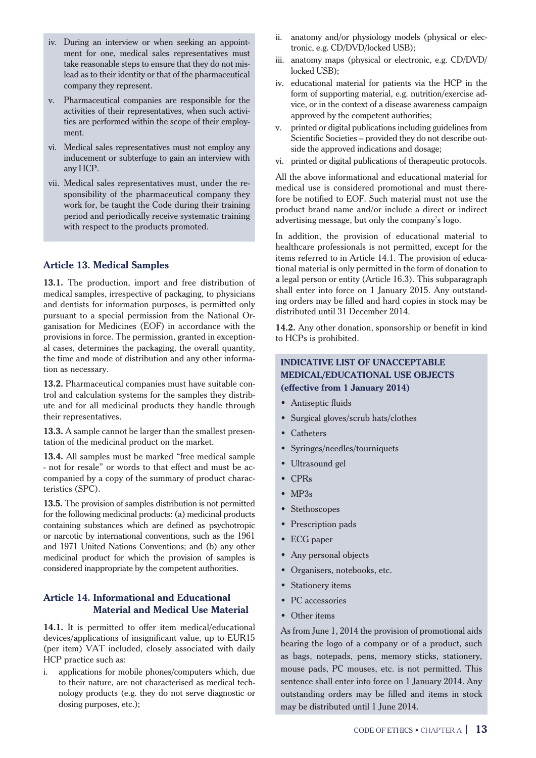iv. During an interview or when seeking an appointment for one, medical sales representatives must take reasonable steps to ensure that they do not mislead as to their identity or that of the pharmaceutical company they represent.

v. Pharmaceutical companies are responsible for the activities of their representatives, when such activities are performed within the scope of their employment.

vi. Medical sales representatives must not employ any inducement or subterfuge to gain an interview with any HCP.

vii. Medical sales representatives must, under the responsibility of the pharmaceutical company they work for, be taught the Code during their training period and periodically receive systematic training with respect to the products promoted.

### Article 13. Medical Samples

**13.1.** The production, import and free distribution of medical samples, irrespective of packaging, to physicians and dentists for information purposes, is permitted only pursuant to a special permission from the National Organisation for Medicines (EOF) in accordance with the provisions in force. The permission, granted in exceptional cases, determines the packaging, the overall quantity, the time and mode of distribution and any other information as necessary.

**13.2.** Pharmaceutical companies must have suitable control and calculation systems for the samples they distribute and for all medicinal products they handle through their representatives.

**13.3.** A sample cannot be larger than the smallest presentation of the medicinal product on the market.

**13.4.** All samples must be marked "free medical sample - not for resale" or words to that effect and must be accompanied by a copy of the summary of product characteristics (SPC).

**13.5.** The provision of samples distribution is not permitted for the following medicinal products: (a) medicinal products containing substances which are defined as psychotropic or narcotic by international conventions, such as the 1961 and 1971 United Nations Conventions; and (b) any other medicinal product for which the provision of samples is considered inappropriate by the competent authorities.

### Article 14. Informational and Educational Material and Medical Use Material

**14.1.** It is permitted to offer item medical/educational devices/applications of insignificant value, up to EUR15 (per item) VAT included, closely associated with daily HCP practice such as:

i. applications for mobile phones/computers which, due to their nature, are not characterised as medical technology products (e.g. they do not serve diagnostic or dosing purposes, etc.);
ii. anatomy and/or physiology models (physical or electronic, e.g. CD/DVD/locked USB);
iii. anatomy maps (physical or electronic, e.g. CD/DVD/locked USB);
iv. educational material for patients via the HCP in the form of supporting material, e.g. nutrition/exercise advice, or in the context of a disease awareness campaign approved by the competent authorities;
v. printed or digital publications including guidelines from Scientific Societies – provided they do not describe outside the approved indications and dosage;
vi. printed or digital publications of therapeutic protocols.

All the above informational and educational material for medical use is considered promotional and must therefore be notified to EOF. Such material must not use the product brand name and/or include a direct or indirect advertising message, but only the company's logo.

In addition, the provision of educational material to healthcare professionals is not permitted, except for the items referred to in Article 14.1. The provision of educational material is only permitted in the form of donation to a legal person or entity (Article 16.3). This subparagraph shall enter into force on 1 January 2015. Any outstanding orders may be filled and hard copies in stock may be distributed until 31 December 2014.

**14.2.** Any other donation, sponsorship or benefit in kind to HCPs is prohibited.

**INDICATIVE LIST OF UNACCEPTABLE MEDICAL/EDUCATIONAL USE OBJECTS (effective from 1 January 2014)**

- Antiseptic fluids
- Surgical gloves/scrub hats/clothes
- Catheters
- Syringes/needles/tourniquets
- Ultrasound gel
- CPRs
- MP3s
- Stethoscopes
- Prescription pads
- ECG paper
- Any personal objects
- Organisers, notebooks, etc.
- Stationery items
- PC accessories
- Other items

As from June 1, 2014 the provision of promotional aids bearing the logo of a company or of a product, such as bags, notepads, pens, memory sticks, stationery, mouse pads, PC mouses, etc. is not permitted. This sentence shall enter into force on 1 January 2014. Any outstanding orders may be filled and items in stock may be distributed until 1 June 2014.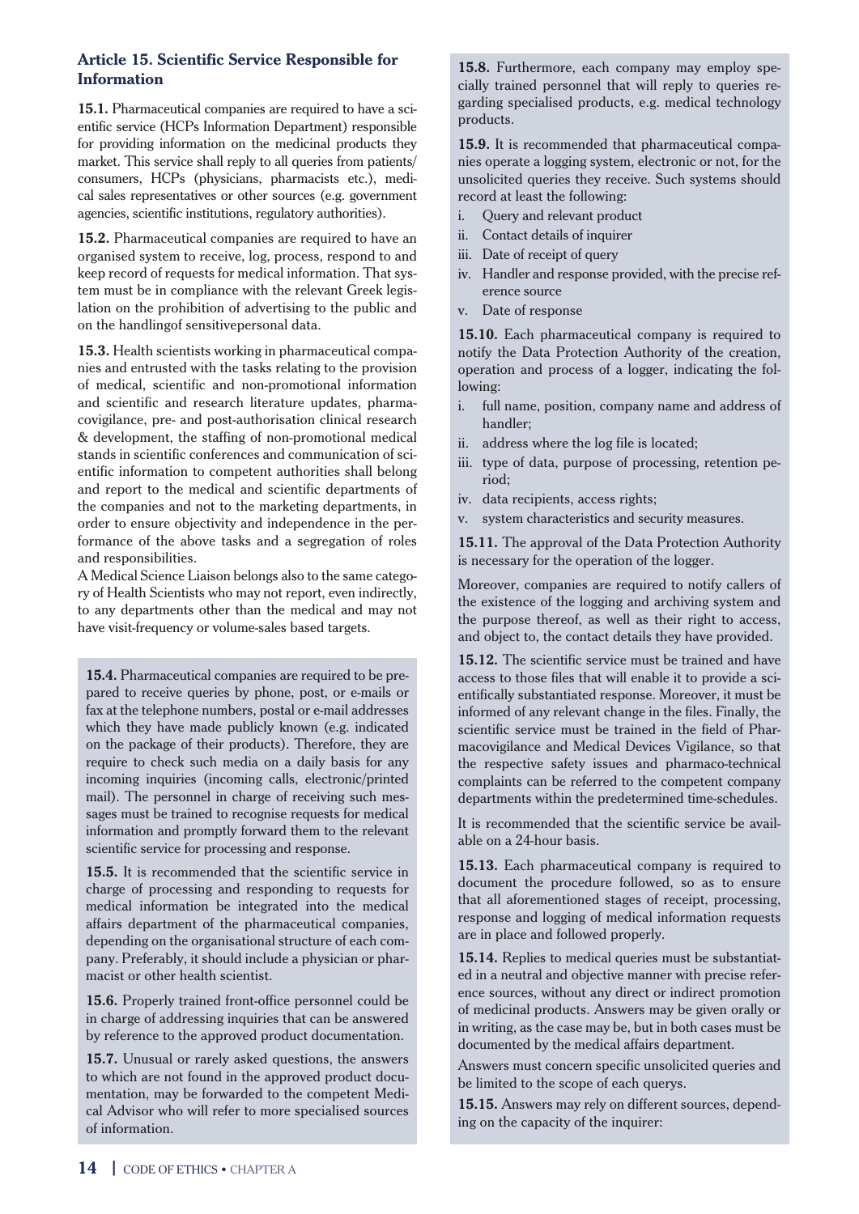### Article 15. Scientific Service Responsible for Information

**15.1.** Pharmaceutical companies are required to have a scientific service (HCPs Information Department) responsible for providing information on the medicinal products they market. This service shall reply to all queries from patients/consumers, HCPs (physicians, pharmacists etc.), medical sales representatives or other sources (e.g. government agencies, scientific institutions, regulatory authorities).

**15.2.** Pharmaceutical companies are required to have an organised system to receive, log, process, respond to and keep record of requests for medical information. That system must be in compliance with the relevant Greek legislation on the prohibition of advertising to the public and on the handlingof sensitivepersonal data.

**15.3.** Health scientists working in pharmaceutical companies and entrusted with the tasks relating to the provision of medical, scientific and non-promotional information and scientific and research literature updates, pharmacovigilance, pre- and post-authorisation clinical research & development, the staffing of non-promotional medical stands in scientific conferences and communication of scientific information to competent authorities shall belong and report to the medical and scientific departments of the companies and not to the marketing departments, in order to ensure objectivity and independence in the performance of the above tasks and a segregation of roles and responsibilities.

A Medical Science Liaison belongs also to the same category of Health Scientists who may not report, even indirectly, to any departments other than the medical and may not have visit-frequency or volume-sales based targets.

**15.4.** Pharmaceutical companies are required to be prepared to receive queries by phone, post, or e-mails or fax at the telephone numbers, postal or e-mail addresses which they have made publicly known (e.g. indicated on the package of their products). Therefore, they are require to check such media on a daily basis for any incoming inquiries (incoming calls, electronic/printed mail). The personnel in charge of receiving such messages must be trained to recognise requests for medical information and promptly forward them to the relevant scientific service for processing and response.

**15.5.** It is recommended that the scientific service in charge of processing and responding to requests for medical information be integrated into the medical affairs department of the pharmaceutical companies, depending on the organisational structure of each company. Preferably, it should include a physician or pharmacist or other health scientist.

**15.6.** Properly trained front-office personnel could be in charge of addressing inquiries that can be answered by reference to the approved product documentation.

**15.7.** Unusual or rarely asked questions, the answers to which are not found in the approved product documentation, may be forwarded to the competent Medical Advisor who will refer to more specialised sources of information.

**15.8.** Furthermore, each company may employ specially trained personnel that will reply to queries regarding specialised products, e.g. medical technology products.

**15.9.** It is recommended that pharmaceutical companies operate a logging system, electronic or not, for the unsolicited queries they receive. Such systems should record at least the following:

i. Query and relevant product
ii. Contact details of inquirer
iii. Date of receipt of query
iv. Handler and response provided, with the precise reference source
v. Date of response

**15.10.** Each pharmaceutical company is required to notify the Data Protection Authority of the creation, operation and process of a logger, indicating the following:

i. full name, position, company name and address of handler;
ii. address where the log file is located;
iii. type of data, purpose of processing, retention period;
iv. data recipients, access rights;
v. system characteristics and security measures.

**15.11.** The approval of the Data Protection Authority is necessary for the operation of the logger.

Moreover, companies are required to notify callers of the existence of the logging and archiving system and the purpose thereof, as well as their right to access, and object to, the contact details they have provided.

**15.12.** The scientific service must be trained and have access to those files that will enable it to provide a scientifically substantiated response. Moreover, it must be informed of any relevant change in the files. Finally, the scientific service must be trained in the field of Pharmacovigilance and Medical Devices Vigilance, so that the respective safety issues and pharmaco-technical complaints can be referred to the competent company departments within the predetermined time-schedules.

It is recommended that the scientific service be available on a 24-hour basis.

**15.13.** Each pharmaceutical company is required to document the procedure followed, so as to ensure that all aforementioned stages of receipt, processing, response and logging of medical information requests are in place and followed properly.

**15.14.** Replies to medical queries must be substantiated in a neutral and objective manner with precise reference sources, without any direct or indirect promotion of medicinal products. Answers may be given orally or in writing, as the case may be, but in both cases must be documented by the medical affairs department.

Answers must concern specific unsolicited queries and be limited to the scope of each querys.

**15.15.** Answers may rely on different sources, depending on the capacity of the inquirer: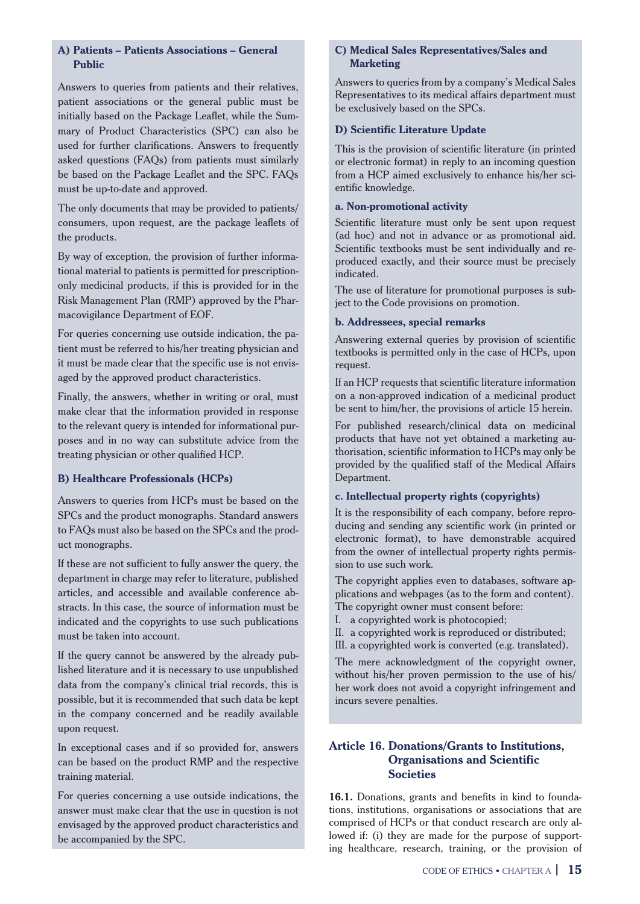**A) Patients – Patients Associations – General Public**

Answers to queries from patients and their relatives, patient associations or the general public must be initially based on the Package Leaflet, while the Summary of Product Characteristics (SPC) can also be used for further clarifications. Answers to frequently asked questions (FAQs) from patients must similarly be based on the Package Leaflet and the SPC. FAQs must be up-to-date and approved.

The only documents that may be provided to patients/consumers, upon request, are the package leaflets of the products.

By way of exception, the provision of further informational material to patients is permitted for prescription-only medicinal products, if this is provided for in the Risk Management Plan (RMP) approved by the Pharmacovigilance Department of EOF.

For queries concerning use outside indication, the patient must be referred to his/her treating physician and it must be made clear that the specific use is not envisaged by the approved product characteristics.

Finally, the answers, whether in writing or oral, must make clear that the information provided in response to the relevant query is intended for informational purposes and in no way can substitute advice from the treating physician or other qualified HCP.

**B) Healthcare Professionals (HCPs)**

Answers to queries from HCPs must be based on the SPCs and the product monographs. Standard answers to FAQs must also be based on the SPCs and the product monographs.

If these are not sufficient to fully answer the query, the department in charge may refer to literature, published articles, and accessible and available conference abstracts. In this case, the source of information must be indicated and the copyrights to use such publications must be taken into account.

If the query cannot be answered by the already published literature and it is necessary to use unpublished data from the company's clinical trial records, this is possible, but it is recommended that such data be kept in the company concerned and be readily available upon request.

In exceptional cases and if so provided for, answers can be based on the product RMP and the respective training material.

For queries concerning a use outside indications, the answer must make clear that the use in question is not envisaged by the approved product characteristics and be accompanied by the SPC.

**C) Medical Sales Representatives/Sales and Marketing**

Answers to queries from by a company's Medical Sales Representatives to its medical affairs department must be exclusively based on the SPCs.

**D) Scientific Literature Update**

This is the provision of scientific literature (in printed or electronic format) in reply to an incoming question from a HCP aimed exclusively to enhance his/her scientific knowledge.

**a. Non-promotional activity**

Scientific literature must only be sent upon request (ad hoc) and not in advance or as promotional aid. Scientific textbooks must be sent individually and reproduced exactly, and their source must be precisely indicated.

The use of literature for promotional purposes is subject to the Code provisions on promotion.

**b. Addressees, special remarks**

Answering external queries by provision of scientific textbooks is permitted only in the case of HCPs, upon request.

If an HCP requests that scientific literature information on a non-approved indication of a medicinal product be sent to him/her, the provisions of article 15 herein.

For published research/clinical data on medicinal products that have not yet obtained a marketing authorisation, scientific information to HCPs may only be provided by the qualified staff of the Medical Affairs Department.

**c. Intellectual property rights (copyrights)**

It is the responsibility of each company, before reproducing and sending any scientific work (in printed or electronic format), to have demonstrable acquired from the owner of intellectual property rights permission to use such work.

The copyright applies even to databases, software applications and webpages (as to the form and content). The copyright owner must consent before:

I. a copyrighted work is photocopied;
II. a copyrighted work is reproduced or distributed;
III. a copyrighted work is converted (e.g. translated).

The mere acknowledgment of the copyright owner, without his/her proven permission to the use of his/her work does not avoid a copyright infringement and incurs severe penalties.

## Article 16. Donations/Grants to Institutions, Organisations and Scientific Societies

**16.1.** Donations, grants and benefits in kind to foundations, institutions, organisations or associations that are comprised of HCPs or that conduct research are only allowed if: (i) they are made for the purpose of supporting healthcare, research, training, or the provision of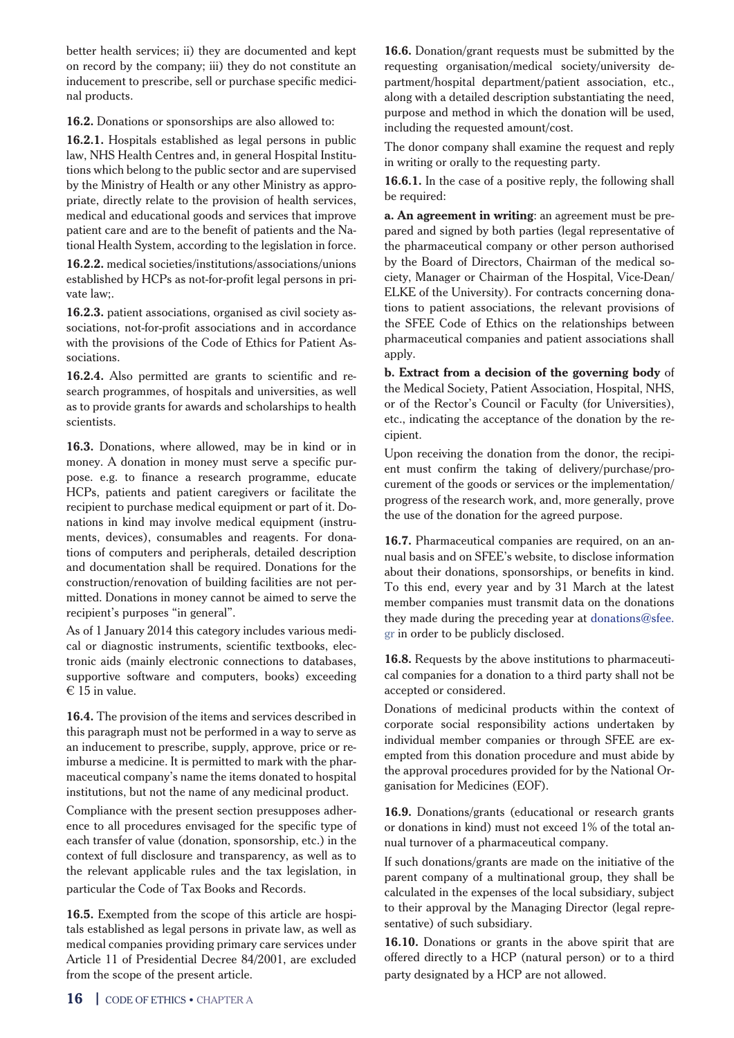better health services; ii) they are documented and kept on record by the company; iii) they do not constitute an inducement to prescribe, sell or purchase specific medicinal products.

**16.2.** Donations or sponsorships are also allowed to:

**16.2.1.** Hospitals established as legal persons in public law, NHS Health Centres and, in general Hospital Institutions which belong to the public sector and are supervised by the Ministry of Health or any other Ministry as appropriate, directly relate to the provision of health services, medical and educational goods and services that improve patient care and are to the benefit of patients and the National Health System, according to the legislation in force.

**16.2.2.** medical societies/institutions/associations/unions established by HCPs as not-for-profit legal persons in private law;.

**16.2.3.** patient associations, organised as civil society associations, not-for-profit associations and in accordance with the provisions of the Code of Ethics for Patient Associations.

**16.2.4.** Also permitted are grants to scientific and research programmes, of hospitals and universities, as well as to provide grants for awards and scholarships to health scientists.

**16.3.** Donations, where allowed, may be in kind or in money. A donation in money must serve a specific purpose. e.g. to finance a research programme, educate HCPs, patients and patient caregivers or facilitate the recipient to purchase medical equipment or part of it. Donations in kind may involve medical equipment (instruments, devices), consumables and reagents. For donations of computers and peripherals, detailed description and documentation shall be required. Donations for the construction/renovation of building facilities are not permitted. Donations in money cannot be aimed to serve the recipient's purposes "in general".

As of 1 January 2014 this category includes various medical or diagnostic instruments, scientific textbooks, electronic aids (mainly electronic connections to databases, supportive software and computers, books) exceeding € 15 in value.

**16.4.** The provision of the items and services described in this paragraph must not be performed in a way to serve as an inducement to prescribe, supply, approve, price or reimburse a medicine. It is permitted to mark with the pharmaceutical company's name the items donated to hospital institutions, but not the name of any medicinal product.

Compliance with the present section presupposes adherence to all procedures envisaged for the specific type of each transfer of value (donation, sponsorship, etc.) in the context of full disclosure and transparency, as well as to the relevant applicable rules and the tax legislation, in particular the Code of Tax Books and Records.

**16.5.** Exempted from the scope of this article are hospitals established as legal persons in private law, as well as medical companies providing primary care services under Article 11 of Presidential Decree 84/2001, are excluded from the scope of the present article.

**16.6.** Donation/grant requests must be submitted by the requesting organisation/medical society/university department/hospital department/patient association, etc., along with a detailed description substantiating the need, purpose and method in which the donation will be used, including the requested amount/cost.

The donor company shall examine the request and reply in writing or orally to the requesting party.

**16.6.1.** In the case of a positive reply, the following shall be required:

**a. An agreement in writing**: an agreement must be prepared and signed by both parties (legal representative of the pharmaceutical company or other person authorised by the Board of Directors, Chairman of the medical society, Manager or Chairman of the Hospital, Vice-Dean/ELKE of the University). For contracts concerning donations to patient associations, the relevant provisions of the SFEE Code of Ethics on the relationships between pharmaceutical companies and patient associations shall apply.

**b. Extract from a decision of the governing body** of the Medical Society, Patient Association, Hospital, NHS, or of the Rector's Council or Faculty (for Universities), etc., indicating the acceptance of the donation by the recipient.

Upon receiving the donation from the donor, the recipient must confirm the taking of delivery/purchase/procurement of the goods or services or the implementation/progress of the research work, and, more generally, prove the use of the donation for the agreed purpose.

**16.7.** Pharmaceutical companies are required, on an annual basis and on SFEE's website, to disclose information about their donations, sponsorships, or benefits in kind. To this end, every year and by 31 March at the latest member companies must transmit data on the donations they made during the preceding year at donations@sfee.gr in order to be publicly disclosed.

**16.8.** Requests by the above institutions to pharmaceutical companies for a donation to a third party shall not be accepted or considered.

Donations of medicinal products within the context of corporate social responsibility actions undertaken by individual member companies or through SFEE are exempted from this donation procedure and must abide by the approval procedures provided for by the National Organisation for Medicines (EOF).

**16.9.** Donations/grants (educational or research grants or donations in kind) must not exceed 1% of the total annual turnover of a pharmaceutical company.

If such donations/grants are made on the initiative of the parent company of a multinational group, they shall be calculated in the expenses of the local subsidiary, subject to their approval by the Managing Director (legal representative) of such subsidiary.

**16.10.** Donations or grants in the above spirit that are offered directly to a HCP (natural person) or to a third party designated by a HCP are not allowed.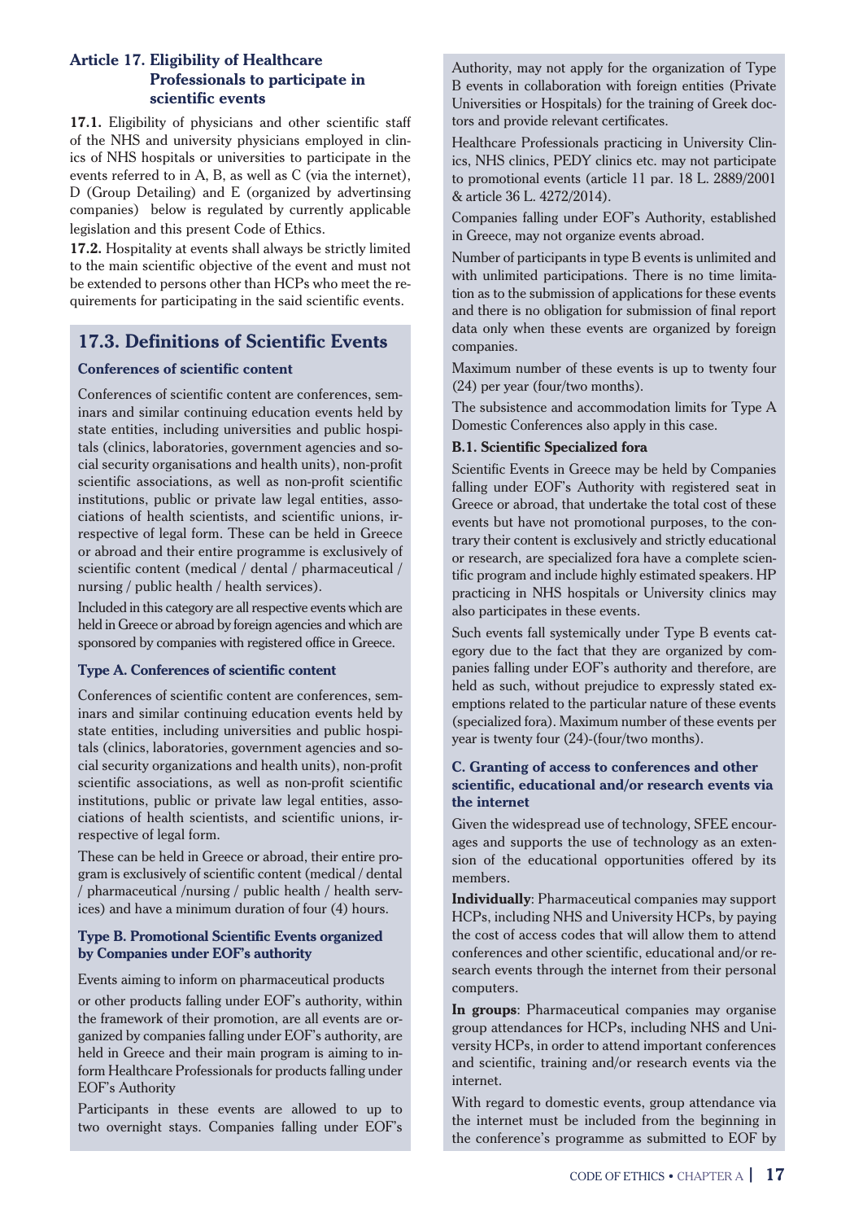### Article 17. Eligibility of Healthcare Professionals to participate in scientific events

**17.1.** Eligibility of physicians and other scientific staff of the NHS and university physicians employed in clinics of NHS hospitals or universities to participate in the events referred to in A, B, as well as C (via the internet), D (Group Detailing) and E (organized by advertinsing companies) below is regulated by currently applicable legislation and this present Code of Ethics.

**17.2.** Hospitality at events shall always be strictly limited to the main scientific objective of the event and must not be extended to persons other than HCPs who meet the requirements for participating in the said scientific events.

## 17.3. Definitions of Scientific Events

**Conferences of scientific content**

Conferences of scientific content are conferences, seminars and similar continuing education events held by state entities, including universities and public hospitals (clinics, laboratories, government agencies and social security organisations and health units), non-profit scientific associations, as well as non-profit scientific institutions, public or private law legal entities, associations of health scientists, and scientific unions, irrespective of legal form. These can be held in Greece or abroad and their entire programme is exclusively of scientific content (medical / dental / pharmaceutical / nursing / public health / health services).

Included in this category are all respective events which are held in Greece or abroad by foreign agencies and which are sponsored by companies with registered office in Greece.

**Type A. Conferences of scientific content**

Conferences of scientific content are conferences, seminars and similar continuing education events held by state entities, including universities and public hospitals (clinics, laboratories, government agencies and social security organizations and health units), non-profit scientific associations, as well as non-profit scientific institutions, public or private law legal entities, associations of health scientists, and scientific unions, irrespective of legal form.

These can be held in Greece or abroad, their entire program is exclusively of scientific content (medical / dental / pharmaceutical /nursing / public health / health services) and have a minimum duration of four (4) hours.

**Type B. Promotional Scientific Events organized by Companies under EOF's authority**

Events aiming to inform on pharmaceutical products or other products falling under EOF's authority, within the framework of their promotion, are all events are organized by companies falling under EOF's authority, are held in Greece and their main program is aiming to inform Healthcare Professionals for products falling under EOF's Authority

Participants in these events are allowed to up to two overnight stays. Companies falling under EOF's Authority, may not apply for the organization of Type B events in collaboration with foreign entities (Private Universities or Hospitals) for the training of Greek doctors and provide relevant certificates.

Healthcare Professionals practicing in University Clinics, NHS clinics, PEDY clinics etc. may not participate to promotional events (article 11 par. 18 L. 2889/2001 & article 36 L. 4272/2014).

Companies falling under EOF's Authority, established in Greece, may not organize events abroad.

Number of participants in type B events is unlimited and with unlimited participations. There is no time limitation as to the submission of applications for these events and there is no obligation for submission of final report data only when these events are organized by foreign companies.

Maximum number of these events is up to twenty four (24) per year (four/two months).

The subsistence and accommodation limits for Type A Domestic Conferences also apply in this case.

**B.1. Scientific Specialized fora**

Scientific Events in Greece may be held by Companies falling under EOF's Authority with registered seat in Greece or abroad, that undertake the total cost of these events but have not promotional purposes, to the contrary their content is exclusively and strictly educational or research, are specialized fora have a complete scientific program and include highly estimated speakers. HP practicing in NHS hospitals or University clinics may also participates in these events.

Such events fall systemically under Type B events category due to the fact that they are organized by companies falling under EOF's authority and therefore, are held as such, without prejudice to expressly stated exemptions related to the particular nature of these events (specialized fora). Maximum number of these events per year is twenty four (24)-(four/two months).

**C. Granting of access to conferences and other scientific, educational and/or research events via the internet**

Given the widespread use of technology, SFEE encourages and supports the use of technology as an extension of the educational opportunities offered by its members.

**Individually**: Pharmaceutical companies may support HCPs, including NHS and University HCPs, by paying the cost of access codes that will allow them to attend conferences and other scientific, educational and/or research events through the internet from their personal computers.

**In groups**: Pharmaceutical companies may organise group attendances for HCPs, including NHS and University HCPs, in order to attend important conferences and scientific, training and/or research events via the internet.

With regard to domestic events, group attendance via the internet must be included from the beginning in the conference's programme as submitted to EOF by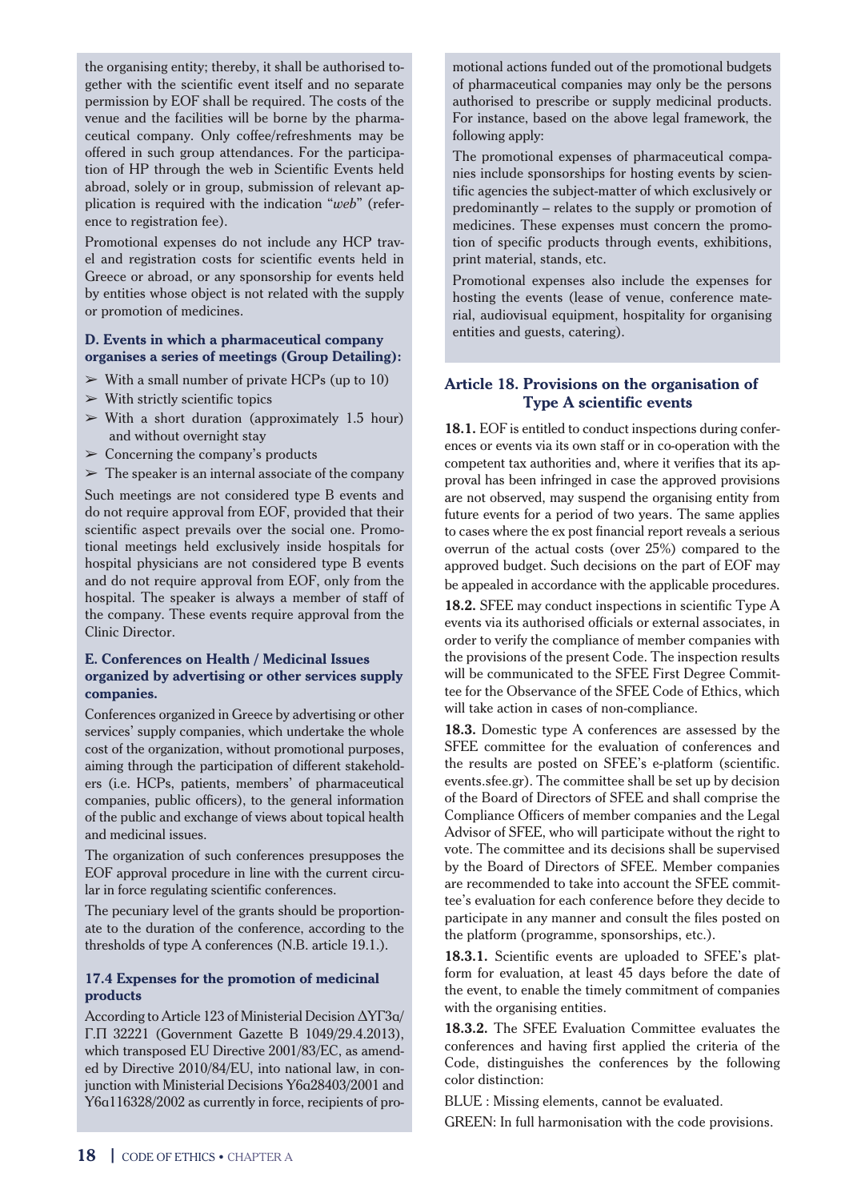the organising entity; thereby, it shall be authorised together with the scientific event itself and no separate permission by EOF shall be required. The costs of the venue and the facilities will be borne by the pharmaceutical company. Only coffee/refreshments may be offered in such group attendances. For the participation of HP through the web in Scientific Events held abroad, solely or in group, submission of relevant application is required with the indication "*web*" (reference to registration fee).

Promotional expenses do not include any HCP travel and registration costs for scientific events held in Greece or abroad, or any sponsorship for events held by entities whose object is not related with the supply or promotion of medicines.

### D. Events in which a pharmaceutical company organises a series of meetings (Group Detailing):

- With a small number of private HCPs (up to 10)
- With strictly scientific topics
- With a short duration (approximately 1.5 hour) and without overnight stay
- Concerning the company's products
- The speaker is an internal associate of the company

Such meetings are not considered type B events and do not require approval from EOF, provided that their scientific aspect prevails over the social one. Promotional meetings held exclusively inside hospitals for hospital physicians are not considered type B events and do not require approval from EOF, only from the hospital. The speaker is always a member of staff of the company. These events require approval from the Clinic Director.

### E. Conferences on Health / Medicinal Issues organized by advertising or other services supply companies.

Conferences organized in Greece by advertising or other services' supply companies, which undertake the whole cost of the organization, without promotional purposes, aiming through the participation of different stakeholders (i.e. HCPs, patients, members' of pharmaceutical companies, public officers), to the general information of the public and exchange of views about topical health and medicinal issues.

The organization of such conferences presupposes the EOF approval procedure in line with the current circular in force regulating scientific conferences.

The pecuniary level of the grants should be proportionate to the duration of the conference, according to the thresholds of type A conferences (N.B. article 19.1.).

### 17.4 Expenses for the promotion of medicinal products

According to Article 123 of Ministerial Decision ΔΥΓ3α/Γ.Π 32221 (Government Gazette B 1049/29.4.2013), which transposed EU Directive 2001/83/EC, as amended by Directive 2010/84/EU, into national law, in conjunction with Ministerial Decisions Υ6α28403/2001 and Υ6α116328/2002 as currently in force, recipients of promotional actions funded out of the promotional budgets of pharmaceutical companies may only be the persons authorised to prescribe or supply medicinal products. For instance, based on the above legal framework, the following apply:

The promotional expenses of pharmaceutical companies include sponsorships for hosting events by scientific agencies the subject-matter of which exclusively or predominantly – relates to the supply or promotion of medicines. These expenses must concern the promotion of specific products through events, exhibitions, print material, stands, etc.

Promotional expenses also include the expenses for hosting the events (lease of venue, conference material, audiovisual equipment, hospitality for organising entities and guests, catering).

## Article 18. Provisions on the organisation of Type A scientific events

**18.1.** EOF is entitled to conduct inspections during conferences or events via its own staff or in co-operation with the competent tax authorities and, where it verifies that its approval has been infringed in case the approved provisions are not observed, may suspend the organising entity from future events for a period of two years. The same applies to cases where the ex post financial report reveals a serious overrun of the actual costs (over 25%) compared to the approved budget. Such decisions on the part of EOF may be appealed in accordance with the applicable procedures.

**18.2.** SFEE may conduct inspections in scientific Type A events via its authorised officials or external associates, in order to verify the compliance of member companies with the provisions of the present Code. The inspection results will be communicated to the SFEE First Degree Committee for the Observance of the SFEE Code of Ethics, which will take action in cases of non-compliance.

**18.3.** Domestic type A conferences are assessed by the SFEE committee for the evaluation of conferences and the results are posted on SFEE's e-platform (scientific.events.sfee.gr). The committee shall be set up by decision of the Board of Directors of SFEE and shall comprise the Compliance Officers of member companies and the Legal Advisor of SFEE, who will participate without the right to vote. The committee and its decisions shall be supervised by the Board of Directors of SFEE. Member companies are recommended to take into account the SFEE committee's evaluation for each conference before they decide to participate in any manner and consult the files posted on the platform (programme, sponsorships, etc.).

**18.3.1.** Scientific events are uploaded to SFEE's platform for evaluation, at least 45 days before the date of the event, to enable the timely commitment of companies with the organising entities.

**18.3.2.** The SFEE Evaluation Committee evaluates the conferences and having first applied the criteria of the Code, distinguishes the conferences by the following color distinction:

BLUE : Missing elements, cannot be evaluated.

GREEN: In full harmonisation with the code provisions.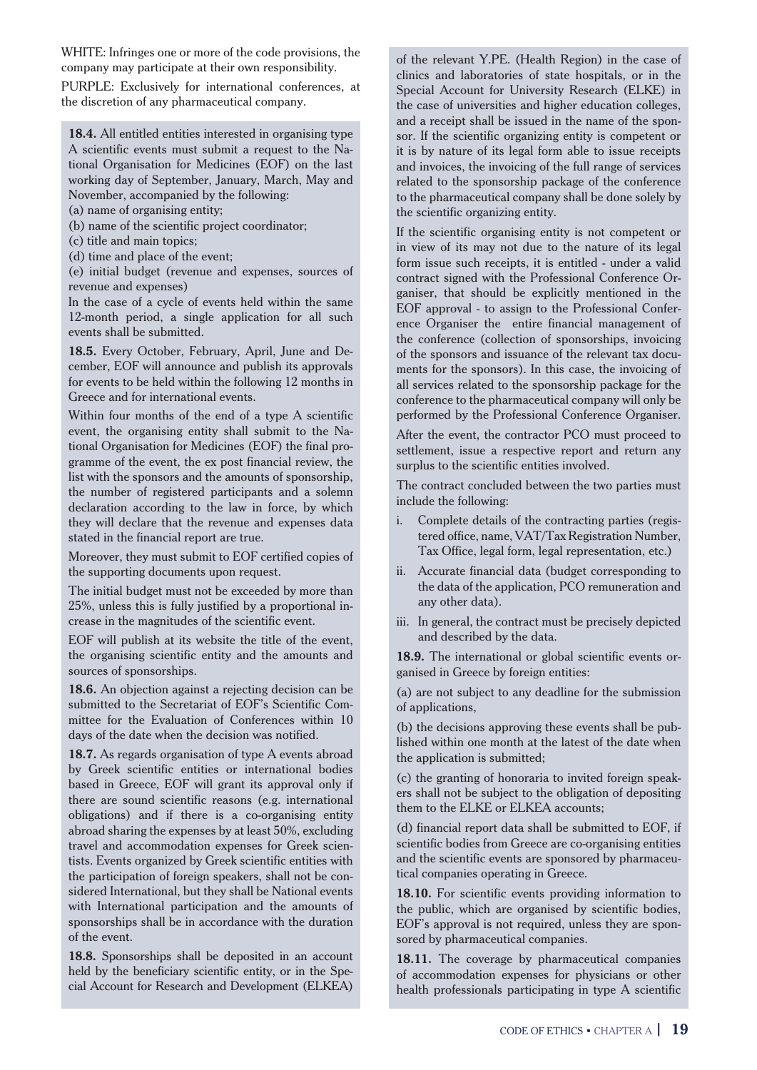WHITE: Infringes one or more of the code provisions, the company may participate at their own responsibility.

PURPLE: Exclusively for international conferences, at the discretion of any pharmaceutical company.

**18.4.** All entitled entities interested in organising type A scientific events must submit a request to the National Organisation for Medicines (EOF) on the last working day of September, January, March, May and November, accompanied by the following:

(a) name of organising entity;

(b) name of the scientific project coordinator;

(c) title and main topics;

(d) time and place of the event;

(e) initial budget (revenue and expenses, sources of revenue and expenses)

In the case of a cycle of events held within the same 12-month period, a single application for all such events shall be submitted.

**18.5.** Every October, February, April, June and December, EOF will announce and publish its approvals for events to be held within the following 12 months in Greece and for international events.

Within four months of the end of a type A scientific event, the organising entity shall submit to the National Organisation for Medicines (EOF) the final programme of the event, the ex post financial review, the list with the sponsors and the amounts of sponsorship, the number of registered participants and a solemn declaration according to the law in force, by which they will declare that the revenue and expenses data stated in the financial report are true.

Moreover, they must submit to EOF certified copies of the supporting documents upon request.

The initial budget must not be exceeded by more than 25%, unless this is fully justified by a proportional increase in the magnitudes of the scientific event.

EOF will publish at its website the title of the event, the organising scientific entity and the amounts and sources of sponsorships.

**18.6.** An objection against a rejecting decision can be submitted to the Secretariat of EOF's Scientific Committee for the Evaluation of Conferences within 10 days of the date when the decision was notified.

**18.7.** As regards organisation of type A events abroad by Greek scientific entities or international bodies based in Greece, EOF will grant its approval only if there are sound scientific reasons (e.g. international obligations) and if there is a co-organising entity abroad sharing the expenses by at least 50%, excluding travel and accommodation expenses for Greek scientists. Events organized by Greek scientific entities with the participation of foreign speakers, shall not be considered International, but they shall be National events with International participation and the amounts of sponsorships shall be in accordance with the duration of the event.

**18.8.** Sponsorships shall be deposited in an account held by the beneficiary scientific entity, or in the Special Account for Research and Development (ELKEA) of the relevant Y.PE. (Health Region) in the case of clinics and laboratories of state hospitals, or in the Special Account for University Research (ELKE) in the case of universities and higher education colleges, and a receipt shall be issued in the name of the sponsor. If the scientific organizing entity is competent or it is by nature of its legal form able to issue receipts and invoices, the invoicing of the full range of services related to the sponsorship package of the conference to the pharmaceutical company shall be done solely by the scientific organizing entity.

If the scientific organising entity is not competent or in view of its may not due to the nature of its legal form issue such receipts, it is entitled - under a valid contract signed with the Professional Conference Organiser, that should be explicitly mentioned in the EOF approval - to assign to the Professional Conference Organiser the entire financial management of the conference (collection of sponsorships, invoicing of the sponsors and issuance of the relevant tax documents for the sponsors). In this case, the invoicing of all services related to the sponsorship package for the conference to the pharmaceutical company will only be performed by the Professional Conference Organiser.

After the event, the contractor PCO must proceed to settlement, issue a respective report and return any surplus to the scientific entities involved.

The contract concluded between the two parties must include the following:

i. Complete details of the contracting parties (registered office, name, VAT/Tax Registration Number, Tax Office, legal form, legal representation, etc.)
ii. Accurate financial data (budget corresponding to the data of the application, PCO remuneration and any other data).
iii. In general, the contract must be precisely depicted and described by the data.

**18.9.** The international or global scientific events organised in Greece by foreign entities:

(a) are not subject to any deadline for the submission of applications,

(b) the decisions approving these events shall be published within one month at the latest of the date when the application is submitted;

(c) the granting of honoraria to invited foreign speakers shall not be subject to the obligation of depositing them to the ELKE or ELKEA accounts;

(d) financial report data shall be submitted to EOF, if scientific bodies from Greece are co-organising entities and the scientific events are sponsored by pharmaceutical companies operating in Greece.

**18.10.** For scientific events providing information to the public, which are organised by scientific bodies, EOF's approval is not required, unless they are sponsored by pharmaceutical companies.

**18.11.** The coverage by pharmaceutical companies of accommodation expenses for physicians or other health professionals participating in type A scientific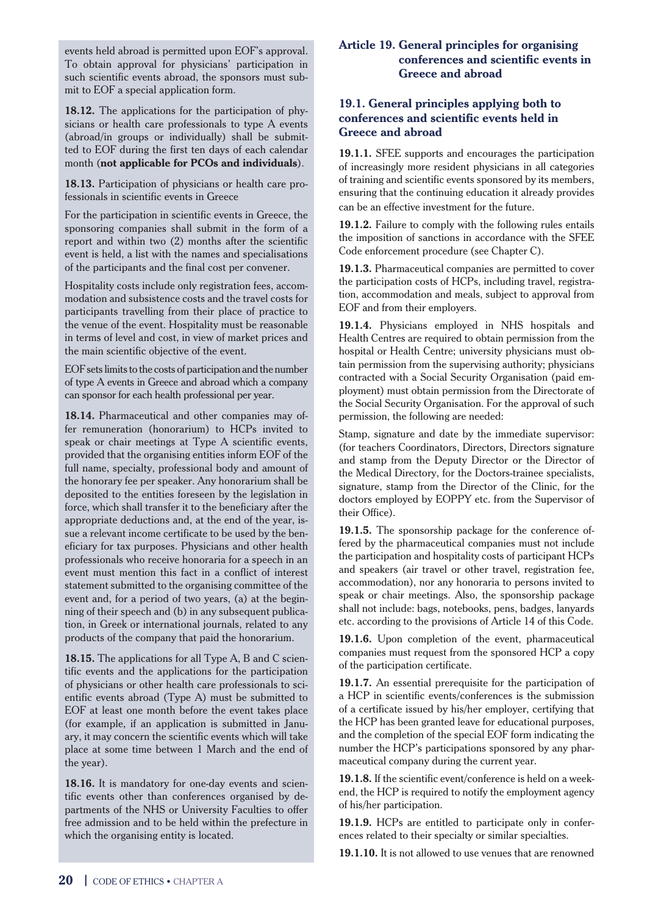events held abroad is permitted upon EOF's approval. To obtain approval for physicians' participation in such scientific events abroad, the sponsors must submit to EOF a special application form.

**18.12.** The applications for the participation of physicians or health care professionals to type A events (abroad/in groups or individually) shall be submitted to EOF during the first ten days of each calendar month (**not applicable for PCOs and individuals**).

**18.13.** Participation of physicians or health care professionals in scientific events in Greece

For the participation in scientific events in Greece, the sponsoring companies shall submit in the form of a report and within two (2) months after the scientific event is held, a list with the names and specialisations of the participants and the final cost per convener.

Hospitality costs include only registration fees, accommodation and subsistence costs and the travel costs for participants travelling from their place of practice to the venue of the event. Hospitality must be reasonable in terms of level and cost, in view of market prices and the main scientific objective of the event.

EOF sets limits to the costs of participation and the number of type A events in Greece and abroad which a company can sponsor for each health professional per year.

**18.14.** Pharmaceutical and other companies may offer remuneration (honorarium) to HCPs invited to speak or chair meetings at Type A scientific events, provided that the organising entities inform EOF of the full name, specialty, professional body and amount of the honorary fee per speaker. Any honorarium shall be deposited to the entities foreseen by the legislation in force, which shall transfer it to the beneficiary after the appropriate deductions and, at the end of the year, issue a relevant income certificate to be used by the beneficiary for tax purposes. Physicians and other health professionals who receive honoraria for a speech in an event must mention this fact in a conflict of interest statement submitted to the organising committee of the event and, for a period of two years, (a) at the beginning of their speech and (b) in any subsequent publication, in Greek or international journals, related to any products of the company that paid the honorarium.

**18.15.** The applications for all Type A, B and C scientific events and the applications for the participation of physicians or other health care professionals to scientific events abroad (Type A) must be submitted to EOF at least one month before the event takes place (for example, if an application is submitted in January, it may concern the scientific events which will take place at some time between 1 March and the end of the year).

**18.16.** It is mandatory for one-day events and scientific events other than conferences organised by departments of the NHS or University Faculties to offer free admission and to be held within the prefecture in which the organising entity is located.

## Article 19. General principles for organising conferences and scientific events in Greece and abroad

### 19.1. General principles applying both to conferences and scientific events held in Greece and abroad

**19.1.1.** SFEE supports and encourages the participation of increasingly more resident physicians in all categories of training and scientific events sponsored by its members, ensuring that the continuing education it already provides can be an effective investment for the future.

**19.1.2.** Failure to comply with the following rules entails the imposition of sanctions in accordance with the SFEE Code enforcement procedure (see Chapter C).

**19.1.3.** Pharmaceutical companies are permitted to cover the participation costs of HCPs, including travel, registration, accommodation and meals, subject to approval from EOF and from their employers.

**19.1.4.** Physicians employed in NHS hospitals and Health Centres are required to obtain permission from the hospital or Health Centre; university physicians must obtain permission from the supervising authority; physicians contracted with a Social Security Organisation (paid employment) must obtain permission from the Directorate of the Social Security Organisation. For the approval of such permission, the following are needed:

Stamp, signature and date by the immediate supervisor: (for teachers Coordinators, Directors, Directors signature and stamp from the Deputy Director or the Director of the Medical Directory, for the Doctors-trainee specialists, signature, stamp from the Director of the Clinic, for the doctors employed by EOPPY etc. from the Supervisor of their Office).

**19.1.5.** The sponsorship package for the conference offered by the pharmaceutical companies must not include the participation and hospitality costs of participant HCPs and speakers (air travel or other travel, registration fee, accommodation), nor any honoraria to persons invited to speak or chair meetings. Also, the sponsorship package shall not include: bags, notebooks, pens, badges, lanyards etc. according to the provisions of Article 14 of this Code.

**19.1.6.** Upon completion of the event, pharmaceutical companies must request from the sponsored HCP a copy of the participation certificate.

**19.1.7.** An essential prerequisite for the participation of a HCP in scientific events/conferences is the submission of a certificate issued by his/her employer, certifying that the HCP has been granted leave for educational purposes, and the completion of the special EOF form indicating the number the HCP's participations sponsored by any pharmaceutical company during the current year.

**19.1.8.** If the scientific event/conference is held on a weekend, the HCP is required to notify the employment agency of his/her participation.

**19.1.9.** HCPs are entitled to participate only in conferences related to their specialty or similar specialties.

**19.1.10.** It is not allowed to use venues that are renowned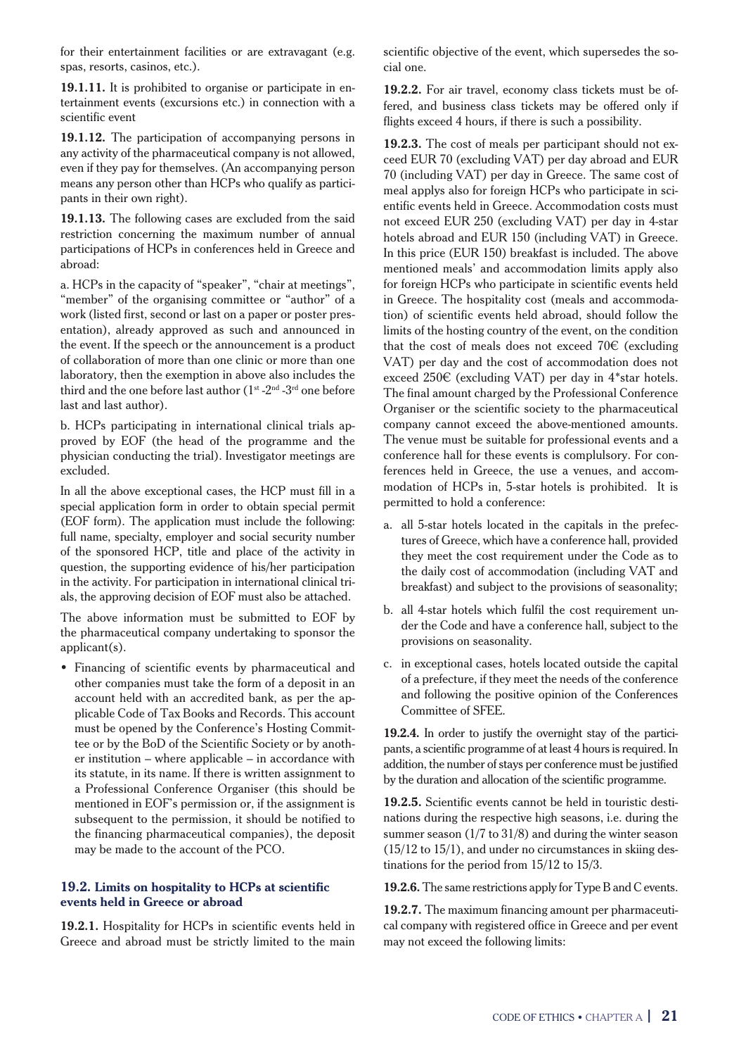for their entertainment facilities or are extravagant (e.g. spas, resorts, casinos, etc.).

**19.1.11.** It is prohibited to organise or participate in entertainment events (excursions etc.) in connection with a scientific event

**19.1.12.** The participation of accompanying persons in any activity of the pharmaceutical company is not allowed, even if they pay for themselves. (An accompanying person means any person other than HCPs who qualify as participants in their own right).

**19.1.13.** The following cases are excluded from the said restriction concerning the maximum number of annual participations of HCPs in conferences held in Greece and abroad:

a. HCPs in the capacity of "speaker", "chair at meetings", "member" of the organising committee or "author" of a work (listed first, second or last on a paper or poster presentation), already approved as such and announced in the event. If the speech or the announcement is a product of collaboration of more than one clinic or more than one laboratory, then the exemption in above also includes the third and the one before last author (1st -2nd -3rd one before last and last author).

b. HCPs participating in international clinical trials approved by EOF (the head of the programme and the physician conducting the trial). Investigator meetings are excluded.

In all the above exceptional cases, the HCP must fill in a special application form in order to obtain special permit (EOF form). The application must include the following: full name, specialty, employer and social security number of the sponsored HCP, title and place of the activity in question, the supporting evidence of his/her participation in the activity. For participation in international clinical trials, the approving decision of EOF must also be attached.

The above information must be submitted to EOF by the pharmaceutical company undertaking to sponsor the applicant(s).

- Financing of scientific events by pharmaceutical and other companies must take the form of a deposit in an account held with an accredited bank, as per the applicable Code of Tax Books and Records. This account must be opened by the Conference's Hosting Committee or by the BoD of the Scientific Society or by another institution – where applicable – in accordance with its statute, in its name. If there is written assignment to a Professional Conference Organiser (this should be mentioned in EOF's permission or, if the assignment is subsequent to the permission, it should be notified to the financing pharmaceutical companies), the deposit may be made to the account of the PCO.

### 19.2. Limits on hospitality to HCPs at scientific events held in Greece or abroad

**19.2.1.** Hospitality for HCPs in scientific events held in Greece and abroad must be strictly limited to the main scientific objective of the event, which supersedes the social one.

**19.2.2.** For air travel, economy class tickets must be offered, and business class tickets may be offered only if flights exceed 4 hours, if there is such a possibility.

**19.2.3.** The cost of meals per participant should not exceed EUR 70 (excluding VAT) per day abroad and EUR 70 (including VAT) per day in Greece. The same cost of meal applys also for foreign HCPs who participate in scientific events held in Greece. Accommodation costs must not exceed EUR 250 (excluding VAT) per day in 4-star hotels abroad and EUR 150 (including VAT) in Greece. In this price (EUR 150) breakfast is included. The above mentioned meals' and accommodation limits apply also for foreign HCPs who participate in scientific events held in Greece. The hospitality cost (meals and accommodation) of scientific events held abroad, should follow the limits of the hosting country of the event, on the condition that the cost of meals does not exceed 70€ (excluding VAT) per day and the cost of accommodation does not exceed 250€ (excluding VAT) per day in 4*star hotels. The final amount charged by the Professional Conference Organiser or the scientific society to the pharmaceutical company cannot exceed the above-mentioned amounts. The venue must be suitable for professional events and a conference hall for these events is complulsory. For conferences held in Greece, the use a venues, and accommodation of HCPs in, 5-star hotels is prohibited. It is permitted to hold a conference:

a. all 5-star hotels located in the capitals in the prefectures of Greece, which have a conference hall, provided they meet the cost requirement under the Code as to the daily cost of accommodation (including VAT and breakfast) and subject to the provisions of seasonality;

b. all 4-star hotels which fulfil the cost requirement under the Code and have a conference hall, subject to the provisions on seasonality.

c. in exceptional cases, hotels located outside the capital of a prefecture, if they meet the needs of the conference and following the positive opinion of the Conferences Committee of SFEE.

**19.2.4.** In order to justify the overnight stay of the participants, a scientific programme of at least 4 hours is required. In addition, the number of stays per conference must be justified by the duration and allocation of the scientific programme.

**19.2.5.** Scientific events cannot be held in touristic destinations during the respective high seasons, i.e. during the summer season (1/7 to 31/8) and during the winter season (15/12 to 15/1), and under no circumstances in skiing destinations for the period from 15/12 to 15/3.

**19.2.6.** The same restrictions apply for Type B and C events.

**19.2.7.** The maximum financing amount per pharmaceutical company with registered office in Greece and per event may not exceed the following limits: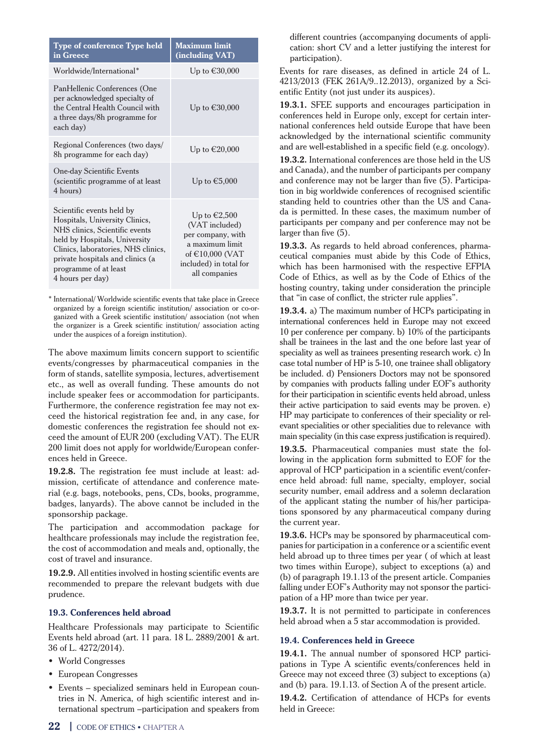| Type of conference Type held in Greece | Maximum limit (including VAT) |
|---|---|
| Worldwide/International* | Up to €30,000 |
| PanHellenic Conferences (One per acknowledged specialty of the Central Health Council with a three days/8h programme for each day) | Up to €30,000 |
| Regional Conferences (two days/ 8h programme for each day) | Up to €20,000 |
| One-day Scientific Events (scientific programme of at least 4 hours) | Up to €5,000 |
| Scientific events held by Hospitals, University Clinics, NHS clinics, Scientific events held by Hospitals, University Clinics, laboratories, NHS clinics, private hospitals and clinics (a programme of at least 4 hours per day) | Up to €2,500 (VAT included) per company, with a maximum limit of €10,000 (VAT included) in total for all companies |

* International/ Worldwide scientific events that take place in Greece organized by a foreign scientific institution/ association or co-organized with a Greek scientific institution/ association (not when the organizer is a Greek scientific institution/ association acting under the auspices of a foreign institution).

The above maximum limits concern support to scientific events/congresses by pharmaceutical companies in the form of stands, satellite symposia, lectures, advertisement etc., as well as overall funding. These amounts do not include speaker fees or accommodation for participants. Furthermore, the conference registration fee may not exceed the historical registration fee and, in any case, for domestic conferences the registration fee should not exceed the amount of EUR 200 (excluding VAT). The EUR 200 limit does not apply for worldwide/European conferences held in Greece.

**19.2.8.** The registration fee must include at least: admission, certificate of attendance and conference material (e.g. bags, notebooks, pens, CDs, books, programme, badges, lanyards). The above cannot be included in the sponsorship package.

The participation and accommodation package for healthcare professionals may include the registration fee, the cost of accommodation and meals and, optionally, the cost of travel and insurance.

**19.2.9.** All entities involved in hosting scientific events are recommended to prepare the relevant budgets with due prudence.

### 19.3. Conferences held abroad

Healthcare Professionals may participate to Scientific Events held abroad (art. 11 para. 18 L. 2889/2001 & art. 36 of L. 4272/2014).

- World Congresses
- European Congresses
- Events – specialized seminars held in European countries in N. America, of high scientific interest and international spectrum –participation and speakers from different countries (accompanying documents of application: short CV and a letter justifying the interest for participation).

Events for rare diseases, as defined in article 24 of L. 4213/2013 (FEK 261A/9..12.2013), organized by a Scientific Entity (not just under its auspices).

**19.3.1.** SFEE supports and encourages participation in conferences held in Europe only, except for certain international conferences held outside Europe that have been acknowledged by the international scientific community and are well-established in a specific field (e.g. oncology).

**19.3.2.** International conferences are those held in the US and Canada), and the number of participants per company and conference may not be larger than five (5). Participation in big worldwide conferences of recognised scientific standing held to countries other than the US and Canada is permitted. In these cases, the maximum number of participants per company and per conference may not be larger than five (5).

**19.3.3.** As regards to held abroad conferences, pharmaceutical companies must abide by this Code of Ethics, which has been harmonised with the respective EFPIA Code of Ethics, as well as by the Code of Ethics of the hosting country, taking under consideration the principle that "in case of conflict, the stricter rule applies".

**19.3.4.** a) The maximum number of HCPs participating in international conferences held in Europe may not exceed 10 per conference per company. b) 10% of the participants shall be trainees in the last and the one before last year of speciality as well as trainees presenting research work. c) In case total number of HP is 5-10, one trainee shall obligatory be included. d) Pensioners Doctors may not be sponsored by companies with products falling under EOF's authority for their participation in scientific events held abroad, unless their active participation to said events may be proven. e) HP may participate to conferences of their speciality or relevant specialities or other specialities due to relevance with main speciality (in this case express justification is required).

**19.3.5.** Pharmaceutical companies must state the following in the application form submitted to EOF for the approval of HCP participation in a scientific event/conference held abroad: full name, specialty, employer, social security number, email address and a solemn declaration of the applicant stating the number of his/her participations sponsored by any pharmaceutical company during the current year.

**19.3.6.** HCPs may be sponsored by pharmaceutical companies for participation in a conference or a scientific event held abroad up to three times per year ( of which at least two times within Europe), subject to exceptions (a) and (b) of paragraph 19.1.13 of the present article. Companies falling under EOF's Authority may not sponsor the participation of a HP more than twice per year.

**19.3.7.** It is not permitted to participate in conferences held abroad when a 5 star accommodation is provided.

### 19.4. Conferences held in Greece

**19.4.1.** The annual number of sponsored HCP participations in Type A scientific events/conferences held in Greece may not exceed three (3) subject to exceptions (a) and (b) para. 19.1.13. of Section A of the present article.

**19.4.2.** Certification of attendance of HCPs for events held in Greece: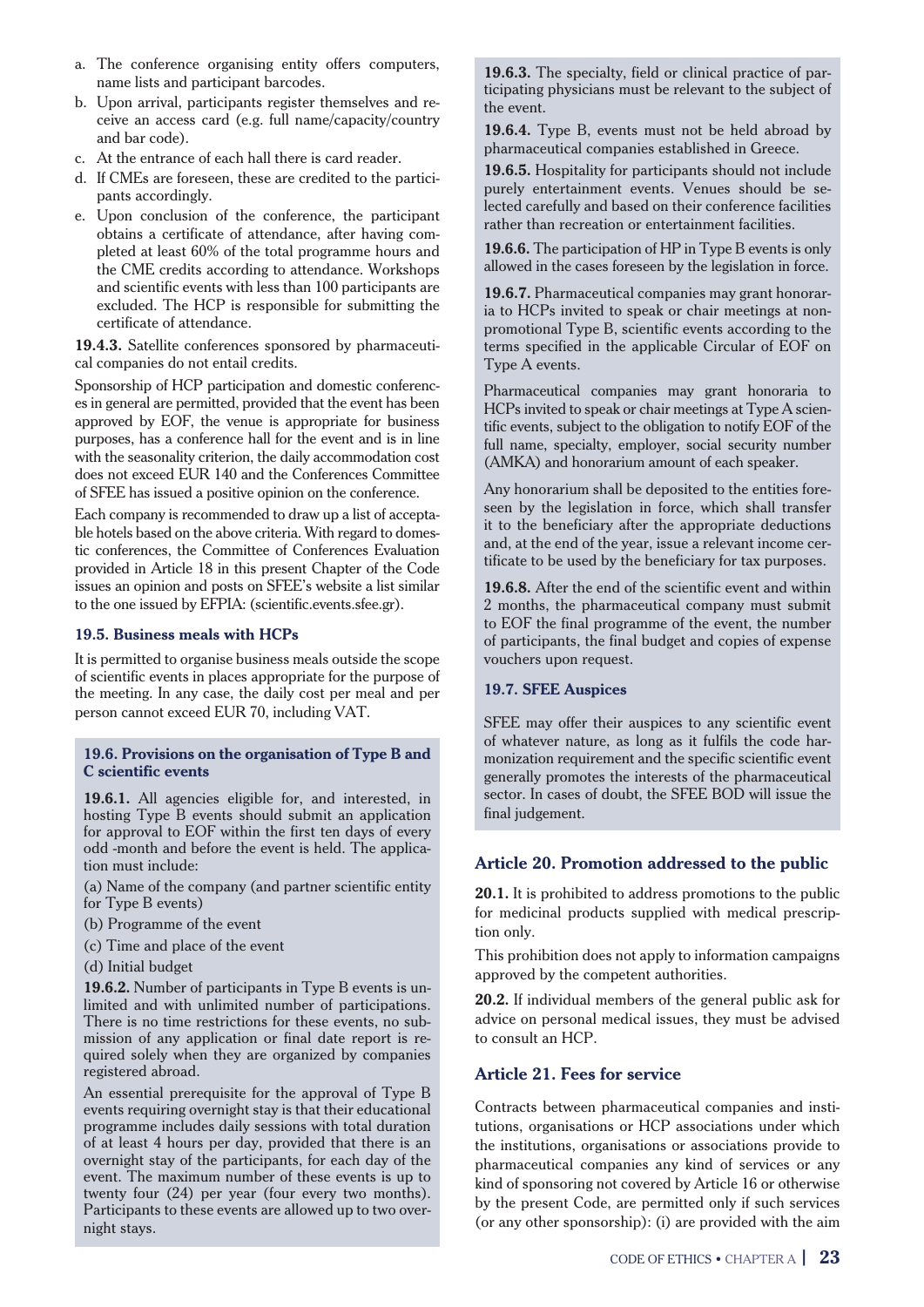a. The conference organising entity offers computers, name lists and participant barcodes.
b. Upon arrival, participants register themselves and receive an access card (e.g. full name/capacity/country and bar code).
c. At the entrance of each hall there is card reader.
d. If CMEs are foreseen, these are credited to the participants accordingly.
e. Upon conclusion of the conference, the participant obtains a certificate of attendance, after having completed at least 60% of the total programme hours and the CME credits according to attendance. Workshops and scientific events with less than 100 participants are excluded. The HCP is responsible for submitting the certificate of attendance.

**19.4.3.** Satellite conferences sponsored by pharmaceutical companies do not entail credits.

Sponsorship of HCP participation and domestic conferences in general are permitted, provided that the event has been approved by EOF, the venue is appropriate for business purposes, has a conference hall for the event and is in line with the seasonality criterion, the daily accommodation cost does not exceed EUR 140 and the Conferences Committee of SFEE has issued a positive opinion on the conference.

Each company is recommended to draw up a list of acceptable hotels based on the above criteria. With regard to domestic conferences, the Committee of Conferences Evaluation provided in Article 18 in this present Chapter of the Code issues an opinion and posts on SFEE's website a list similar to the one issued by EFPIA: (scientific.events.sfee.gr).

### 19.5. Business meals with HCPs

It is permitted to organise business meals outside the scope of scientific events in places appropriate for the purpose of the meeting. In any case, the daily cost per meal and per person cannot exceed EUR 70, including VAT.

### 19.6. Provisions on the organisation of Type B and C scientific events

**19.6.1.** All agencies eligible for, and interested, in hosting Type B events should submit an application for approval to EOF within the first ten days of every odd -month and before the event is held. The application must include:

(a) Name of the company (and partner scientific entity for Type B events)

(b) Programme of the event

(c) Time and place of the event

(d) Initial budget

**19.6.2.** Number of participants in Type B events is unlimited and with unlimited number of participations. There is no time restrictions for these events, no submission of any application or final date report is required solely when they are organized by companies registered abroad.

An essential prerequisite for the approval of Type B events requiring overnight stay is that their educational programme includes daily sessions with total duration of at least 4 hours per day, provided that there is an overnight stay of the participants, for each day of the event. The maximum number of these events is up to twenty four (24) per year (four every two months). Participants to these events are allowed up to two overnight stays.

**19.6.3.** The specialty, field or clinical practice of participating physicians must be relevant to the subject of the event.

**19.6.4.** Type B, events must not be held abroad by pharmaceutical companies established in Greece.

**19.6.5.** Hospitality for participants should not include purely entertainment events. Venues should be selected carefully and based on their conference facilities rather than recreation or entertainment facilities.

**19.6.6.** The participation of HP in Type B events is only allowed in the cases foreseen by the legislation in force.

**19.6.7.** Pharmaceutical companies may grant honoraria to HCPs invited to speak or chair meetings at non-promotional Type B, scientific events according to the terms specified in the applicable Circular of EOF on Type A events.

Pharmaceutical companies may grant honoraria to HCPs invited to speak or chair meetings at Type A scientific events, subject to the obligation to notify EOF of the full name, specialty, employer, social security number (AMKA) and honorarium amount of each speaker.

Any honorarium shall be deposited to the entities foreseen by the legislation in force, which shall transfer it to the beneficiary after the appropriate deductions and, at the end of the year, issue a relevant income certificate to be used by the beneficiary for tax purposes.

**19.6.8.** After the end of the scientific event and within 2 months, the pharmaceutical company must submit to EOF the final programme of the event, the number of participants, the final budget and copies of expense vouchers upon request.

### 19.7. SFEE Auspices

SFEE may offer their auspices to any scientific event of whatever nature, as long as it fulfils the code harmonization requirement and the specific scientific event generally promotes the interests of the pharmaceutical sector. In cases of doubt, the SFEE BOD will issue the final judgement.

## Article 20. Promotion addressed to the public

**20.1.** It is prohibited to address promotions to the public for medicinal products supplied with medical prescription only.

This prohibition does not apply to information campaigns approved by the competent authorities.

**20.2.** If individual members of the general public ask for advice on personal medical issues, they must be advised to consult an HCP.

## Article 21. Fees for service

Contracts between pharmaceutical companies and institutions, organisations or HCP associations under which the institutions, organisations or associations provide to pharmaceutical companies any kind of services or any kind of sponsoring not covered by Article 16 or otherwise by the present Code, are permitted only if such services (or any other sponsorship): (i) are provided with the aim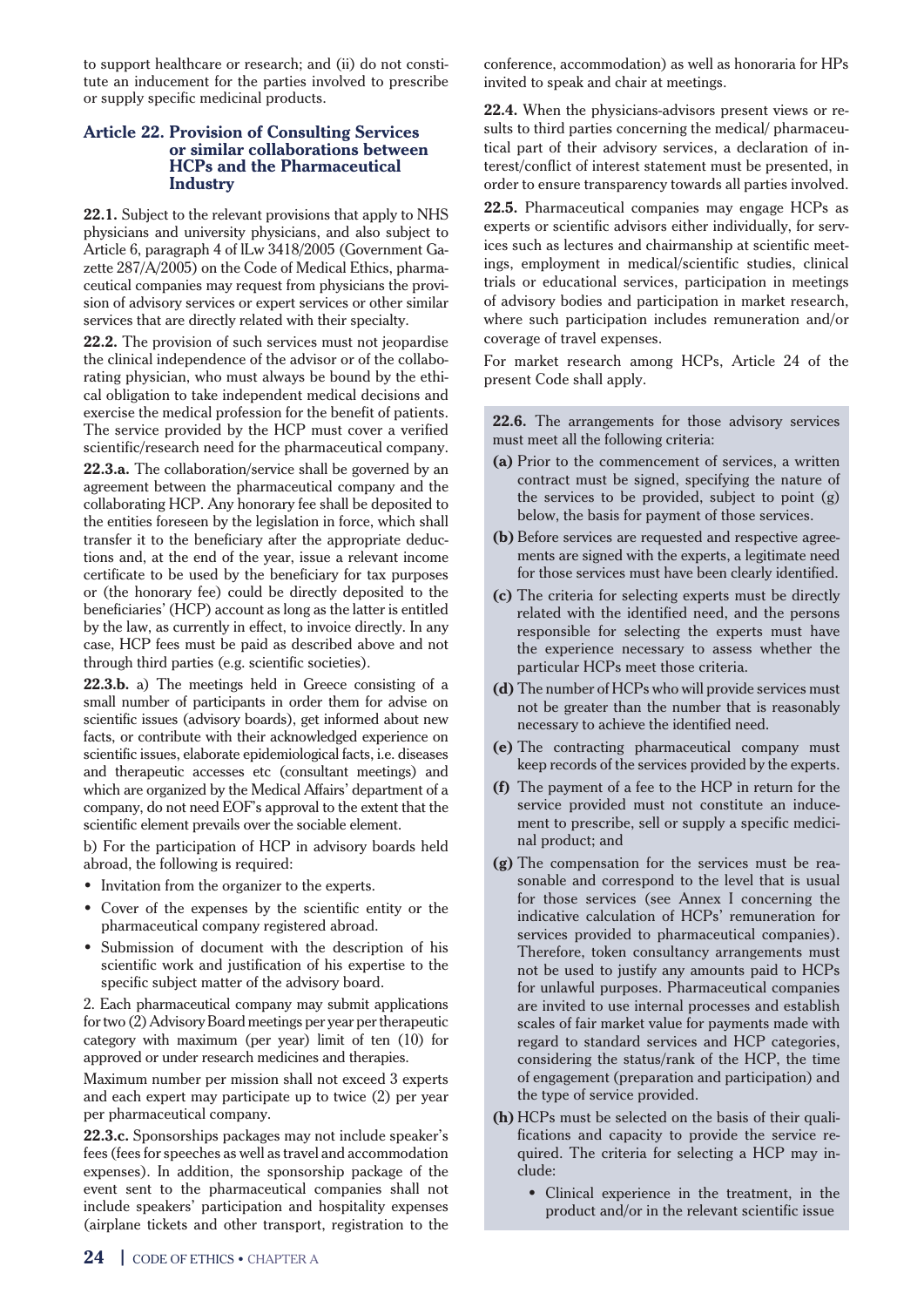to support healthcare or research; and (ii) do not constitute an inducement for the parties involved to prescribe or supply specific medicinal products.

### Article 22. Provision of Consulting Services or similar collaborations between HCPs and the Pharmaceutical Industry

**22.1.** Subject to the relevant provisions that apply to NHS physicians and university physicians, and also subject to Article 6, paragraph 4 of lLw 3418/2005 (Government Gazette 287/A/2005) on the Code of Medical Ethics, pharmaceutical companies may request from physicians the provision of advisory services or expert services or other similar services that are directly related with their specialty.

**22.2.** The provision of such services must not jeopardise the clinical independence of the advisor or of the collaborating physician, who must always be bound by the ethical obligation to take independent medical decisions and exercise the medical profession for the benefit of patients. The service provided by the HCP must cover a verified scientific/research need for the pharmaceutical company.

**22.3.a.** The collaboration/service shall be governed by an agreement between the pharmaceutical company and the collaborating HCP. Any honorary fee shall be deposited to the entities foreseen by the legislation in force, which shall transfer it to the beneficiary after the appropriate deductions and, at the end of the year, issue a relevant income certificate to be used by the beneficiary for tax purposes or (the honorary fee) could be directly deposited to the beneficiaries' (HCP) account as long as the latter is entitled by the law, as currently in effect, to invoice directly. In any case, HCP fees must be paid as described above and not through third parties (e.g. scientific societies).

**22.3.b.** a) The meetings held in Greece consisting of a small number of participants in order them for advise on scientific issues (advisory boards), get informed about new facts, or contribute with their acknowledged experience on scientific issues, elaborate epidemiological facts, i.e. diseases and therapeutic accesses etc (consultant meetings) and which are organized by the Medical Affairs' department of a company, do not need EOF's approval to the extent that the scientific element prevails over the sociable element.

b) For the participation of HCP in advisory boards held abroad, the following is required:

- Invitation from the organizer to the experts.
- Cover of the expenses by the scientific entity or the pharmaceutical company registered abroad.
- Submission of document with the description of his scientific work and justification of his expertise to the specific subject matter of the advisory board.

2. Each pharmaceutical company may submit applications for two (2) Advisory Board meetings per year per therapeutic category with maximum (per year) limit of ten (10) for approved or under research medicines and therapies.

Maximum number per mission shall not exceed 3 experts and each expert may participate up to twice (2) per year per pharmaceutical company.

**22.3.c.** Sponsorships packages may not include speaker's fees (fees for speeches as well as travel and accommodation expenses). In addition, the sponsorship package of the event sent to the pharmaceutical companies shall not include speakers' participation and hospitality expenses (airplane tickets and other transport, registration to the conference, accommodation) as well as honoraria for HPs invited to speak and chair at meetings.

**22.4.** When the physicians-advisors present views or results to third parties concerning the medical/ pharmaceutical part of their advisory services, a declaration of interest/conflict of interest statement must be presented, in order to ensure transparency towards all parties involved.

**22.5.** Pharmaceutical companies may engage HCPs as experts or scientific advisors either individually, for services such as lectures and chairmanship at scientific meetings, employment in medical/scientific studies, clinical trials or educational services, participation in meetings of advisory bodies and participation in market research, where such participation includes remuneration and/or coverage of travel expenses.

For market research among HCPs, Article 24 of the present Code shall apply.

**22.6.** The arrangements for those advisory services must meet all the following criteria:

**(a)** Prior to the commencement of services, a written contract must be signed, specifying the nature of the services to be provided, subject to point (g) below, the basis for payment of those services.

**(b)** Before services are requested and respective agreements are signed with the experts, a legitimate need for those services must have been clearly identified.

**(c)** The criteria for selecting experts must be directly related with the identified need, and the persons responsible for selecting the experts must have the experience necessary to assess whether the particular HCPs meet those criteria.

**(d)** The number of HCPs who will provide services must not be greater than the number that is reasonably necessary to achieve the identified need.

**(e)** The contracting pharmaceutical company must keep records of the services provided by the experts.

**(f)** The payment of a fee to the HCP in return for the service provided must not constitute an inducement to prescribe, sell or supply a specific medicinal product; and

**(g)** The compensation for the services must be reasonable and correspond to the level that is usual for those services (see Annex I concerning the indicative calculation of HCPs' remuneration for services provided to pharmaceutical companies). Therefore, token consultancy arrangements must not be used to justify any amounts paid to HCPs for unlawful purposes. Pharmaceutical companies are invited to use internal processes and establish scales of fair market value for payments made with regard to standard services and HCP categories, considering the status/rank of the HCP, the time of engagement (preparation and participation) and the type of service provided.

**(h)** HCPs must be selected on the basis of their qualifications and capacity to provide the service required. The criteria for selecting a HCP may include:

- Clinical experience in the treatment, in the product and/or in the relevant scientific issue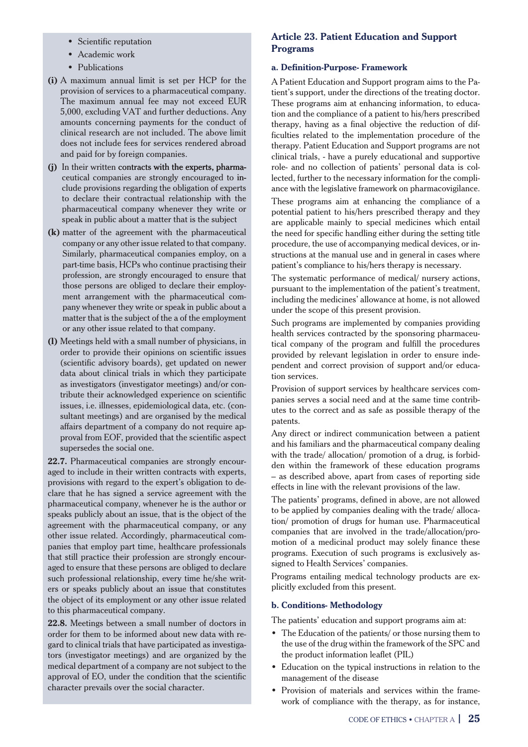- Scientific reputation
- Academic work
- Publications

**(i)** A maximum annual limit is set per HCP for the provision of services to a pharmaceutical company. The maximum annual fee may not exceed EUR 5,000, excluding VAT and further deductions. Any amounts concerning payments for the conduct of clinical research are not included. The above limit does not include fees for services rendered abroad and paid for by foreign companies.

**(j)** In their written contracts with the experts, pharmaceutical companies are strongly encouraged to include provisions regarding the obligation of experts to declare their contractual relationship with the pharmaceutical company whenever they write or speak in public about a matter that is the subject

**(k)** matter of the agreement with the pharmaceutical company or any other issue related to that company. Similarly, pharmaceutical companies employ, on a part-time basis, HCPs who continue practising their profession, are strongly encouraged to ensure that those persons are obliged to declare their employment arrangement with the pharmaceutical company whenever they write or speak in public about a matter that is the subject of the a of the employment or any other issue related to that company.

**(l)** Meetings held with a small number of physicians, in order to provide their opinions on scientific issues (scientific advisory boards), get updated on newer data about clinical trials in which they participate as investigators (investigator meetings) and/or contribute their acknowledged experience on scientific issues, i.e. illnesses, epidemiological data, etc. (consultant meetings) and are organised by the medical affairs department of a company do not require approval from EOF, provided that the scientific aspect supersedes the social one.

**22.7.** Pharmaceutical companies are strongly encouraged to include in their written contracts with experts, provisions with regard to the expert's obligation to declare that he has signed a service agreement with the pharmaceutical company, whenever he is the author or speaks publicly about an issue, that is the object of the agreement with the pharmaceutical company, or any other issue related. Accordingly, pharmaceutical companies that employ part time, healthcare professionals that still practice their profession are strongly encouraged to ensure that these persons are obliged to declare such professional relationship, every time he/she writers or speaks publicly about an issue that constitutes the object of its employment or any other issue related to this pharmaceutical company.

**22.8.** Meetings between a small number of doctors in order for them to be informed about new data with regard to clinical trials that have participated as investigators (investigator meetings) and are organized by the medical department of a company are not subject to the approval of EO, under the condition that the scientific character prevails over the social character.

## Article 23. Patient Education and Support Programs

### a. Definition-Purpose- Framework

A Patient Education and Support program aims to the Patient's support, under the directions of the treating doctor. These programs aim at enhancing information, to education and the compliance of a patient to his/hers prescribed therapy, having as a final objective the reduction of difficulties related to the implementation procedure of the therapy. Patient Education and Support programs are not clinical trials, - have a purely educational and supportive role- and no collection of patients' personal data is collected, further to the necessary information for the compliance with the legislative framework on pharmacovigilance.

These programs aim at enhancing the compliance of a potential patient to his/hers prescribed therapy and they are applicable mainly to special medicines which entail the need for specific handling either during the setting title procedure, the use of accompanying medical devices, or instructions at the manual use and in general in cases where patient's compliance to his/hers therapy is necessary.

The systematic performance of medical/ nursery actions, pursuant to the implementation of the patient's treatment, including the medicines' allowance at home, is not allowed under the scope of this present provision.

Such programs are implemented by companies providing health services contracted by the sponsoring pharmaceutical company of the program and fulfill the procedures provided by relevant legislation in order to ensure independent and correct provision of support and/or education services.

Provision of support services by healthcare services companies serves a social need and at the same time contributes to the correct and as safe as possible therapy of the patents.

Any direct or indirect communication between a patient and his familiars and the pharmaceutical company dealing with the trade/ allocation/ promotion of a drug, is forbidden within the framework of these education programs – as described above, apart from cases of reporting side effects in line with the relevant provisions of the law.

The patients' programs, defined in above, are not allowed to be applied by companies dealing with the trade/ allocation/ promotion of drugs for human use. Pharmaceutical companies that are involved in the trade/allocation/promotion of a medicinal product may solely finance these programs. Execution of such programs is exclusively assigned to Health Services' companies.

Programs entailing medical technology products are explicitly excluded from this present.

### b. Conditions- Methodology

The patients' education and support programs aim at:

- The Education of the patients/ or those nursing them to the use of the drug within the framework of the SPC and the product information leaflet (PIL)
- Education on the typical instructions in relation to the management of the disease
- Provision of materials and services within the framework of compliance with the therapy, as for instance,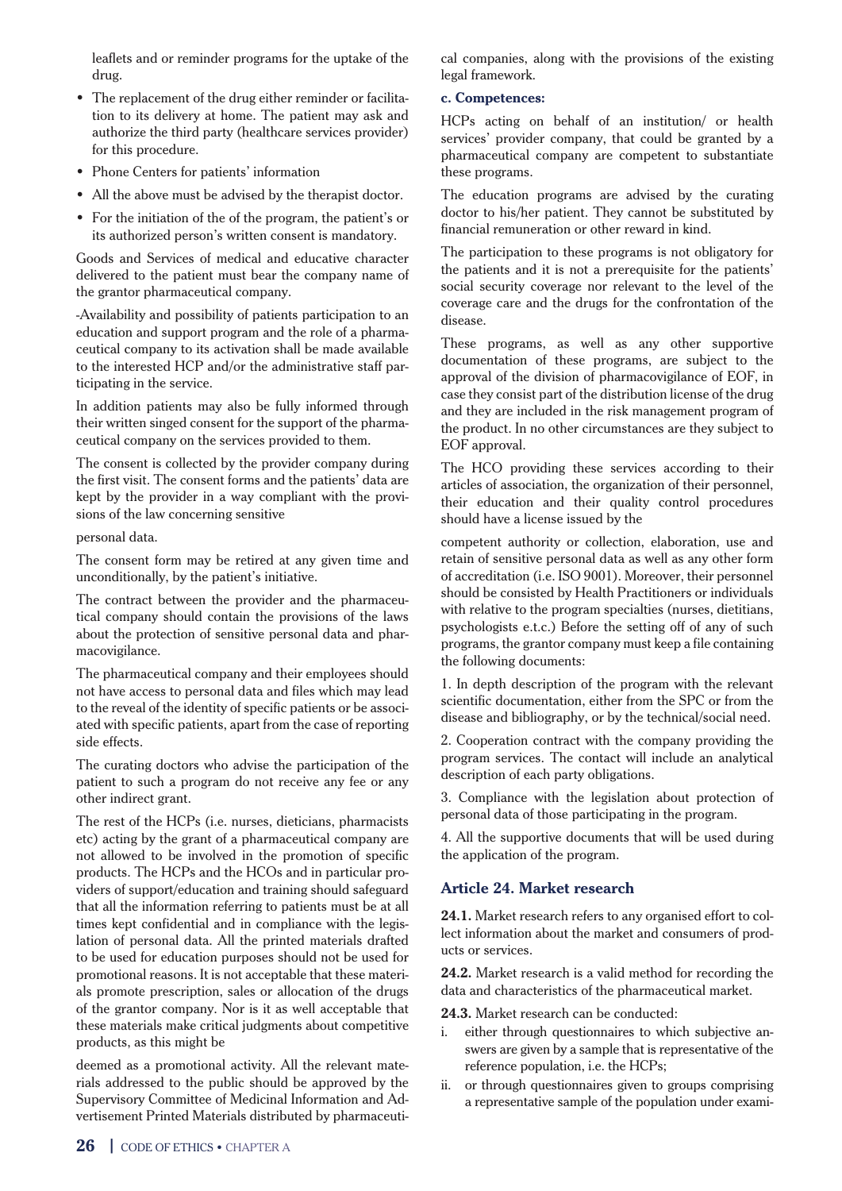leaflets and or reminder programs for the uptake of the drug.

- The replacement of the drug either reminder or facilitation to its delivery at home. The patient may ask and authorize the third party (healthcare services provider) for this procedure.
- Phone Centers for patients' information
- All the above must be advised by the therapist doctor.
- For the initiation of the of the program, the patient's or its authorized person's written consent is mandatory.

Goods and Services of medical and educative character delivered to the patient must bear the company name of the grantor pharmaceutical company.

-Availability and possibility of patients participation to an education and support program and the role of a pharmaceutical company to its activation shall be made available to the interested HCP and/or the administrative staff participating in the service.

In addition patients may also be fully informed through their written singed consent for the support of the pharmaceutical company on the services provided to them.

The consent is collected by the provider company during the first visit. The consent forms and the patients' data are kept by the provider in a way compliant with the provisions of the law concerning sensitive

personal data.

The consent form may be retired at any given time and unconditionally, by the patient's initiative.

The contract between the provider and the pharmaceutical company should contain the provisions of the laws about the protection of sensitive personal data and pharmacovigilance.

The pharmaceutical company and their employees should not have access to personal data and files which may lead to the reveal of the identity of specific patients or be associated with specific patients, apart from the case of reporting side effects.

The curating doctors who advise the participation of the patient to such a program do not receive any fee or any other indirect grant.

The rest of the HCPs (i.e. nurses, dieticians, pharmacists etc) acting by the grant of a pharmaceutical company are not allowed to be involved in the promotion of specific products. The HCPs and the HCOs and in particular providers of support/education and training should safeguard that all the information referring to patients must be at all times kept confidential and in compliance with the legislation of personal data. All the printed materials drafted to be used for education purposes should not be used for promotional reasons. It is not acceptable that these materials promote prescription, sales or allocation of the drugs of the grantor company. Nor is it as well acceptable that these materials make critical judgments about competitive products, as this might be

deemed as a promotional activity. All the relevant materials addressed to the public should be approved by the Supervisory Committee of Medicinal Information and Advertisement Printed Materials distributed by pharmaceutical companies, along with the provisions of the existing legal framework.

**c. Competences:**

HCPs acting on behalf of an institution/ or health services' provider company, that could be granted by a pharmaceutical company are competent to substantiate these programs.

The education programs are advised by the curating doctor to his/her patient. They cannot be substituted by financial remuneration or other reward in kind.

The participation to these programs is not obligatory for the patients and it is not a prerequisite for the patients' social security coverage nor relevant to the level of the coverage care and the drugs for the confrontation of the disease.

These programs, as well as any other supportive documentation of these programs, are subject to the approval of the division of pharmacovigilance of EOF, in case they consist part of the distribution license of the drug and they are included in the risk management program of the product. In no other circumstances are they subject to EOF approval.

The HCO providing these services according to their articles of association, the organization of their personnel, their education and their quality control procedures should have a license issued by the

competent authority or collection, elaboration, use and retain of sensitive personal data as well as any other form of accreditation (i.e. ISO 9001). Moreover, their personnel should be consisted by Health Practitioners or individuals with relative to the program specialties (nurses, dietitians, psychologists e.t.c.) Before the setting off of any of such programs, the grantor company must keep a file containing the following documents:

1. In depth description of the program with the relevant scientific documentation, either from the SPC or from the disease and bibliography, or by the technical/social need.
2. Cooperation contract with the company providing the program services. The contact will include an analytical description of each party obligations.
3. Compliance with the legislation about protection of personal data of those participating in the program.
4. All the supportive documents that will be used during the application of the program.

### Article 24. Market research

**24.1.** Market research refers to any organised effort to collect information about the market and consumers of products or services.

**24.2.** Market research is a valid method for recording the data and characteristics of the pharmaceutical market.

**24.3.** Market research can be conducted:

i. either through questionnaires to which subjective answers are given by a sample that is representative of the reference population, i.e. the HCPs;
ii. or through questionnaires given to groups comprising a representative sample of the population under exami-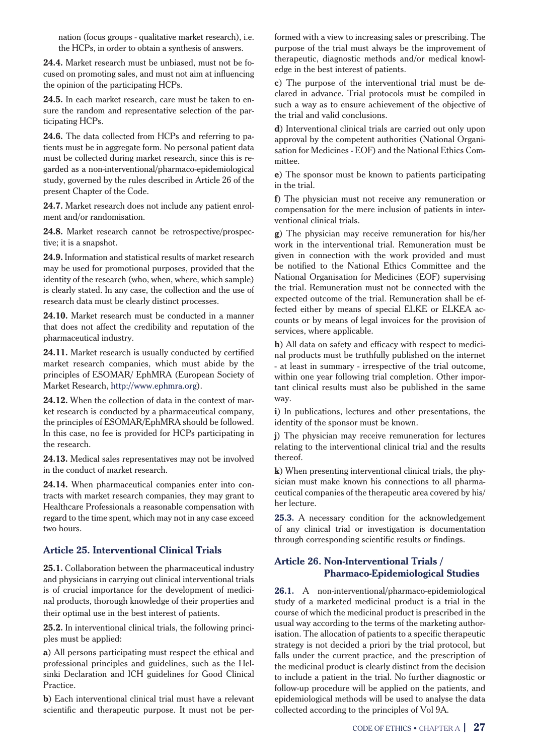nation (focus groups - qualitative market research), i.e. the HCPs, in order to obtain a synthesis of answers.

**24.4.** Market research must be unbiased, must not be focused on promoting sales, and must not aim at influencing the opinion of the participating HCPs.

**24.5.** In each market research, care must be taken to ensure the random and representative selection of the participating HCPs.

**24.6.** The data collected from HCPs and referring to patients must be in aggregate form. No personal patient data must be collected during market research, since this is regarded as a non-interventional/pharmaco-epidemiological study, governed by the rules described in Article 26 of the present Chapter of the Code.

**24.7.** Market research does not include any patient enrolment and/or randomisation.

**24.8.** Market research cannot be retrospective/prospective; it is a snapshot.

**24.9.** Information and statistical results of market research may be used for promotional purposes, provided that the identity of the research (who, when, where, which sample) is clearly stated. In any case, the collection and the use of research data must be clearly distinct processes.

**24.10.** Market research must be conducted in a manner that does not affect the credibility and reputation of the pharmaceutical industry.

**24.11.** Market research is usually conducted by certified market research companies, which must abide by the principles of ESOMAR/ EphMRA (European Society of Market Research, http://www.ephmra.org).

**24.12.** When the collection of data in the context of market research is conducted by a pharmaceutical company, the principles of ESOMAR/EphMRA should be followed. In this case, no fee is provided for HCPs participating in the research.

**24.13.** Medical sales representatives may not be involved in the conduct of market research.

**24.14.** When pharmaceutical companies enter into contracts with market research companies, they may grant to Healthcare Professionals a reasonable compensation with regard to the time spent, which may not in any case exceed two hours.

## Article 25. Interventional Clinical Trials

**25.1.** Collaboration between the pharmaceutical industry and physicians in carrying out clinical interventional trials is of crucial importance for the development of medicinal products, thorough knowledge of their properties and their optimal use in the best interest of patients.

**25.2.** In interventional clinical trials, the following principles must be applied:

**a**) All persons participating must respect the ethical and professional principles and guidelines, such as the Helsinki Declaration and ICH guidelines for Good Clinical Practice.

**b**) Each interventional clinical trial must have a relevant scientific and therapeutic purpose. It must not be performed with a view to increasing sales or prescribing. The purpose of the trial must always be the improvement of therapeutic, diagnostic methods and/or medical knowledge in the best interest of patients.

**c**) The purpose of the interventional trial must be declared in advance. Trial protocols must be compiled in such a way as to ensure achievement of the objective of the trial and valid conclusions.

**d**) Interventional clinical trials are carried out only upon approval by the competent authorities (National Organisation for Medicines - EOF) and the National Ethics Committee.

**e**) The sponsor must be known to patients participating in the trial.

**f**) The physician must not receive any remuneration or compensation for the mere inclusion of patients in interventional clinical trials.

**g**) The physician may receive remuneration for his/her work in the interventional trial. Remuneration must be given in connection with the work provided and must be notified to the National Ethics Committee and the National Organisation for Medicines (EOF) supervising the trial. Remuneration must not be connected with the expected outcome of the trial. Remuneration shall be effected either by means of special ELKE or ELKEA accounts or by means of legal invoices for the provision of services, where applicable.

**h**) All data on safety and efficacy with respect to medicinal products must be truthfully published on the internet - at least in summary - irrespective of the trial outcome, within one year following trial completion. Other important clinical results must also be published in the same way.

**i**) In publications, lectures and other presentations, the identity of the sponsor must be known.

**j**) The physician may receive remuneration for lectures relating to the interventional clinical trial and the results thereof.

**k**) When presenting interventional clinical trials, the physician must make known his connections to all pharmaceutical companies of the therapeutic area covered by his/her lecture.

**25.3.** A necessary condition for the acknowledgement of any clinical trial or investigation is documentation through corresponding scientific results or findings.

## Article 26. Non-Interventional Trials / Pharmaco-Epidemiological Studies

**26.1.** A non-interventional/pharmaco-epidemiological study of a marketed medicinal product is a trial in the course of which the medicinal product is prescribed in the usual way according to the terms of the marketing authorisation. The allocation of patients to a specific therapeutic strategy is not decided a priori by the trial protocol, but falls under the current practice, and the prescription of the medicinal product is clearly distinct from the decision to include a patient in the trial. No further diagnostic or follow-up procedure will be applied on the patients, and epidemiological methods will be used to analyse the data collected according to the principles of Vol 9A.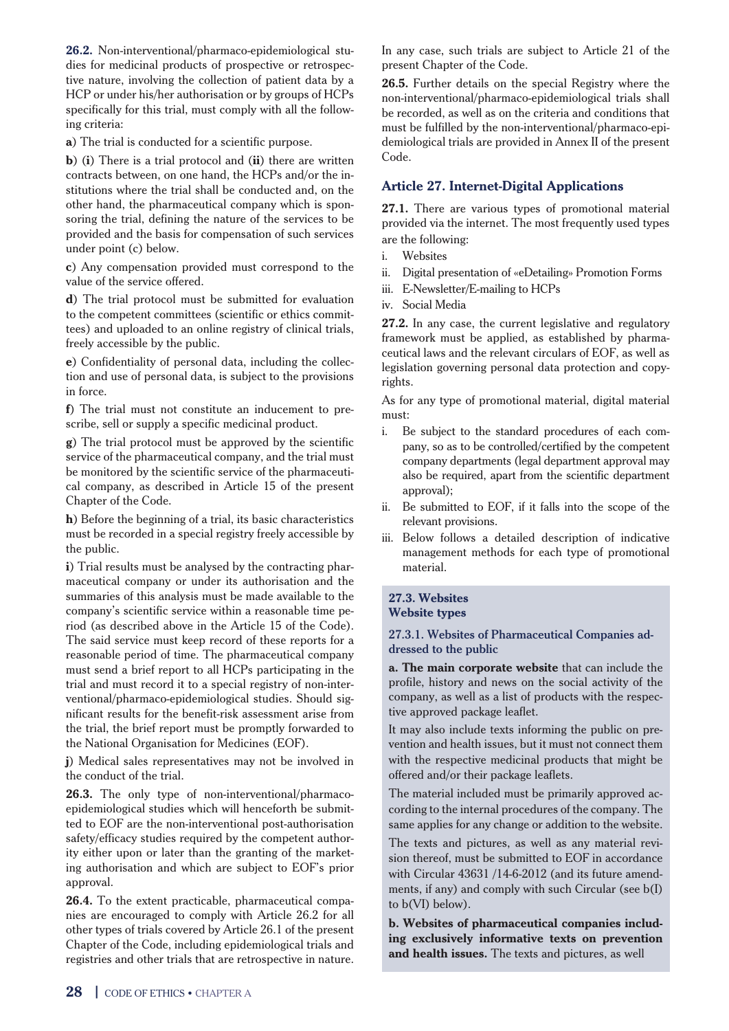**26.2.** Non-interventional/pharmaco-epidemiological studies for medicinal products of prospective or retrospective nature, involving the collection of patient data by a HCP or under his/her authorisation or by groups of HCPs specifically for this trial, must comply with all the following criteria:

**a**) The trial is conducted for a scientific purpose.

**b**) (**i**) There is a trial protocol and (**ii**) there are written contracts between, on one hand, the HCPs and/or the institutions where the trial shall be conducted and, on the other hand, the pharmaceutical company which is sponsoring the trial, defining the nature of the services to be provided and the basis for compensation of such services under point (c) below.

**c**) Any compensation provided must correspond to the value of the service offered.

**d**) The trial protocol must be submitted for evaluation to the competent committees (scientific or ethics committees) and uploaded to an online registry of clinical trials, freely accessible by the public.

**e**) Confidentiality of personal data, including the collection and use of personal data, is subject to the provisions in force.

**f**) The trial must not constitute an inducement to prescribe, sell or supply a specific medicinal product.

**g**) The trial protocol must be approved by the scientific service of the pharmaceutical company, and the trial must be monitored by the scientific service of the pharmaceutical company, as described in Article 15 of the present Chapter of the Code.

**h**) Before the beginning of a trial, its basic characteristics must be recorded in a special registry freely accessible by the public.

**i**) Trial results must be analysed by the contracting pharmaceutical company or under its authorisation and the summaries of this analysis must be made available to the company's scientific service within a reasonable time period (as described above in the Article 15 of the Code). The said service must keep record of these reports for a reasonable period of time. The pharmaceutical company must send a brief report to all HCPs participating in the trial and must record it to a special registry of non-interventional/pharmaco-epidemiological studies. Should significant results for the benefit-risk assessment arise from the trial, the brief report must be promptly forwarded to the National Organisation for Medicines (EOF).

**j**) Medical sales representatives may not be involved in the conduct of the trial.

**26.3.** The only type of non-interventional/pharmaco-epidemiological studies which will henceforth be submitted to EOF are the non-interventional post-authorisation safety/efficacy studies required by the competent authority either upon or later than the granting of the marketing authorisation and which are subject to EOF's prior approval.

**26.4.** To the extent practicable, pharmaceutical companies are encouraged to comply with Article 26.2 for all other types of trials covered by Article 26.1 of the present Chapter of the Code, including epidemiological trials and registries and other trials that are retrospective in nature. In any case, such trials are subject to Article 21 of the present Chapter of the Code.

**26.5.** Further details on the special Registry where the non-interventional/pharmaco-epidemiological trials shall be recorded, as well as on the criteria and conditions that must be fulfilled by the non-interventional/pharmaco-epidemiological trials are provided in Annex II of the present Code.

## Article 27. Internet-Digital Applications

**27.1.** There are various types of promotional material provided via the internet. The most frequently used types are the following:

i. Websites
ii. Digital presentation of «eDetailing» Promotion Forms
iii. E-Newsletter/E-mailing to HCPs
iv. Social Media

**27.2.** In any case, the current legislative and regulatory framework must be applied, as established by pharmaceutical laws and the relevant circulars of EOF, as well as legislation governing personal data protection and copyrights.

As for any type of promotional material, digital material must:

i. Be subject to the standard procedures of each company, so as to be controlled/certified by the competent company departments (legal department approval may also be required, apart from the scientific department approval);
ii. Be submitted to EOF, if it falls into the scope of the relevant provisions.
iii. Below follows a detailed description of indicative management methods for each type of promotional material.

### 27.3. Websites
### Website types

#### 27.3.1. Websites of Pharmaceutical Companies addressed to the public

**a. The main corporate website** that can include the profile, history and news on the social activity of the company, as well as a list of products with the respective approved package leaflet.

It may also include texts informing the public on prevention and health issues, but it must not connect them with the respective medicinal products that might be offered and/or their package leaflets.

The material included must be primarily approved according to the internal procedures of the company. The same applies for any change or addition to the website.

The texts and pictures, as well as any material revision thereof, must be submitted to EOF in accordance with Circular 43631 /14-6-2012 (and its future amendments, if any) and comply with such Circular (see b(I) to b(VI) below).

**b. Websites of pharmaceutical companies including exclusively informative texts on prevention and health issues.** The texts and pictures, as well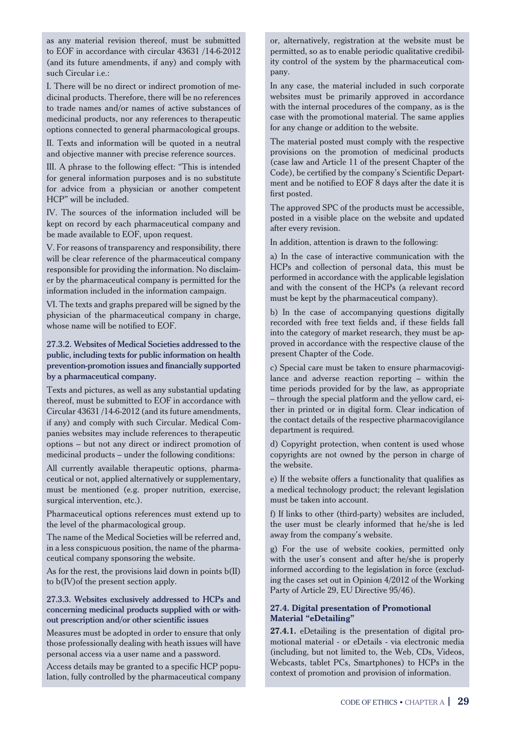as any material revision thereof, must be submitted to EOF in accordance with circular 43631 /14-6-2012 (and its future amendments, if any) and comply with such Circular i.e.:

I. There will be no direct or indirect promotion of medicinal products. Therefore, there will be no references to trade names and/or names of active substances of medicinal products, nor any references to therapeutic options connected to general pharmacological groups.

II. Texts and information will be quoted in a neutral and objective manner with precise reference sources.

III. A phrase to the following effect: "This is intended for general information purposes and is no substitute for advice from a physician or another competent HCP" will be included.

IV. The sources of the information included will be kept on record by each pharmaceutical company and be made available to EOF, upon request.

V. For reasons of transparency and responsibility, there will be clear reference of the pharmaceutical company responsible for providing the information. No disclaimer by the pharmaceutical company is permitted for the information included in the information campaign.

VI. The texts and graphs prepared will be signed by the physician of the pharmaceutical company in charge, whose name will be notified to EOF.

### 27.3.2. Websites of Medical Societies addressed to the public, including texts for public information on health prevention-promotion issues and financially supported by a pharmaceutical company.

Texts and pictures, as well as any substantial updating thereof, must be submitted to EOF in accordance with Circular 43631 /14-6-2012 (and its future amendments, if any) and comply with such Circular. Medical Companies websites may include references to therapeutic options – but not any direct or indirect promotion of medicinal products – under the following conditions:

All currently available therapeutic options, pharmaceutical or not, applied alternatively or supplementary, must be mentioned (e.g. proper nutrition, exercise, surgical intervention, etc.).

Pharmaceutical options references must extend up to the level of the pharmacological group.

The name of the Medical Societies will be referred and, in a less conspicuous position, the name of the pharmaceutical company sponsoring the website.

As for the rest, the provisions laid down in points b(II) to b(IV)of the present section apply.

### 27.3.3. Websites exclusively addressed to HCPs and concerning medicinal products supplied with or without prescription and/or other scientific issues

Measures must be adopted in order to ensure that only those professionally dealing with heath issues will have personal access via a user name and a password.

Access details may be granted to a specific HCP population, fully controlled by the pharmaceutical company or, alternatively, registration at the website must be permitted, so as to enable periodic qualitative credibility control of the system by the pharmaceutical company.

In any case, the material included in such corporate websites must be primarily approved in accordance with the internal procedures of the company, as is the case with the promotional material. The same applies for any change or addition to the website.

The material posted must comply with the respective provisions on the promotion of medicinal products (case law and Article 11 of the present Chapter of the Code), be certified by the company's Scientific Department and be notified to EOF 8 days after the date it is first posted.

The approved SPC of the products must be accessible, posted in a visible place on the website and updated after every revision.

In addition, attention is drawn to the following:

a) In the case of interactive communication with the HCPs and collection of personal data, this must be performed in accordance with the applicable legislation and with the consent of the HCPs (a relevant record must be kept by the pharmaceutical company).

b) In the case of accompanying questions digitally recorded with free text fields and, if these fields fall into the category of market research, they must be approved in accordance with the respective clause of the present Chapter of the Code.

c) Special care must be taken to ensure pharmacovigilance and adverse reaction reporting – within the time periods provided for by the law, as appropriate – through the special platform and the yellow card, either in printed or in digital form. Clear indication of the contact details of the respective pharmacovigilance department is required.

d) Copyright protection, when content is used whose copyrights are not owned by the person in charge of the website.

e) If the website offers a functionality that qualifies as a medical technology product; the relevant legislation must be taken into account.

f) If links to other (third-party) websites are included, the user must be clearly informed that he/she is led away from the company's website.

g) For the use of website cookies, permitted only with the user's consent and after he/she is properly informed according to the legislation in force (excluding the cases set out in Opinion 4/2012 of the Working Party of Article 29, EU Directive 95/46).

## 27.4. Digital presentation of Promotional Material "eDetailing"

**27.4.1.** eDetailing is the presentation of digital promotional material - or eDetails - via electronic media (including, but not limited to, the Web, CDs, Videos, Webcasts, tablet PCs, Smartphones) to HCPs in the context of promotion and provision of information.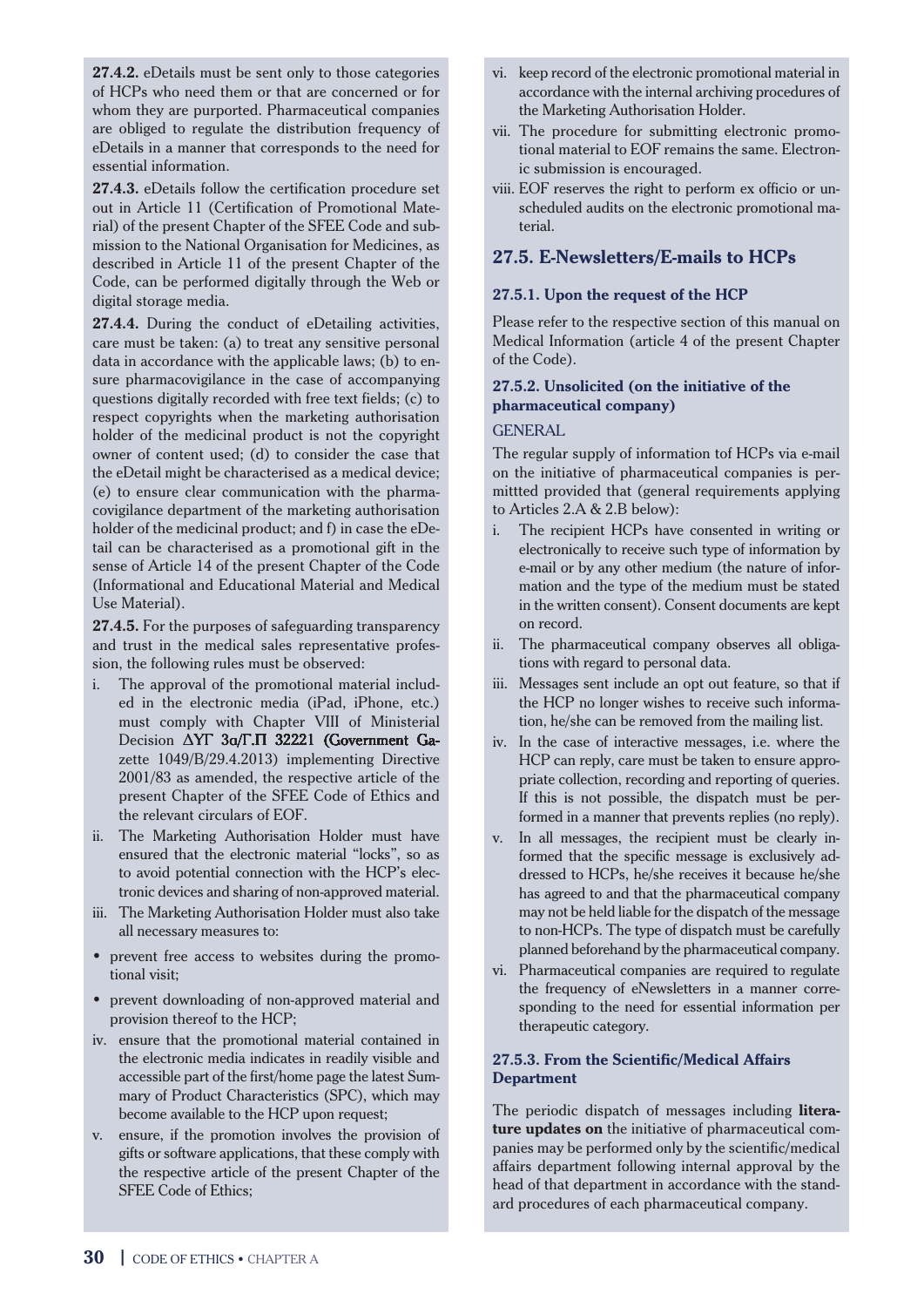**27.4.2.** eDetails must be sent only to those categories of HCPs who need them or that are concerned or for whom they are purported. Pharmaceutical companies are obliged to regulate the distribution frequency of eDetails in a manner that corresponds to the need for essential information.

**27.4.3.** eDetails follow the certification procedure set out in Article 11 (Certification of Promotional Material) of the present Chapter of the SFEE Code and submission to the National Organisation for Medicines, as described in Article 11 of the present Chapter of the Code, can be performed digitally through the Web or digital storage media.

**27.4.4.** During the conduct of eDetailing activities, care must be taken: (a) to treat any sensitive personal data in accordance with the applicable laws; (b) to ensure pharmacovigilance in the case of accompanying questions digitally recorded with free text fields; (c) to respect copyrights when the marketing authorisation holder of the medicinal product is not the copyright owner of content used; (d) to consider the case that the eDetail might be characterised as a medical device; (e) to ensure clear communication with the pharmacovigilance department of the marketing authorisation holder of the medicinal product; and f) in case the eDetail can be characterised as a promotional gift in the sense of Article 14 of the present Chapter of the Code (Informational and Educational Material and Medical Use Material).

**27.4.5.** For the purposes of safeguarding transparency and trust in the medical sales representative profession, the following rules must be observed:

i. The approval of the promotional material included in the electronic media (iPad, iPhone, etc.) must comply with Chapter VIII of Ministerial Decision ΔΥΓ 3α/Γ.Π 32221 (Government Gazette 1049/B/29.4.2013) implementing Directive 2001/83 as amended, the respective article of the present Chapter of the SFEE Code of Ethics and the relevant circulars of EOF.
ii. The Marketing Authorisation Holder must have ensured that the electronic material "locks", so as to avoid potential connection with the HCP's electronic devices and sharing of non-approved material.
iii. The Marketing Authorisation Holder must also take all necessary measures to:
   - prevent free access to websites during the promotional visit;
   - prevent downloading of non-approved material and provision thereof to the HCP;
iv. ensure that the promotional material contained in the electronic media indicates in readily visible and accessible part of the first/home page the latest Summary of Product Characteristics (SPC), which may become available to the HCP upon request;
v. ensure, if the promotion involves the provision of gifts or software applications, that these comply with the respective article of the present Chapter of the SFEE Code of Ethics;
vi. keep record of the electronic promotional material in accordance with the internal archiving procedures of the Marketing Authorisation Holder.
vii. The procedure for submitting electronic promotional material to EOF remains the same. Electronic submission is encouraged.
viii. EOF reserves the right to perform ex officio or unscheduled audits on the electronic promotional material.

## 27.5. E-Newsletters/E-mails to HCPs

### 27.5.1. Upon the request of the HCP

Please refer to the respective section of this manual on Medical Information (article 4 of the present Chapter of the Code).

### 27.5.2. Unsolicited (on the initiative of the pharmaceutical company)

GENERAL

The regular supply of information tof HCPs via e-mail on the initiative of pharmaceutical companies is permittted provided that (general requirements applying to Articles 2.A & 2.B below):

i. The recipient HCPs have consented in writing or electronically to receive such type of information by e-mail or by any other medium (the nature of information and the type of the medium must be stated in the written consent). Consent documents are kept on record.
ii. The pharmaceutical company observes all obligations with regard to personal data.
iii. Messages sent include an opt out feature, so that if the HCP no longer wishes to receive such information, he/she can be removed from the mailing list.
iv. In the case of interactive messages, i.e. where the HCP can reply, care must be taken to ensure appropriate collection, recording and reporting of queries. If this is not possible, the dispatch must be performed in a manner that prevents replies (no reply).
v. In all messages, the recipient must be clearly informed that the specific message is exclusively addressed to HCPs, he/she receives it because he/she has agreed to and that the pharmaceutical company may not be held liable for the dispatch of the message to non-HCPs. The type of dispatch must be carefully planned beforehand by the pharmaceutical company.
vi. Pharmaceutical companies are required to regulate the frequency of eNewsletters in a manner corresponding to the need for essential information per therapeutic category.

### 27.5.3. From the Scientific/Medical Affairs Department

The periodic dispatch of messages including **literature updates on** the initiative of pharmaceutical companies may be performed only by the scientific/medical affairs department following internal approval by the head of that department in accordance with the standard procedures of each pharmaceutical company.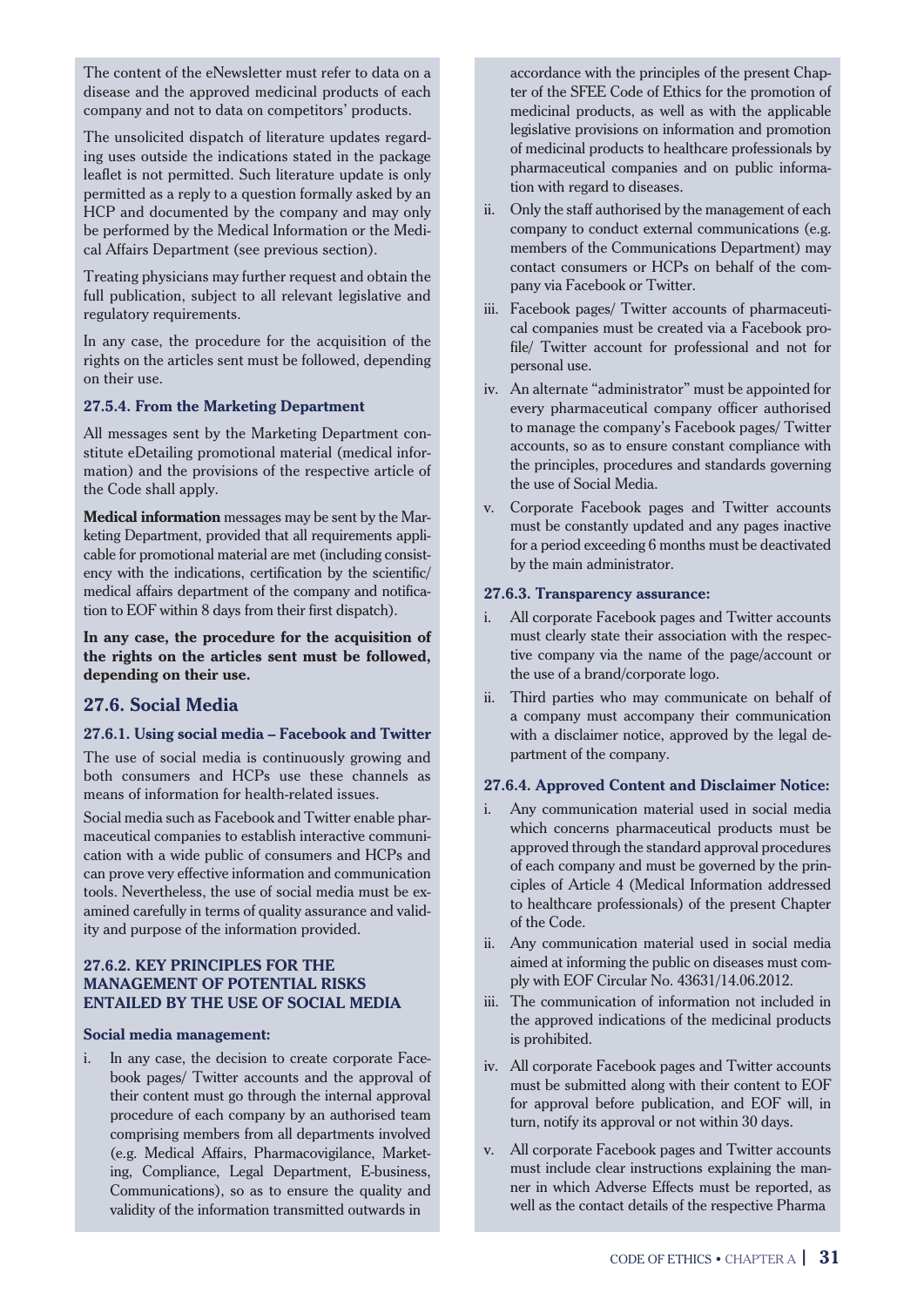The content of the eNewsletter must refer to data on a disease and the approved medicinal products of each company and not to data on competitors' products.

The unsolicited dispatch of literature updates regarding uses outside the indications stated in the package leaflet is not permitted. Such literature update is only permitted as a reply to a question formally asked by an HCP and documented by the company and may only be performed by the Medical Information or the Medical Affairs Department (see previous section).

Treating physicians may further request and obtain the full publication, subject to all relevant legislative and regulatory requirements.

In any case, the procedure for the acquisition of the rights on the articles sent must be followed, depending on their use.

#### 27.5.4. From the Marketing Department

All messages sent by the Marketing Department constitute eDetailing promotional material (medical information) and the provisions of the respective article of the Code shall apply.

**Medical information** messages may be sent by the Marketing Department, provided that all requirements applicable for promotional material are met (including consistency with the indications, certification by the scientific/ medical affairs department of the company and notification to EOF within 8 days from their first dispatch).

**In any case, the procedure for the acquisition of the rights on the articles sent must be followed, depending on their use.**

## 27.6. Social Media

#### 27.6.1. Using social media – Facebook and Twitter

The use of social media is continuously growing and both consumers and HCPs use these channels as means of information for health-related issues.

Social media such as Facebook and Twitter enable pharmaceutical companies to establish interactive communication with a wide public of consumers and HCPs and can prove very effective information and communication tools. Nevertheless, the use of social media must be examined carefully in terms of quality assurance and validity and purpose of the information provided.

#### 27.6.2. KEY PRINCIPLES FOR THE MANAGEMENT OF POTENTIAL RISKS ENTAILED BY THE USE OF SOCIAL MEDIA

**Social media management:**

i. In any case, the decision to create corporate Facebook pages/ Twitter accounts and the approval of their content must go through the internal approval procedure of each company by an authorised team comprising members from all departments involved (e.g. Medical Affairs, Pharmacovigilance, Marketing, Compliance, Legal Department, E-business, Communications), so as to ensure the quality and validity of the information transmitted outwards in accordance with the principles of the present Chapter of the SFEE Code of Ethics for the promotion of medicinal products, as well as with the applicable legislative provisions on information and promotion of medicinal products to healthcare professionals by pharmaceutical companies and on public information with regard to diseases.

ii. Only the staff authorised by the management of each company to conduct external communications (e.g. members of the Communications Department) may contact consumers or HCPs on behalf of the company via Facebook or Twitter.

iii. Facebook pages/ Twitter accounts of pharmaceutical companies must be created via a Facebook profile/ Twitter account for professional and not for personal use.

iv. An alternate "administrator" must be appointed for every pharmaceutical company officer authorised to manage the company's Facebook pages/ Twitter accounts, so as to ensure constant compliance with the principles, procedures and standards governing the use of Social Media.

v. Corporate Facebook pages and Twitter accounts must be constantly updated and any pages inactive for a period exceeding 6 months must be deactivated by the main administrator.

#### 27.6.3. Transparency assurance:

i. All corporate Facebook pages and Twitter accounts must clearly state their association with the respective company via the name of the page/account or the use of a brand/corporate logo.

ii. Third parties who may communicate on behalf of a company must accompany their communication with a disclaimer notice, approved by the legal department of the company.

#### 27.6.4. Approved Content and Disclaimer Notice:

i. Any communication material used in social media which concerns pharmaceutical products must be approved through the standard approval procedures of each company and must be governed by the principles of Article 4 (Medical Information addressed to healthcare professionals) of the present Chapter of the Code.

ii. Any communication material used in social media aimed at informing the public on diseases must comply with EOF Circular No. 43631/14.06.2012.

iii. The communication of information not included in the approved indications of the medicinal products is prohibited.

iv. All corporate Facebook pages and Twitter accounts must be submitted along with their content to EOF for approval before publication, and EOF will, in turn, notify its approval or not within 30 days.

v. All corporate Facebook pages and Twitter accounts must include clear instructions explaining the manner in which Adverse Effects must be reported, as well as the contact details of the respective Pharma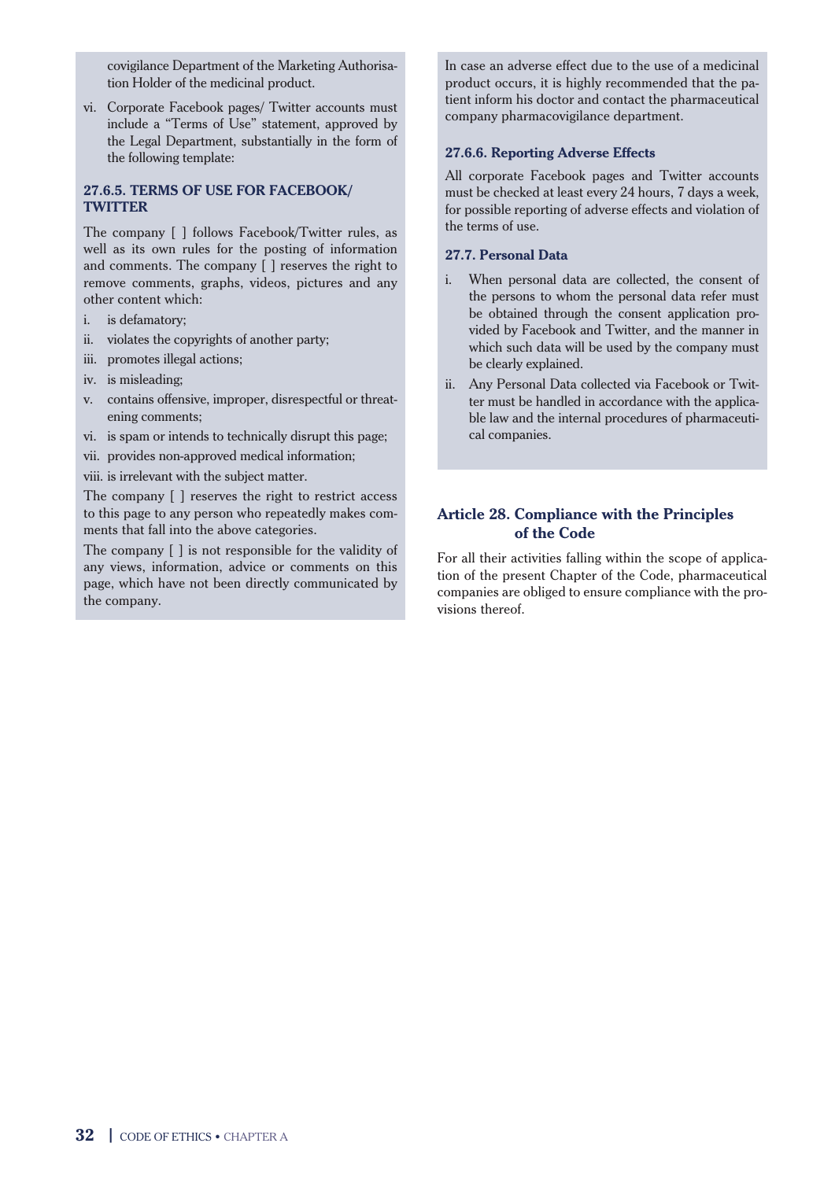covigilance Department of the Marketing Authorisation Holder of the medicinal product.

vi. Corporate Facebook pages/ Twitter accounts must include a "Terms of Use" statement, approved by the Legal Department, substantially in the form of the following template:

#### 27.6.5. TERMS OF USE FOR FACEBOOK/ TWITTER

The company [ ] follows Facebook/Twitter rules, as well as its own rules for the posting of information and comments. The company [ ] reserves the right to remove comments, graphs, videos, pictures and any other content which:

i. is defamatory;
ii. violates the copyrights of another party;
iii. promotes illegal actions;
iv. is misleading;
v. contains offensive, improper, disrespectful or threatening comments;
vi. is spam or intends to technically disrupt this page;
vii. provides non-approved medical information;
viii. is irrelevant with the subject matter.

The company [ ] reserves the right to restrict access to this page to any person who repeatedly makes comments that fall into the above categories.

The company [ ] is not responsible for the validity of any views, information, advice or comments on this page, which have not been directly communicated by the company.

In case an adverse effect due to the use of a medicinal product occurs, it is highly recommended that the patient inform his doctor and contact the pharmaceutical company pharmacovigilance department.

#### 27.6.6. Reporting Adverse Effects

All corporate Facebook pages and Twitter accounts must be checked at least every 24 hours, 7 days a week, for possible reporting of adverse effects and violation of the terms of use.

#### 27.7. Personal Data

i. When personal data are collected, the consent of the persons to whom the personal data refer must be obtained through the consent application provided by Facebook and Twitter, and the manner in which such data will be used by the company must be clearly explained.
ii. Any Personal Data collected via Facebook or Twitter must be handled in accordance with the applicable law and the internal procedures of pharmaceutical companies.

### Article 28. Compliance with the Principles of the Code

For all their activities falling within the scope of application of the present Chapter of the Code, pharmaceutical companies are obliged to ensure compliance with the provisions thereof.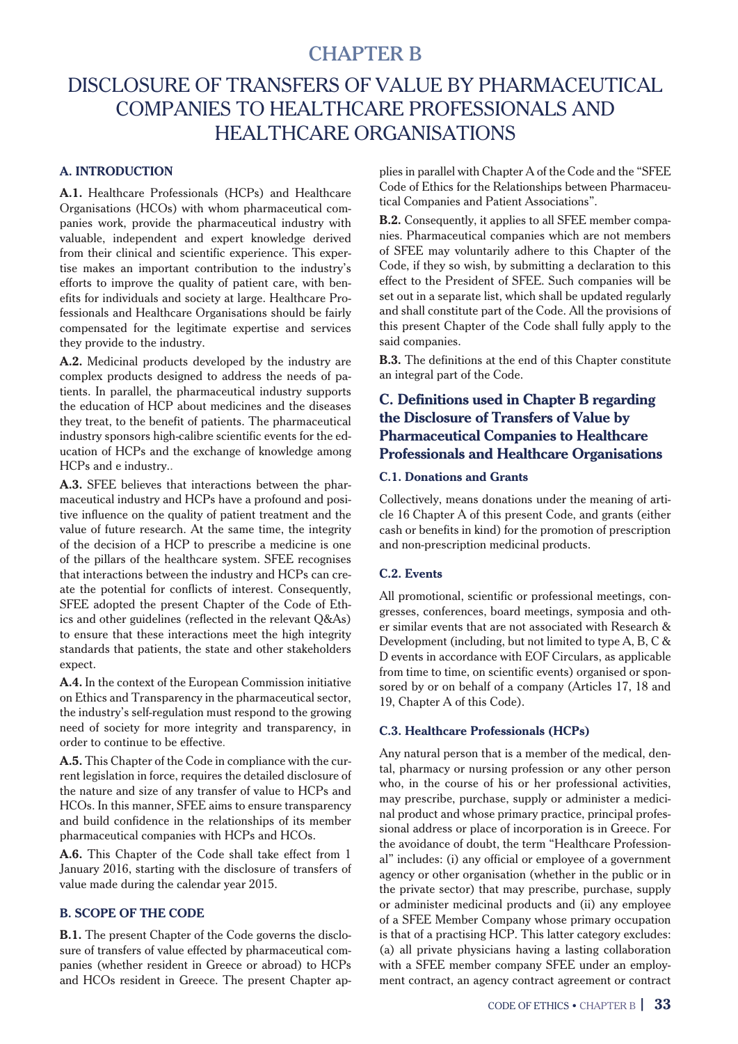# CHAPTER B

# DISCLOSURE OF TRANSFERS OF VALUE BY PHARMACEUTICAL COMPANIES TO HEALTHCARE PROFESSIONALS AND HEALTHCARE ORGANISATIONS

## A. INTRODUCTION

**A.1.** Healthcare Professionals (HCPs) and Healthcare Organisations (HCOs) with whom pharmaceutical companies work, provide the pharmaceutical industry with valuable, independent and expert knowledge derived from their clinical and scientific experience. This expertise makes an important contribution to the industry's efforts to improve the quality of patient care, with benefits for individuals and society at large. Healthcare Professionals and Healthcare Organisations should be fairly compensated for the legitimate expertise and services they provide to the industry.

**A.2.** Medicinal products developed by the industry are complex products designed to address the needs of patients. In parallel, the pharmaceutical industry supports the education of HCP about medicines and the diseases they treat, to the benefit of patients. The pharmaceutical industry sponsors high-calibre scientific events for the education of HCPs and the exchange of knowledge among HCPs and e industry..

**A.3.** SFEE believes that interactions between the pharmaceutical industry and HCPs have a profound and positive influence on the quality of patient treatment and the value of future research. At the same time, the integrity of the decision of a HCP to prescribe a medicine is one of the pillars of the healthcare system. SFEE recognises that interactions between the industry and HCPs can create the potential for conflicts of interest. Consequently, SFEE adopted the present Chapter of the Code of Ethics and other guidelines (reflected in the relevant Q&As) to ensure that these interactions meet the high integrity standards that patients, the state and other stakeholders expect.

**A.4.** In the context of the European Commission initiative on Ethics and Transparency in the pharmaceutical sector, the industry's self-regulation must respond to the growing need of society for more integrity and transparency, in order to continue to be effective.

**A.5.** This Chapter of the Code in compliance with the current legislation in force, requires the detailed disclosure of the nature and size of any transfer of value to HCPs and HCOs. In this manner, SFEE aims to ensure transparency and build confidence in the relationships of its member pharmaceutical companies with HCPs and HCOs.

**A.6.** This Chapter of the Code shall take effect from 1 January 2016, starting with the disclosure of transfers of value made during the calendar year 2015.

## B. SCOPE OF THE CODE

**B.1.** The present Chapter of the Code governs the disclosure of transfers of value effected by pharmaceutical companies (whether resident in Greece or abroad) to HCPs and HCOs resident in Greece. The present Chapter applies in parallel with Chapter A of the Code and the "SFEE Code of Ethics for the Relationships between Pharmaceutical Companies and Patient Associations".

**B.2.** Consequently, it applies to all SFEE member companies. Pharmaceutical companies which are not members of SFEE may voluntarily adhere to this Chapter of the Code, if they so wish, by submitting a declaration to this effect to the President of SFEE. Such companies will be set out in a separate list, which shall be updated regularly and shall constitute part of the Code. All the provisions of this present Chapter of the Code shall fully apply to the said companies.

**B.3.** The definitions at the end of this Chapter constitute an integral part of the Code.

## C. Definitions used in Chapter B regarding the Disclosure of Transfers of Value by Pharmaceutical Companies to Healthcare Professionals and Healthcare Organisations

### C.1. Donations and Grants

Collectively, means donations under the meaning of article 16 Chapter A of this present Code, and grants (either cash or benefits in kind) for the promotion of prescription and non-prescription medicinal products.

### C.2. Events

All promotional, scientific or professional meetings, congresses, conferences, board meetings, symposia and other similar events that are not associated with Research & Development (including, but not limited to type A, B, C & D events in accordance with EOF Circulars, as applicable from time to time, on scientific events) organised or sponsored by or on behalf of a company (Articles 17, 18 and 19, Chapter A of this Code).

### C.3. Healthcare Professionals (HCPs)

Any natural person that is a member of the medical, dental, pharmacy or nursing profession or any other person who, in the course of his or her professional activities, may prescribe, purchase, supply or administer a medicinal product and whose primary practice, principal professional address or place of incorporation is in Greece. For the avoidance of doubt, the term "Healthcare Professional" includes: (i) any official or employee of a government agency or other organisation (whether in the public or in the private sector) that may prescribe, purchase, supply or administer medicinal products and (ii) any employee of a SFEE Member Company whose primary occupation is that of a practising HCP. This latter category excludes: (a) all private physicians having a lasting collaboration with a SFEE member company SFEE under an employment contract, an agency contract agreement or contract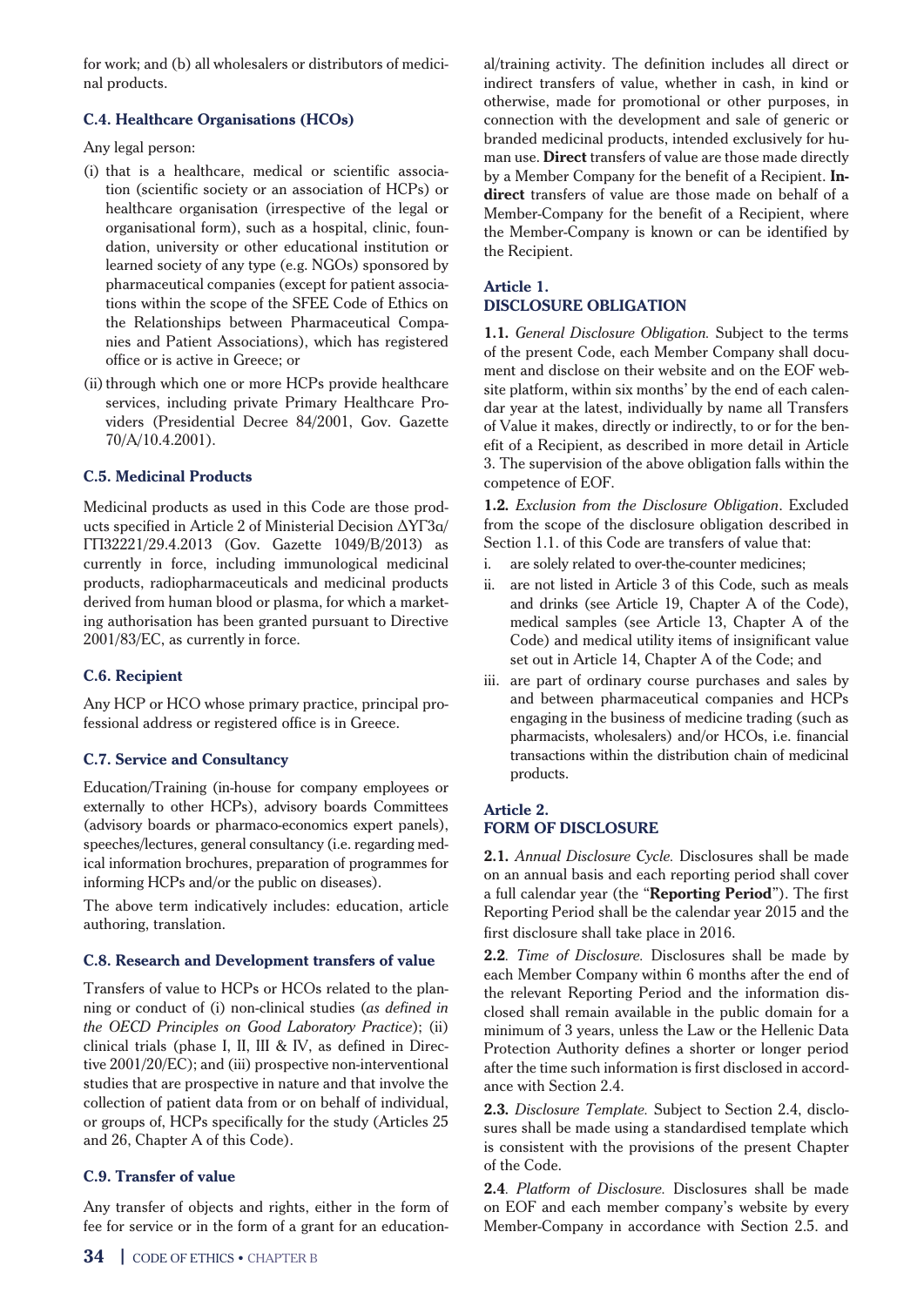for work; and (b) all wholesalers or distributors of medicinal products.

### C.4. Healthcare Organisations (HCOs)

Any legal person:

(i) that is a healthcare, medical or scientific association (scientific society or an association of HCPs) or healthcare organisation (irrespective of the legal or organisational form), such as a hospital, clinic, foundation, university or other educational institution or learned society of any type (e.g. NGOs) sponsored by pharmaceutical companies (except for patient associations within the scope of the SFEE Code of Ethics on the Relationships between Pharmaceutical Companies and Patient Associations), which has registered office or is active in Greece; or

(ii) through which one or more HCPs provide healthcare services, including private Primary Healthcare Providers (Presidential Decree 84/2001, Gov. Gazette 70/A/10.4.2001).

### C.5. Medicinal Products

Medicinal products as used in this Code are those products specified in Article 2 of Ministerial Decision ΔΥΓ3α/ΓΠ32221/29.4.2013 (Gov. Gazette 1049/B/2013) as currently in force, including immunological medicinal products, radiopharmaceuticals and medicinal products derived from human blood or plasma, for which a marketing authorisation has been granted pursuant to Directive 2001/83/EC, as currently in force.

### C.6. Recipient

Any HCP or HCO whose primary practice, principal professional address or registered office is in Greece.

### C.7. Service and Consultancy

Education/Training (in-house for company employees or externally to other HCPs), advisory boards Committees (advisory boards or pharmaco-economics expert panels), speeches/lectures, general consultancy (i.e. regarding medical information brochures, preparation of programmes for informing HCPs and/or the public on diseases).

The above term indicatively includes: education, article authoring, translation.

### C.8. Research and Development transfers of value

Transfers of value to HCPs or HCOs related to the planning or conduct of (i) non-clinical studies (*as defined in the OECD Principles on Good Laboratory Practice*); (ii) clinical trials (phase I, II, III & IV, as defined in Directive 2001/20/EC); and (iii) prospective non-interventional studies that are prospective in nature and that involve the collection of patient data from or on behalf of individual, or groups of, HCPs specifically for the study (Articles 25 and 26, Chapter A of this Code).

### C.9. Transfer of value

Any transfer of objects and rights, either in the form of fee for service or in the form of a grant for an educational/training activity. The definition includes all direct or indirect transfers of value, whether in cash, in kind or otherwise, made for promotional or other purposes, in connection with the development and sale of generic or branded medicinal products, intended exclusively for human use. **Direct** transfers of value are those made directly by a Member Company for the benefit of a Recipient. **Indirect** transfers of value are those made on behalf of a Member-Company for the benefit of a Recipient, where the Member-Company is known or can be identified by the Recipient.

## Article 1. DISCLOSURE OBLIGATION

**1.1.** *General Disclosure Obligation.* Subject to the terms of the present Code, each Member Company shall document and disclose on their website and on the EOF website platform, within six months' by the end of each calendar year at the latest, individually by name all Transfers of Value it makes, directly or indirectly, to or for the benefit of a Recipient, as described in more detail in Article 3. The supervision of the above obligation falls within the competence of EOF.

**1.2.** *Exclusion from the Disclosure Obligation*. Excluded from the scope of the disclosure obligation described in Section 1.1. of this Code are transfers of value that:

i. are solely related to over-the-counter medicines;
ii. are not listed in Article 3 of this Code, such as meals and drinks (see Article 19, Chapter A of the Code), medical samples (see Article 13, Chapter A of the Code) and medical utility items of insignificant value set out in Article 14, Chapter A of the Code; and
iii. are part of ordinary course purchases and sales by and between pharmaceutical companies and HCPs engaging in the business of medicine trading (such as pharmacists, wholesalers) and/or HCOs, i.e. financial transactions within the distribution chain of medicinal products.

## Article 2. FORM OF DISCLOSURE

**2.1.** *Annual Disclosure Cycle.* Disclosures shall be made on an annual basis and each reporting period shall cover a full calendar year (the "**Reporting Period**"). The first Reporting Period shall be the calendar year 2015 and the first disclosure shall take place in 2016.

**2.2***. Time of Disclosure.* Disclosures shall be made by each Member Company within 6 months after the end of the relevant Reporting Period and the information disclosed shall remain available in the public domain for a minimum of 3 years, unless the Law or the Hellenic Data Protection Authority defines a shorter or longer period after the time such information is first disclosed in accordance with Section 2.4.

**2.3.** *Disclosure Template.* Subject to Section 2.4, disclosures shall be made using a standardised template which is consistent with the provisions of the present Chapter of the Code.

**2.4***. Platform of Disclosure.* Disclosures shall be made on EOF and each member company's website by every Member-Company in accordance with Section 2.5. and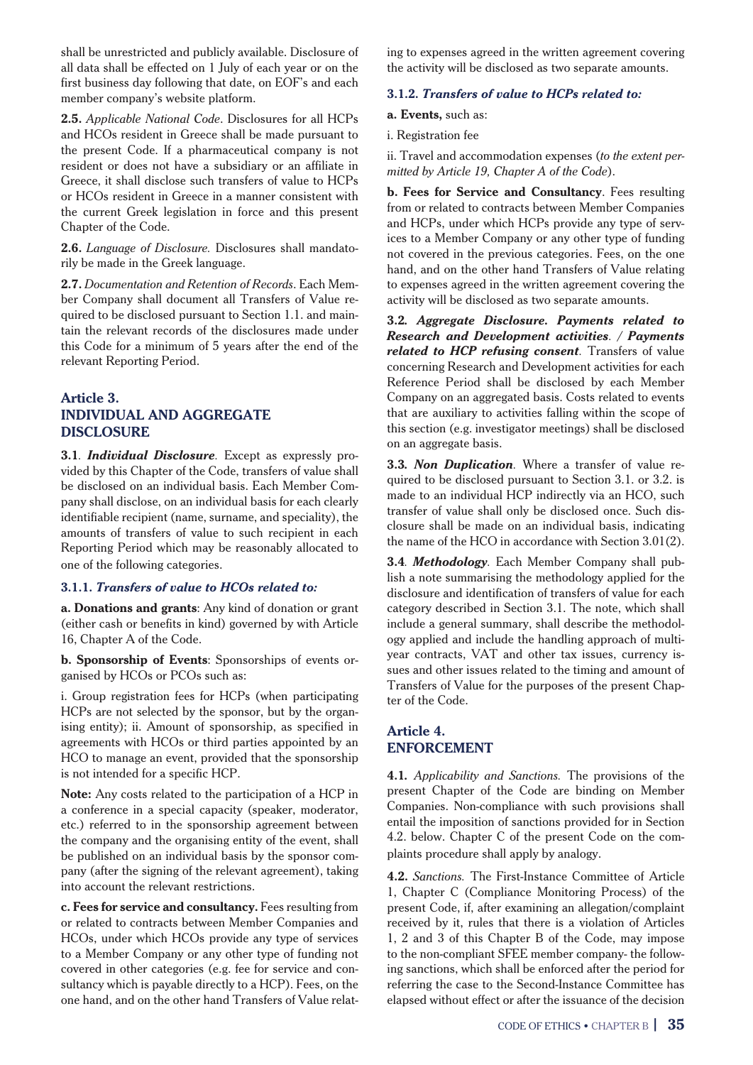shall be unrestricted and publicly available. Disclosure of all data shall be effected on 1 July of each year or on the first business day following that date, on EOF's and each member company's website platform.

**2.5.** *Applicable National Code*. Disclosures for all HCPs and HCOs resident in Greece shall be made pursuant to the present Code. If a pharmaceutical company is not resident or does not have a subsidiary or an affiliate in Greece, it shall disclose such transfers of value to HCPs or HCOs resident in Greece in a manner consistent with the current Greek legislation in force and this present Chapter of the Code.

**2.6.** *Language of Disclosure.* Disclosures shall mandatorily be made in the Greek language.

**2.7.** *Documentation and Retention of Records*. Each Member Company shall document all Transfers of Value required to be disclosed pursuant to Section 1.1. and maintain the relevant records of the disclosures made under this Code for a minimum of 5 years after the end of the relevant Reporting Period.

## Article 3. INDIVIDUAL AND AGGREGATE DISCLOSURE

**3.1**. ***Individual Disclosure***. Except as expressly provided by this Chapter of the Code, transfers of value shall be disclosed on an individual basis. Each Member Company shall disclose, on an individual basis for each clearly identifiable recipient (name, surname, and speciality), the amounts of transfers of value to such recipient in each Reporting Period which may be reasonably allocated to one of the following categories.

### 3.1.1. *Transfers of value to HCOs related to:*

**a. Donations and grants**: Any kind of donation or grant (either cash or benefits in kind) governed by with Article 16, Chapter A of the Code.

**b. Sponsorship of Events**: Sponsorships of events organised by HCOs or PCOs such as:

i. Group registration fees for HCPs (when participating HCPs are not selected by the sponsor, but by the organising entity); ii. Amount of sponsorship, as specified in agreements with HCOs or third parties appointed by an HCO to manage an event, provided that the sponsorship is not intended for a specific HCP.

**Note:** Any costs related to the participation of a HCP in a conference in a special capacity (speaker, moderator, etc.) referred to in the sponsorship agreement between the company and the organising entity of the event, shall be published on an individual basis by the sponsor company (after the signing of the relevant agreement), taking into account the relevant restrictions.

**c. Fees for service and consultancy.** Fees resulting from or related to contracts between Member Companies and HCOs, under which HCOs provide any type of services to a Member Company or any other type of funding not covered in other categories (e.g. fee for service and consultancy which is payable directly to a HCP). Fees, on the one hand, and on the other hand Transfers of Value relating to expenses agreed in the written agreement covering the activity will be disclosed as two separate amounts.

### 3.1.2. *Transfers of value to HCPs related to:*

**a. Events,** such as:

i. Registration fee

ii. Travel and accommodation expenses (*to the extent permitted by Article 19, Chapter A of the Code*).

**b. Fees for Service and Consultancy**. Fees resulting from or related to contracts between Member Companies and HCPs, under which HCPs provide any type of services to a Member Company or any other type of funding not covered in the previous categories. Fees, on the one hand, and on the other hand Transfers of Value relating to expenses agreed in the written agreement covering the activity will be disclosed as two separate amounts.

**3.2.** ***Aggregate Disclosure. Payments related to Research and Development activities*. / *Payments related to HCP refusing consent***. Transfers of value concerning Research and Development activities for each Reference Period shall be disclosed by each Member Company on an aggregated basis. Costs related to events that are auxiliary to activities falling within the scope of this section (e.g. investigator meetings) shall be disclosed on an aggregate basis.

**3.3.** ***Non Duplication***. Where a transfer of value required to be disclosed pursuant to Section 3.1. or 3.2. is made to an individual HCP indirectly via an HCO, such transfer of value shall only be disclosed once. Such disclosure shall be made on an individual basis, indicating the name of the HCO in accordance with Section 3.01(2).

**3.4**. ***Methodology***. Each Member Company shall publish a note summarising the methodology applied for the disclosure and identification of transfers of value for each category described in Section 3.1. The note, which shall include a general summary, shall describe the methodology applied and include the handling approach of multi-year contracts, VAT and other tax issues, currency issues and other issues related to the timing and amount of Transfers of Value for the purposes of the present Chapter of the Code.

## Article 4. ENFORCEMENT

**4.1.** *Applicability and Sanctions.* The provisions of the present Chapter of the Code are binding on Member Companies. Non-compliance with such provisions shall entail the imposition of sanctions provided for in Section 4.2. below. Chapter C of the present Code on the complaints procedure shall apply by analogy.

**4.2.** *Sanctions.* The First-Instance Committee of Article 1, Chapter C (Compliance Monitoring Process) of the present Code, if, after examining an allegation/complaint received by it, rules that there is a violation of Articles 1, 2 and 3 of this Chapter B of the Code, may impose to the non-compliant SFEE member company- the following sanctions, which shall be enforced after the period for referring the case to the Second-Instance Committee has elapsed without effect or after the issuance of the decision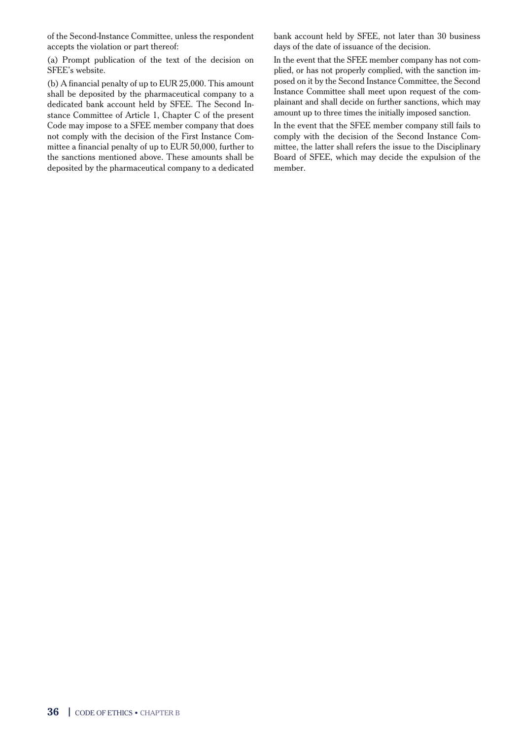of the Second-Instance Committee, unless the respondent accepts the violation or part thereof:

(a) Prompt publication of the text of the decision on SFEE's website.

(b) A financial penalty of up to EUR 25,000. This amount shall be deposited by the pharmaceutical company to a dedicated bank account held by SFEE. The Second Instance Committee of Article 1, Chapter C of the present Code may impose to a SFEE member company that does not comply with the decision of the First Instance Committee a financial penalty of up to EUR 50,000, further to the sanctions mentioned above. These amounts shall be deposited by the pharmaceutical company to a dedicated bank account held by SFEE, not later than 30 business days of the date of issuance of the decision.

In the event that the SFEE member company has not complied, or has not properly complied, with the sanction imposed on it by the Second Instance Committee, the Second Instance Committee shall meet upon request of the complainant and shall decide on further sanctions, which may amount up to three times the initially imposed sanction.

In the event that the SFEE member company still fails to comply with the decision of the Second Instance Committee, the latter shall refers the issue to the Disciplinary Board of SFEE, which may decide the expulsion of the member.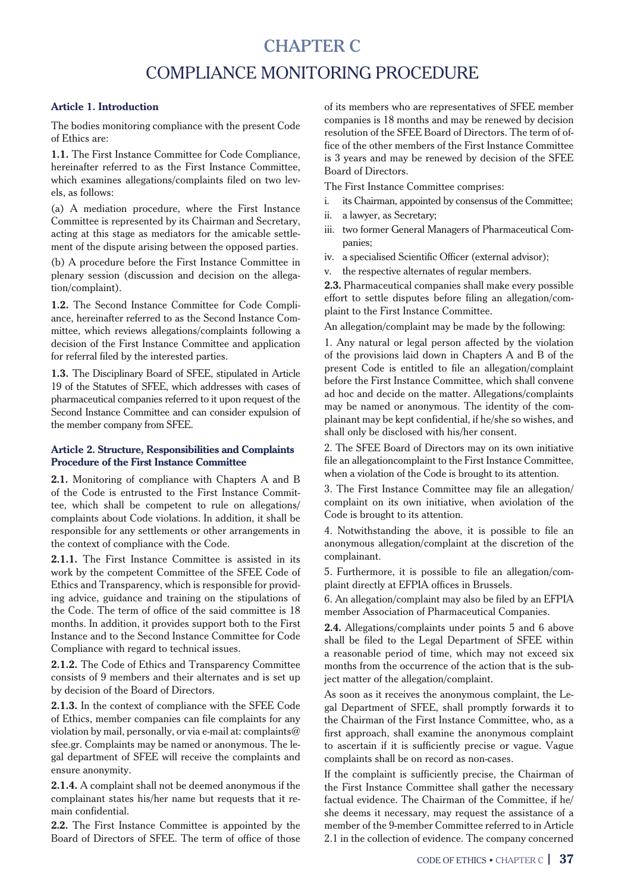# CHAPTER C

## COMPLIANCE MONITORING PROCEDURE

### Article 1. Introduction

The bodies monitoring compliance with the present Code of Ethics are:

**1.1.** The First Instance Committee for Code Compliance, hereinafter referred to as the First Instance Committee, which examines allegations/complaints filed on two levels, as follows:

(a) A mediation procedure, where the First Instance Committee is represented by its Chairman and Secretary, acting at this stage as mediators for the amicable settlement of the dispute arising between the opposed parties.

(b) A procedure before the First Instance Committee in plenary session (discussion and decision on the allegation/complaint).

**1.2.** The Second Instance Committee for Code Compliance, hereinafter referred to as the Second Instance Committee, which reviews allegations/complaints following a decision of the First Instance Committee and application for referral filed by the interested parties.

**1.3.** The Disciplinary Board of SFEE, stipulated in Article 19 of the Statutes of SFEE, which addresses with cases of pharmaceutical companies referred to it upon request of the Second Instance Committee and can consider expulsion of the member company from SFEE.

### Article 2. Structure, Responsibilities and Complaints Procedure of the First Instance Committee

**2.1.** Monitoring of compliance with Chapters A and B of the Code is entrusted to the First Instance Committee, which shall be competent to rule on allegations/complaints about Code violations. In addition, it shall be responsible for any settlements or other arrangements in the context of compliance with the Code.

**2.1.1.** The First Instance Committee is assisted in its work by the competent Committee of the SFEE Code of Ethics and Transparency, which is responsible for providing advice, guidance and training on the stipulations of the Code. The term of office of the said committee is 18 months. In addition, it provides support both to the First Instance and to the Second Instance Committee for Code Compliance with regard to technical issues.

**2.1.2.** The Code of Ethics and Transparency Committee consists of 9 members and their alternates and is set up by decision of the Board of Directors.

**2.1.3.** In the context of compliance with the SFEE Code of Ethics, member companies can file complaints for any violation by mail, personally, or via e-mail at: complaints@sfee.gr. Complaints may be named or anonymous. The legal department of SFEE will receive the complaints and ensure anonymity.

**2.1.4.** A complaint shall not be deemed anonymous if the complainant states his/her name but requests that it remain confidential.

**2.2.** The First Instance Committee is appointed by the Board of Directors of SFEE. The term of office of those of its members who are representatives of SFEE member companies is 18 months and may be renewed by decision resolution of the SFEE Board of Directors. The term of office of the other members of the First Instance Committee is 3 years and may be renewed by decision of the SFEE Board of Directors.

The First Instance Committee comprises:

i. its Chairman, appointed by consensus of the Committee;
ii. a lawyer, as Secretary;
iii. two former General Managers of Pharmaceutical Companies;
iv. a specialised Scientific Officer (external advisor);
v. the respective alternates of regular members.

**2.3.** Pharmaceutical companies shall make every possible effort to settle disputes before filing an allegation/complaint to the First Instance Committee.

An allegation/complaint may be made by the following:

1. Any natural or legal person affected by the violation of the provisions laid down in Chapters A and B of the present Code is entitled to file an allegation/complaint before the First Instance Committee, which shall convene ad hoc and decide on the matter. Allegations/complaints may be named or anonymous. The identity of the complainant may be kept confidential, if he/she so wishes, and shall only be disclosed with his/her consent.

2. The SFEE Board of Directors may on its own initiative file an allegationcomplaint to the First Instance Committee, when a violation of the Code is brought to its attention.

3. The First Instance Committee may file an allegation/complaint on its own initiative, when aviolation of the Code is brought to its attention.

4. Notwithstanding the above, it is possible to file an anonymous allegation/complaint at the discretion of the complainant.

5. Furthermore, it is possible to file an allegation/complaint directly at EFPIA offices in Brussels.

6. An allegation/complaint may also be filed by an EFPIA member Association of Pharmaceutical Companies.

**2.4.** Allegations/complaints under points 5 and 6 above shall be filed to the Legal Department of SFEE within a reasonable period of time, which may not exceed six months from the occurrence of the action that is the subject matter of the allegation/complaint.

As soon as it receives the anonymous complaint, the Legal Department of SFEE, shall promptly forwards it to the Chairman of the First Instance Committee, who, as a first approach, shall examine the anonymous complaint to ascertain if it is sufficiently precise or vague. Vague complaints shall be on record as non-cases.

If the complaint is sufficiently precise, the Chairman of the First Instance Committee shall gather the necessary factual evidence. The Chairman of the Committee, if he/she deems it necessary, may request the assistance of a member of the 9-member Committee referred to in Article 2.1 in the collection of evidence. The company concerned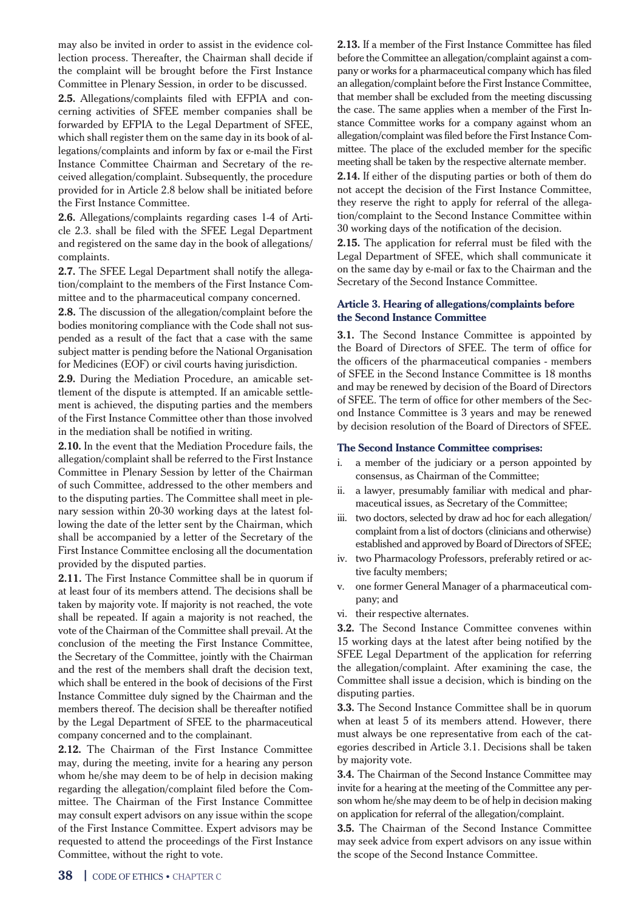may also be invited in order to assist in the evidence collection process. Thereafter, the Chairman shall decide if the complaint will be brought before the First Instance Committee in Plenary Session, in order to be discussed.

**2.5.** Allegations/complaints filed with EFPIA and concerning activities of SFEE member companies shall be forwarded by EFPIA to the Legal Department of SFEE, which shall register them on the same day in its book of allegations/complaints and inform by fax or e-mail the First Instance Committee Chairman and Secretary of the received allegation/complaint. Subsequently, the procedure provided for in Article 2.8 below shall be initiated before the First Instance Committee.

**2.6.** Allegations/complaints regarding cases 1-4 of Article 2.3. shall be filed with the SFEE Legal Department and registered on the same day in the book of allegations/complaints.

**2.7.** The SFEE Legal Department shall notify the allegation/complaint to the members of the First Instance Committee and to the pharmaceutical company concerned.

**2.8.** The discussion of the allegation/complaint before the bodies monitoring compliance with the Code shall not suspended as a result of the fact that a case with the same subject matter is pending before the National Organisation for Medicines (EOF) or civil courts having jurisdiction.

**2.9.** During the Mediation Procedure, an amicable settlement of the dispute is attempted. If an amicable settlement is achieved, the disputing parties and the members of the First Instance Committee other than those involved in the mediation shall be notified in writing.

**2.10.** In the event that the Mediation Procedure fails, the allegation/complaint shall be referred to the First Instance Committee in Plenary Session by letter of the Chairman of such Committee, addressed to the other members and to the disputing parties. The Committee shall meet in plenary session within 20-30 working days at the latest following the date of the letter sent by the Chairman, which shall be accompanied by a letter of the Secretary of the First Instance Committee enclosing all the documentation provided by the disputed parties.

**2.11.** The First Instance Committee shall be in quorum if at least four of its members attend. The decisions shall be taken by majority vote. If majority is not reached, the vote shall be repeated. If again a majority is not reached, the vote of the Chairman of the Committee shall prevail. At the conclusion of the meeting the First Instance Committee, the Secretary of the Committee, jointly with the Chairman and the rest of the members shall draft the decision text, which shall be entered in the book of decisions of the First Instance Committee duly signed by the Chairman and the members thereof. The decision shall be thereafter notified by the Legal Department of SFEE to the pharmaceutical company concerned and to the complainant.

**2.12.** The Chairman of the First Instance Committee may, during the meeting, invite for a hearing any person whom he/she may deem to be of help in decision making regarding the allegation/complaint filed before the Committee. The Chairman of the First Instance Committee may consult expert advisors on any issue within the scope of the First Instance Committee. Expert advisors may be requested to attend the proceedings of the First Instance Committee, without the right to vote.

**2.13.** If a member of the First Instance Committee has filed before the Committee an allegation/complaint against a company or works for a pharmaceutical company which has filed an allegation/complaint before the First Instance Committee, that member shall be excluded from the meeting discussing the case. The same applies when a member of the First Instance Committee works for a company against whom an allegation/complaint was filed before the First Instance Committee. The place of the excluded member for the specific meeting shall be taken by the respective alternate member.

**2.14.** If either of the disputing parties or both of them do not accept the decision of the First Instance Committee, they reserve the right to apply for referral of the allegation/complaint to the Second Instance Committee within 30 working days of the notification of the decision.

**2.15.** The application for referral must be filed with the Legal Department of SFEE, which shall communicate it on the same day by e-mail or fax to the Chairman and the Secretary of the Second Instance Committee.

### Article 3. Hearing of allegations/complaints before the Second Instance Committee

**3.1.** The Second Instance Committee is appointed by the Board of Directors of SFEE. The term of office for the officers of the pharmaceutical companies - members of SFEE in the Second Instance Committee is 18 months and may be renewed by decision of the Board of Directors of SFEE. The term of office for other members of the Second Instance Committee is 3 years and may be renewed by decision resolution of the Board of Directors of SFEE.

**The Second Instance Committee comprises:**

i. a member of the judiciary or a person appointed by consensus, as Chairman of the Committee;
ii. a lawyer, presumably familiar with medical and pharmaceutical issues, as Secretary of the Committee;
iii. two doctors, selected by draw ad hoc for each allegation/complaint from a list of doctors (clinicians and otherwise) established and approved by Board of Directors of SFEE;
iv. two Pharmacology Professors, preferably retired or active faculty members;
v. one former General Manager of a pharmaceutical company; and
vi. their respective alternates.

**3.2.** The Second Instance Committee convenes within 15 working days at the latest after being notified by the SFEE Legal Department of the application for referring the allegation/complaint. After examining the case, the Committee shall issue a decision, which is binding on the disputing parties.

**3.3.** The Second Instance Committee shall be in quorum when at least 5 of its members attend. However, there must always be one representative from each of the categories described in Article 3.1. Decisions shall be taken by majority vote.

**3.4.** The Chairman of the Second Instance Committee may invite for a hearing at the meeting of the Committee any person whom he/she may deem to be of help in decision making on application for referral of the allegation/complaint.

**3.5.** The Chairman of the Second Instance Committee may seek advice from expert advisors on any issue within the scope of the Second Instance Committee.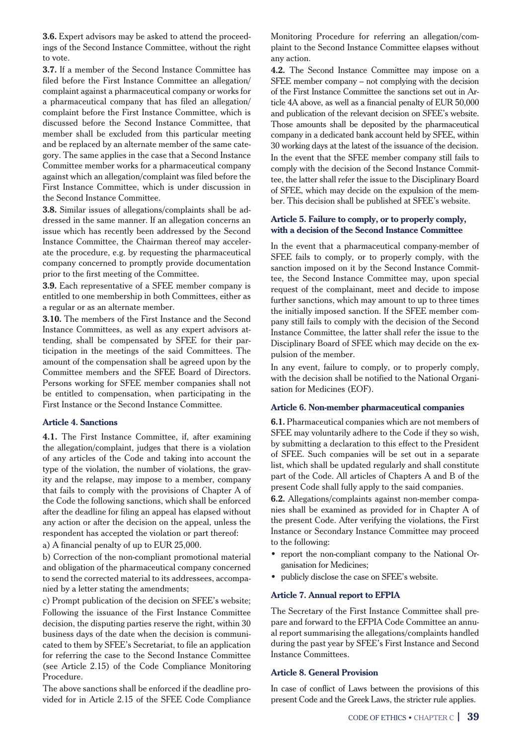**3.6.** Expert advisors may be asked to attend the proceedings of the Second Instance Committee, without the right to vote.

**3.7.** If a member of the Second Instance Committee has filed before the First Instance Committee an allegation/complaint against a pharmaceutical company or works for a pharmaceutical company that has filed an allegation/complaint before the First Instance Committee, which is discussed before the Second Instance Committee, that member shall be excluded from this particular meeting and be replaced by an alternate member of the same category. The same applies in the case that a Second Instance Committee member works for a pharmaceutical company against which an allegation/complaint was filed before the First Instance Committee, which is under discussion in the Second Instance Committee.

**3.8.** Similar issues of allegations/complaints shall be addressed in the same manner. If an allegation concerns an issue which has recently been addressed by the Second Instance Committee, the Chairman thereof may accelerate the procedure, e.g. by requesting the pharmaceutical company concerned to promptly provide documentation prior to the first meeting of the Committee.

**3.9.** Each representative of a SFEE member company is entitled to one membership in both Committees, either as a regular or as an alternate member.

**3.10.** The members of the First Instance and the Second Instance Committees, as well as any expert advisors attending, shall be compensated by SFEE for their participation in the meetings of the said Committees. The amount of the compensation shall be agreed upon by the Committee members and the SFEE Board of Directors. Persons working for SFEE member companies shall not be entitled to compensation, when participating in the First Instance or the Second Instance Committee.

### Article 4. Sanctions

**4.1.** The First Instance Committee, if, after examining the allegation/complaint, judges that there is a violation of any articles of the Code and taking into account the type of the violation, the number of violations, the gravity and the relapse, may impose to a member, company that fails to comply with the provisions of Chapter A of the Code the following sanctions, which shall be enforced after the deadline for filing an appeal has elapsed without any action or after the decision on the appeal, unless the respondent has accepted the violation or part thereof:

a) A financial penalty of up to EUR 25,000.

b) Correction of the non-compliant promotional material and obligation of the pharmaceutical company concerned to send the corrected material to its addressees, accompanied by a letter stating the amendments;

c) Prompt publication of the decision on SFEE's website;

Following the issuance of the First Instance Committee decision, the disputing parties reserve the right, within 30 business days of the date when the decision is communicated to them by SFEE's Secretariat, to file an application for referring the case to the Second Instance Committee (see Article 2.15) of the Code Compliance Monitoring Procedure.

The above sanctions shall be enforced if the deadline provided for in Article 2.15 of the SFEE Code Compliance Monitoring Procedure for referring an allegation/complaint to the Second Instance Committee elapses without any action.

**4.2.** The Second Instance Committee may impose on a SFEE member company – not complying with the decision of the First Instance Committee the sanctions set out in Article 4A above, as well as a financial penalty of EUR 50,000 and publication of the relevant decision on SFEE's website. Those amounts shall be deposited by the pharmaceutical company in a dedicated bank account held by SFEE, within 30 working days at the latest of the issuance of the decision. In the event that the SFEE member company still fails to comply with the decision of the Second Instance Committee, the latter shall refer the issue to the Disciplinary Board of SFEE, which may decide on the expulsion of the member. This decision shall be published at SFEE's website.

### Article 5. Failure to comply, or to properly comply, with a decision of the Second Instance Committee

In the event that a pharmaceutical company-member of SFEE fails to comply, or to properly comply, with the sanction imposed on it by the Second Instance Committee, the Second Instance Committee may, upon special request of the complainant, meet and decide to impose further sanctions, which may amount to up to three times the initially imposed sanction. If the SFEE member company still fails to comply with the decision of the Second Instance Committee, the latter shall refer the issue to the Disciplinary Board of SFEE which may decide on the expulsion of the member.

In any event, failure to comply, or to properly comply, with the decision shall be notified to the National Organisation for Medicines (EOF).

### Article 6. Non-member pharmaceutical companies

**6.1.** Pharmaceutical companies which are not members of SFEE may voluntarily adhere to the Code if they so wish, by submitting a declaration to this effect to the President of SFEE. Such companies will be set out in a separate list, which shall be updated regularly and shall constitute part of the Code. All articles of Chapters A and B of the present Code shall fully apply to the said companies.

**6.2.** Allegations/complaints against non-member companies shall be examined as provided for in Chapter A of the present Code. After verifying the violations, the First Instance or Secondary Instance Committee may proceed to the following:

- report the non-compliant company to the National Organisation for Medicines;
- publicly disclose the case on SFEE's website.

### Article 7. Annual report to EFPIA

The Secretary of the First Instance Committee shall prepare and forward to the EFPIA Code Committee an annual report summarising the allegations/complaints handled during the past year by SFEE's First Instance and Second Instance Committees.

### Article 8. General Provision

In case of conflict of Laws between the provisions of this present Code and the Greek Laws, the stricter rule applies.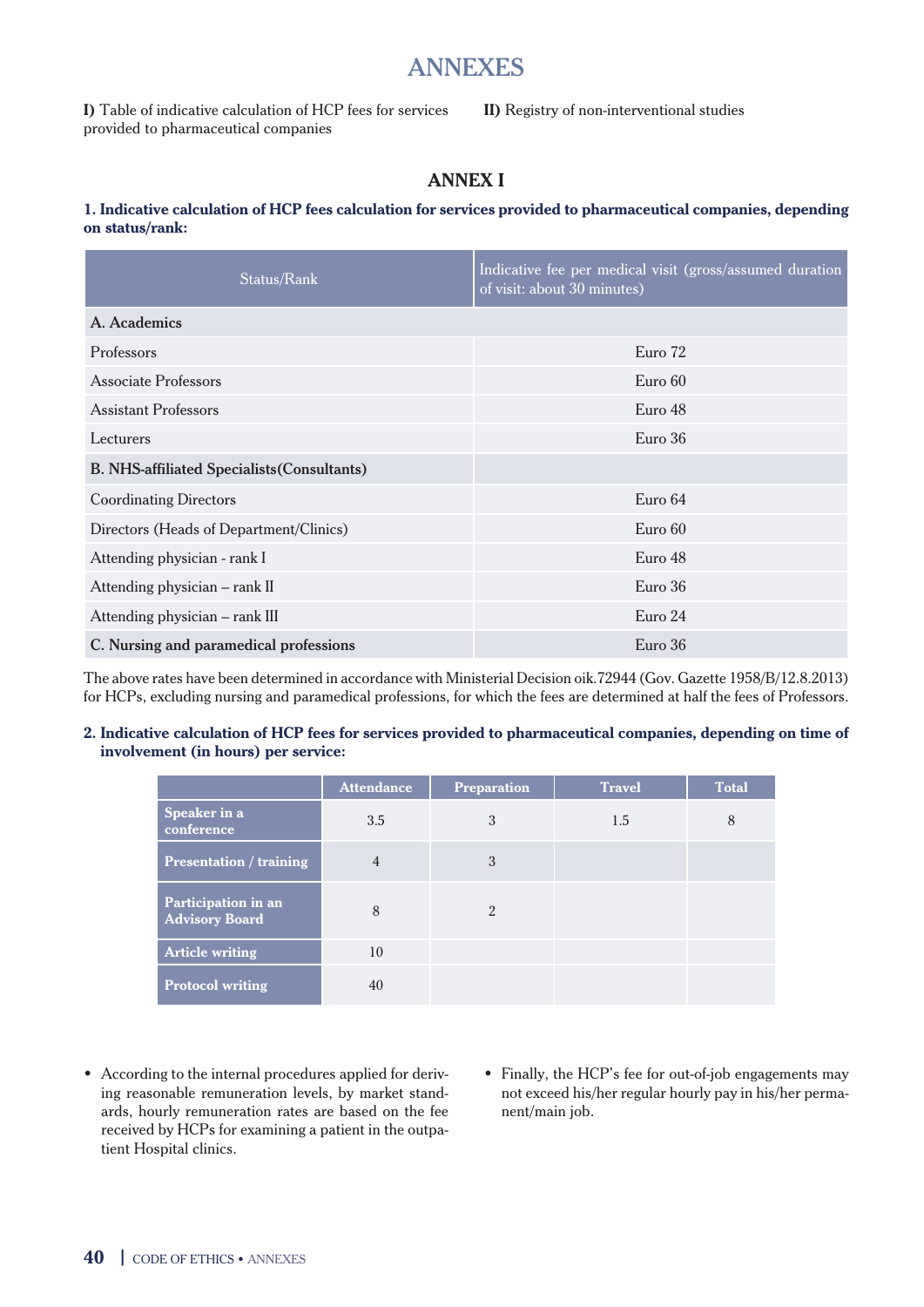# ANNEXES

**I)** Table of indicative calculation of HCP fees for services provided to pharmaceutical companies

**II)** Registry of non-interventional studies

## ANNEX I

**1. Indicative calculation of HCP fees calculation for services provided to pharmaceutical companies, depending on status/rank:**

| Status/Rank | Indicative fee per medical visit (gross/assumed duration of visit: about 30 minutes) |
|---|---|
| **A. Academics** | |
| Professors | Euro 72 |
| Associate Professors | Euro 60 |
| Assistant Professors | Euro 48 |
| Lecturers | Euro 36 |
| **B. NHS-affiliated Specialists(Consultants)** | |
| Coordinating Directors | Euro 64 |
| Directors (Heads of Department/Clinics) | Euro 60 |
| Attending physician - rank I | Euro 48 |
| Attending physician – rank II | Euro 36 |
| Attending physician – rank III | Euro 24 |
| **C. Nursing and paramedical professions** | Euro 36 |

The above rates have been determined in accordance with Ministerial Decision oik.72944 (Gov. Gazette 1958/B/12.8.2013) for HCPs, excluding nursing and paramedical professions, for which the fees are determined at half the fees of Professors.

**2. Indicative calculation of HCP fees for services provided to pharmaceutical companies, depending on time of involvement (in hours) per service:**

| | Attendance | Preparation | Travel | Total |
|---|---|---|---|---|
| **Speaker in a conference** | 3.5 | 3 | 1.5 | 8 |
| **Presentation / training** | 4 | 3 | | |
| **Participation in an Advisory Board** | 8 | 2 | | |
| **Article writing** | 10 | | | |
| **Protocol writing** | 40 | | | |

- According to the internal procedures applied for deriving reasonable remuneration levels, by market standards, hourly remuneration rates are based on the fee received by HCPs for examining a patient in the outpatient Hospital clinics.
- Finally, the HCP's fee for out-of-job engagements may not exceed his/her regular hourly pay in his/her permanent/main job.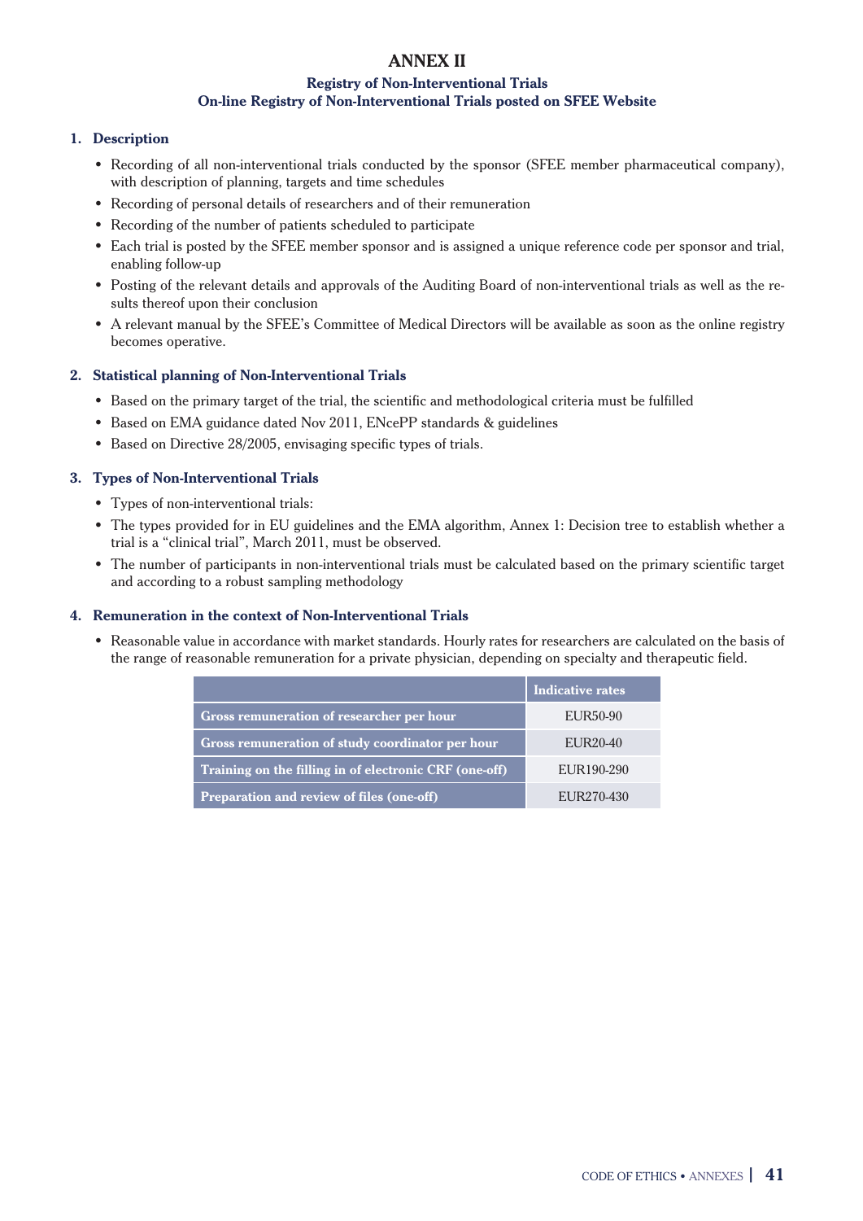# ANNEX II

## Registry of Non-Interventional Trials

## On-line Registry of Non-Interventional Trials posted on SFEE Website

### 1. Description

- Recording of all non-interventional trials conducted by the sponsor (SFEE member pharmaceutical company), with description of planning, targets and time schedules
- Recording of personal details of researchers and of their remuneration
- Recording of the number of patients scheduled to participate
- Each trial is posted by the SFEE member sponsor and is assigned a unique reference code per sponsor and trial, enabling follow-up
- Posting of the relevant details and approvals of the Auditing Board of non-interventional trials as well as the results thereof upon their conclusion
- A relevant manual by the SFEE's Committee of Medical Directors will be available as soon as the online registry becomes operative.

### 2. Statistical planning of Non-Interventional Trials

- Based on the primary target of the trial, the scientific and methodological criteria must be fulfilled
- Based on EMA guidance dated Nov 2011, ENcePP standards & guidelines
- Based on Directive 28/2005, envisaging specific types of trials.

### 3. Types of Non-Interventional Trials

- Types of non-interventional trials:
- The types provided for in EU guidelines and the EMA algorithm, Annex 1: Decision tree to establish whether a trial is a "clinical trial", March 2011, must be observed.
- The number of participants in non-interventional trials must be calculated based on the primary scientific target and according to a robust sampling methodology

### 4. Remuneration in the context of Non-Interventional Trials

- Reasonable value in accordance with market standards. Hourly rates for researchers are calculated on the basis of the range of reasonable remuneration for a private physician, depending on specialty and therapeutic field.

| | Indicative rates |
|---|---|
| **Gross remuneration of researcher per hour** | EUR50-90 |
| **Gross remuneration of study coordinator per hour** | EUR20-40 |
| **Training on the filling in of electronic CRF (one-off)** | EUR190-290 |
| **Preparation and review of files (one-off)** | EUR270-430 |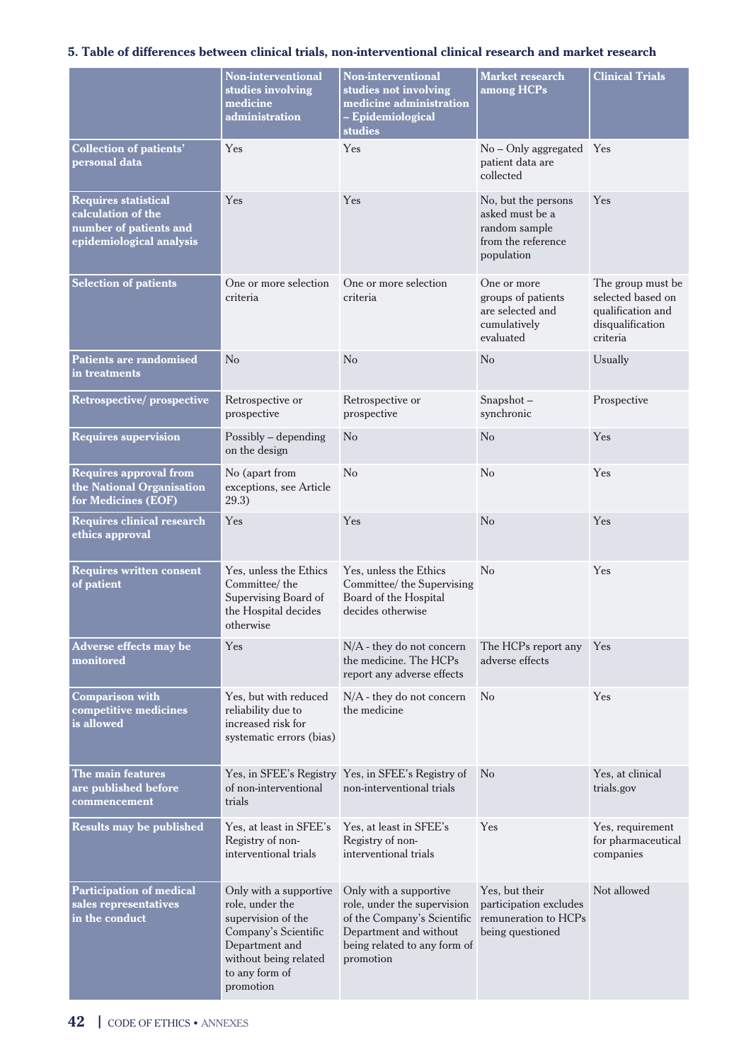### 5. Table of differences between clinical trials, non-interventional clinical research and market research

| | Non-interventional studies involving medicine administration | Non-interventional studies not involving medicine administration – Epidemiological studies | Market research among HCPs | Clinical Trials |
|---|---|---|---|---|
| **Collection of patients' personal data** | Yes | Yes | No – Only aggregated patient data are collected | Yes |
| **Requires statistical calculation of the number of patients and epidemiological analysis** | Yes | Yes | No, but the persons asked must be a random sample from the reference population | Yes |
| **Selection of patients** | One or more selection criteria | One or more selection criteria | One or more groups of patients are selected and cumulatively evaluated | The group must be selected based on qualification and disqualification criteria |
| **Patients are randomised in treatments** | No | No | No | Usually |
| **Retrospective/ prospective** | Retrospective or prospective | Retrospective or prospective | Snapshot – synchronic | Prospective |
| **Requires supervision** | Possibly – depending on the design | No | No | Yes |
| **Requires approval from the National Organisation for Medicines (EOF)** | No (apart from exceptions, see Article 29.3) | No | No | Yes |
| **Requires clinical research ethics approval** | Yes | Yes | No | Yes |
| **Requires written consent of patient** | Yes, unless the Ethics Committee/ the Supervising Board of the Hospital decides otherwise | Yes, unless the Ethics Committee/ the Supervising Board of the Hospital decides otherwise | No | Yes |
| **Adverse effects may be monitored** | Yes | N/A - they do not concern the medicine. The HCPs report any adverse effects | The HCPs report any adverse effects | Yes |
| **Comparison with competitive medicines is allowed** | Yes, but with reduced reliability due to increased risk for systematic errors (bias) | N/A - they do not concern the medicine | No | Yes |
| **The main features are published before commencement** | Yes, in SFEE's Registry of non-interventional trials | Yes, in SFEE's Registry of non-interventional trials | No | Yes, at clinical trials.gov |
| **Results may be published** | Yes, at least in SFEE's Registry of non-interventional trials | Yes, at least in SFEE's Registry of non-interventional trials | Yes | Yes, requirement for pharmaceutical companies |
| **Participation of medical sales representatives in the conduct** | Only with a supportive role, under the supervision of the Company's Scientific Department and without being related to any form of promotion | Only with a supportive role, under the supervision of the Company's Scientific Department and without being related to any form of promotion | Yes, but their participation excludes remuneration to HCPs being questioned | Not allowed |